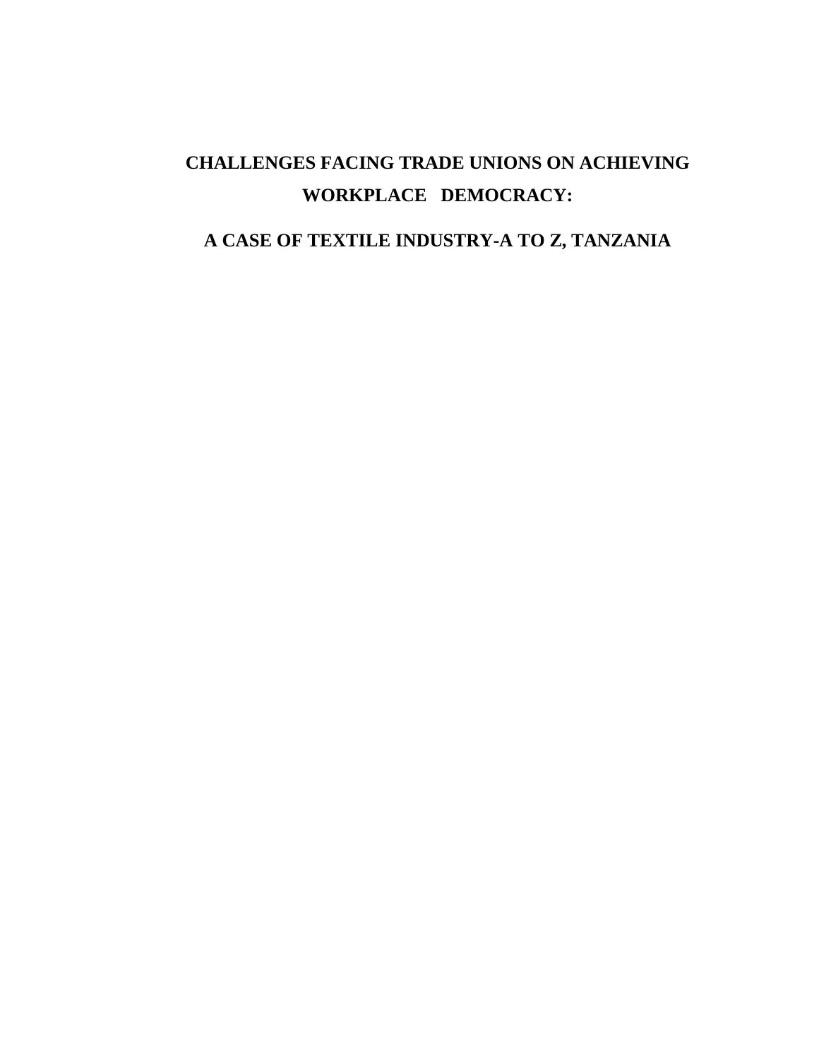# CHALLENGES FACING TRADE UNIONS ON ACHIEVING WORKPLACE DEMOCRACY:

## A CASE OF TEXTILE INDUSTRY-A TO Z, TANZANIA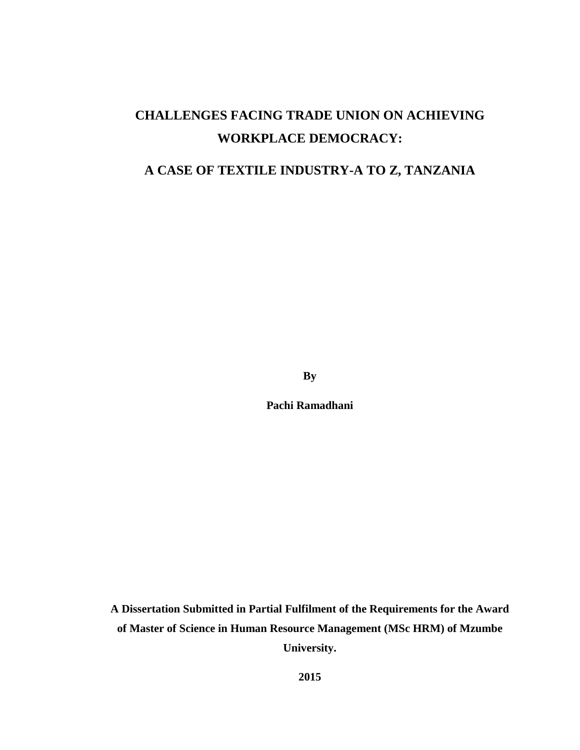# CHALLENGES FACING TRADE UNION ON ACHIEVING WORKPLACE DEMOCRACY:

## A CASE OF TEXTILE INDUSTRY-A TO Z, TANZANIA

**By**

**Pachi Ramadhani**

**A Dissertation Submitted in Partial Fulfilment of the Requirements for the Award of Master of Science in Human Resource Management (MSc HRM) of Mzumbe University.**

**2015**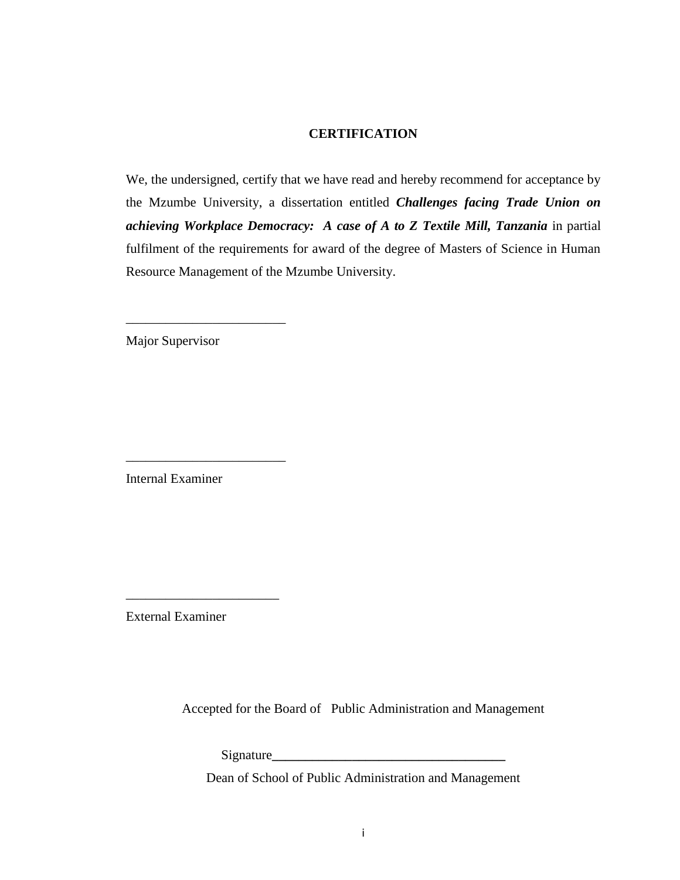## CERTIFICATION

We, the undersigned, certify that we have read and hereby recommend for acceptance by the Mzumbe University, a dissertation entitled ***Challenges facing Trade Union on achieving Workplace Democracy: A case of A to Z Textile Mill, Tanzania*** in partial fulfilment of the requirements for award of the degree of Masters of Science in Human Resource Management of the Mzumbe University.

________________________

Major Supervisor

________________________

Internal Examiner

________________________

External Examiner

Accepted for the Board of Public Administration and Management

Signature___________________________________

Dean of School of Public Administration and Management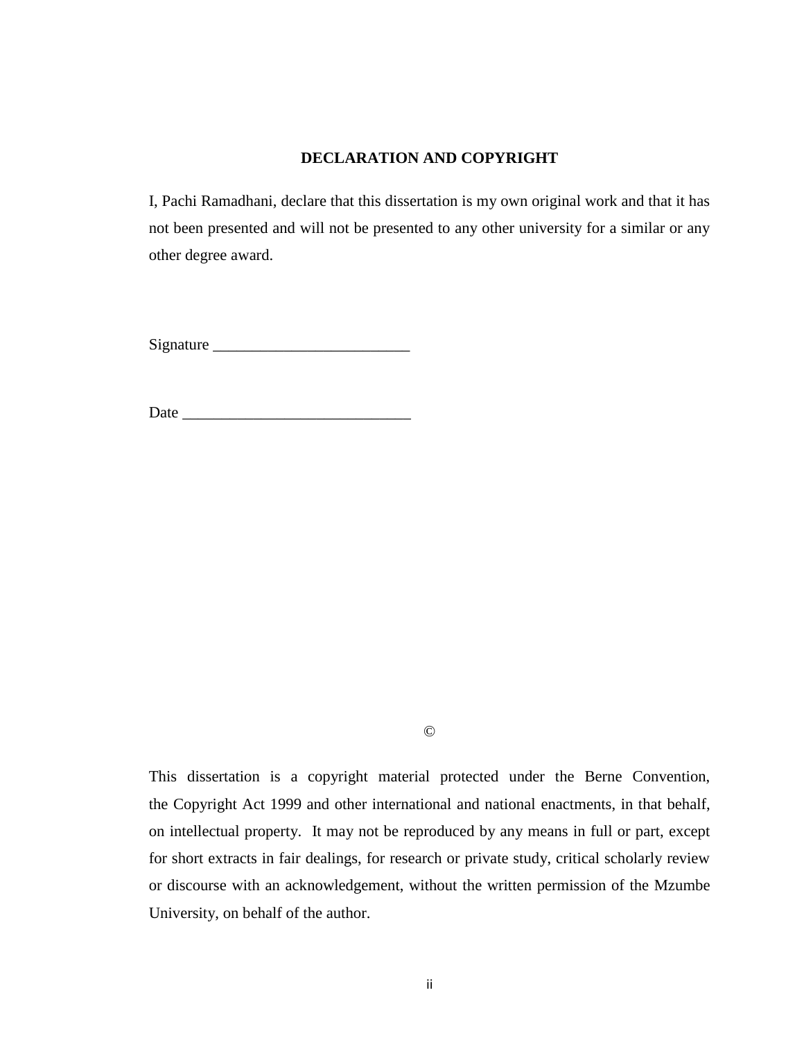## DECLARATION AND COPYRIGHT

I, Pachi Ramadhani, declare that this dissertation is my own original work and that it has not been presented and will not be presented to any other university for a similar or any other degree award.

Signature _________________________

Date _____________________________

©

This dissertation is a copyright material protected under the Berne Convention, the Copyright Act 1999 and other international and national enactments, in that behalf, on intellectual property. It may not be reproduced by any means in full or part, except for short extracts in fair dealings, for research or private study, critical scholarly review or discourse with an acknowledgement, without the written permission of the Mzumbe University, on behalf of the author.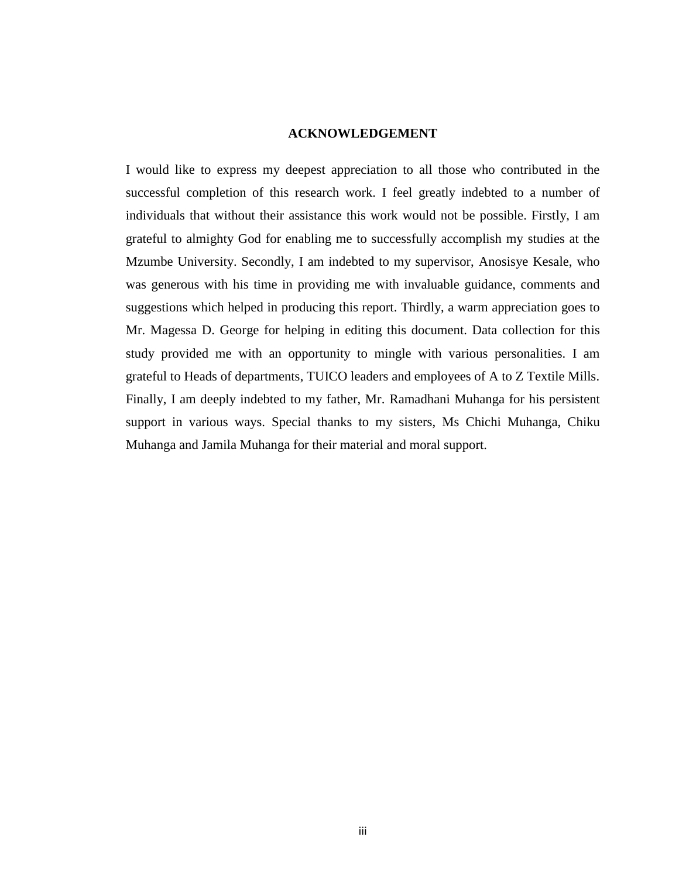## ACKNOWLEDGEMENT

I would like to express my deepest appreciation to all those who contributed in the successful completion of this research work. I feel greatly indebted to a number of individuals that without their assistance this work would not be possible. Firstly, I am grateful to almighty God for enabling me to successfully accomplish my studies at the Mzumbe University. Secondly, I am indebted to my supervisor, Anosisye Kesale, who was generous with his time in providing me with invaluable guidance, comments and suggestions which helped in producing this report. Thirdly, a warm appreciation goes to Mr. Magessa D. George for helping in editing this document. Data collection for this study provided me with an opportunity to mingle with various personalities. I am grateful to Heads of departments, TUICO leaders and employees of A to Z Textile Mills. Finally, I am deeply indebted to my father, Mr. Ramadhani Muhanga for his persistent support in various ways. Special thanks to my sisters, Ms Chichi Muhanga, Chiku Muhanga and Jamila Muhanga for their material and moral support.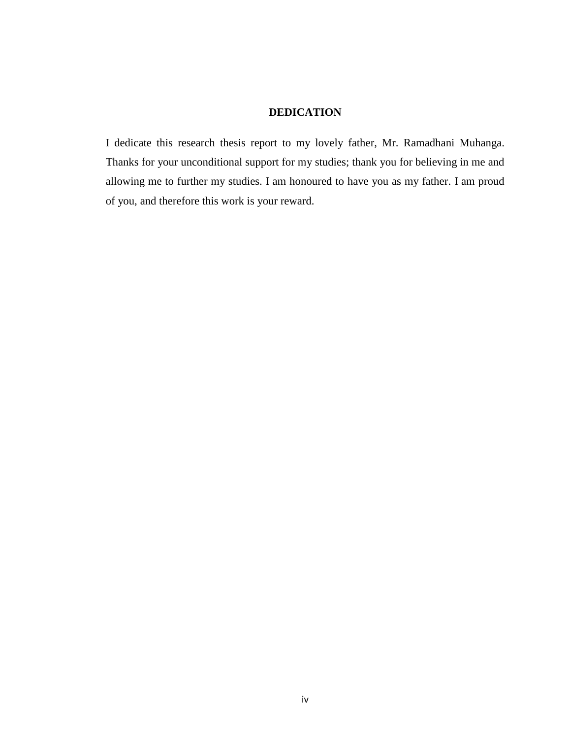# DEDICATION

I dedicate this research thesis report to my lovely father, Mr. Ramadhani Muhanga. Thanks for your unconditional support for my studies; thank you for believing in me and allowing me to further my studies. I am honoured to have you as my father. I am proud of you, and therefore this work is your reward.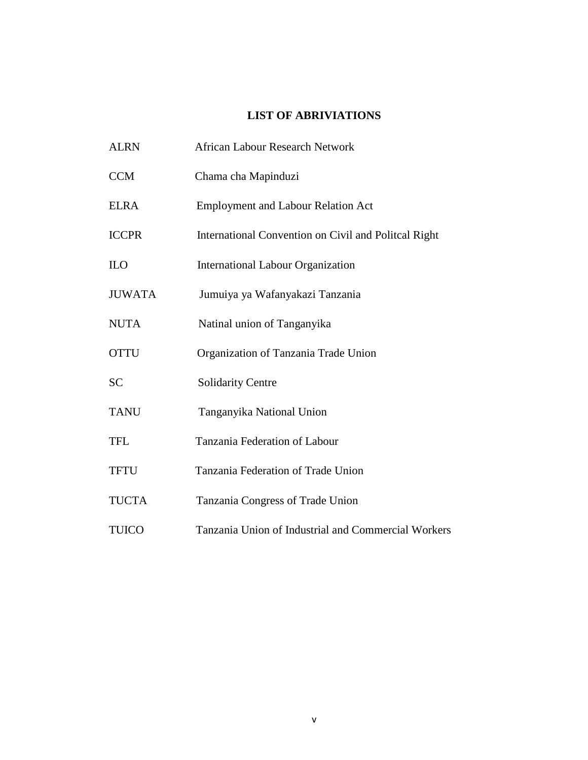## LIST OF ABRIVIATIONS

| | |
|---|---|
| ALRN | African Labour Research Network |
| CCM | Chama cha Mapinduzi |
| ELRA | Employment and Labour Relation Act |
| ICCPR | International Convention on Civil and Politcal Right |
| ILO | International Labour Organization |
| JUWATA | Jumuiya ya Wafanyakazi Tanzania |
| NUTA | Natinal union of Tanganyika |
| OTTU | Organization of Tanzania Trade Union |
| SC | Solidarity Centre |
| TANU | Tanganyika National Union |
| TFL | Tanzania Federation of Labour |
| TFTU | Tanzania Federation of Trade Union |
| TUCTA | Tanzania Congress of Trade Union |
| TUICO | Tanzania Union of Industrial and Commercial Workers |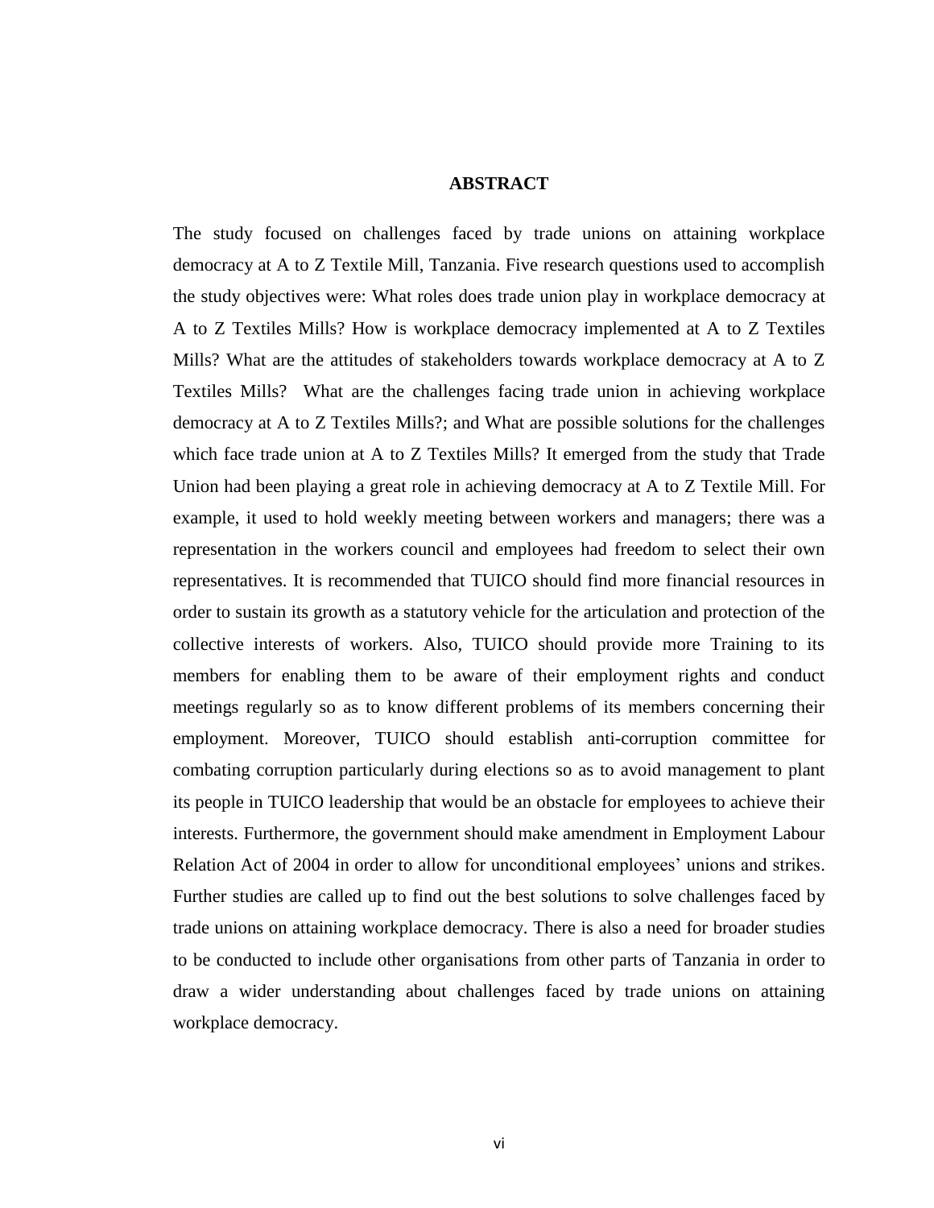## ABSTRACT

The study focused on challenges faced by trade unions on attaining workplace democracy at A to Z Textile Mill, Tanzania. Five research questions used to accomplish the study objectives were: What roles does trade union play in workplace democracy at A to Z Textiles Mills? How is workplace democracy implemented at A to Z Textiles Mills? What are the attitudes of stakeholders towards workplace democracy at A to Z Textiles Mills? What are the challenges facing trade union in achieving workplace democracy at A to Z Textiles Mills?; and What are possible solutions for the challenges which face trade union at A to Z Textiles Mills? It emerged from the study that Trade Union had been playing a great role in achieving democracy at A to Z Textile Mill. For example, it used to hold weekly meeting between workers and managers; there was a representation in the workers council and employees had freedom to select their own representatives. It is recommended that TUICO should find more financial resources in order to sustain its growth as a statutory vehicle for the articulation and protection of the collective interests of workers. Also, TUICO should provide more Training to its members for enabling them to be aware of their employment rights and conduct meetings regularly so as to know different problems of its members concerning their employment. Moreover, TUICO should establish anti-corruption committee for combating corruption particularly during elections so as to avoid management to plant its people in TUICO leadership that would be an obstacle for employees to achieve their interests. Furthermore, the government should make amendment in Employment Labour Relation Act of 2004 in order to allow for unconditional employees' unions and strikes. Further studies are called up to find out the best solutions to solve challenges faced by trade unions on attaining workplace democracy. There is also a need for broader studies to be conducted to include other organisations from other parts of Tanzania in order to draw a wider understanding about challenges faced by trade unions on attaining workplace democracy.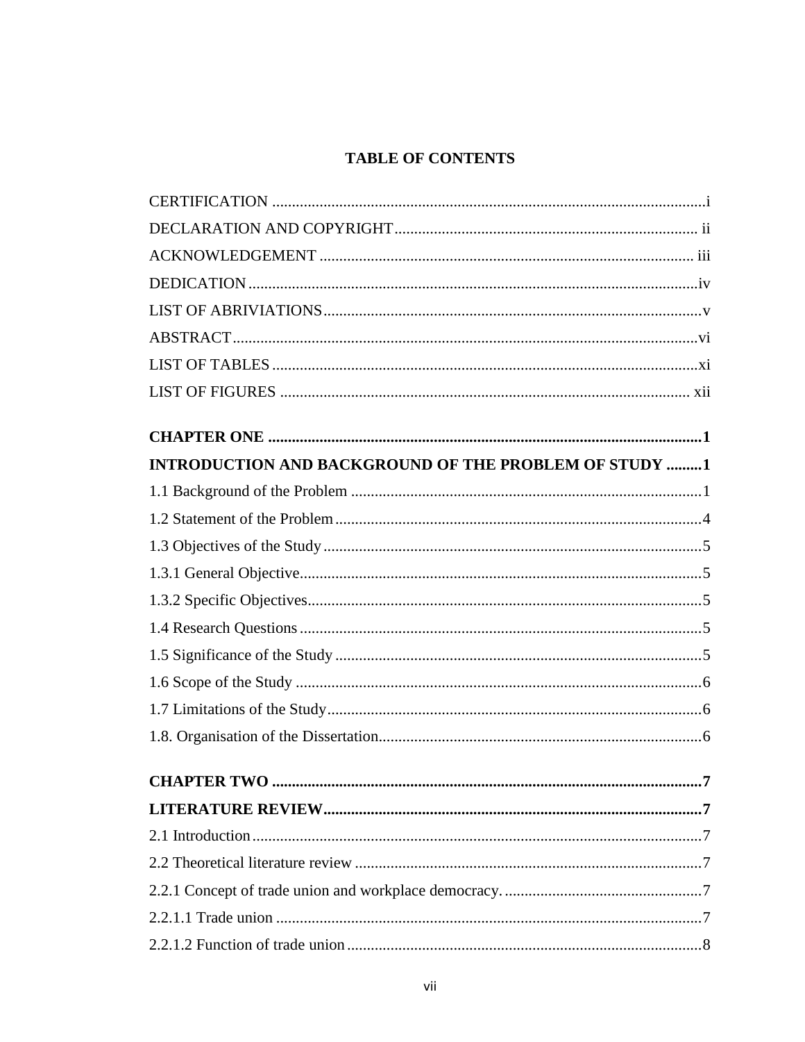# TABLE OF CONTENTS

CERTIFICATION ....................................................................................................i
DECLARATION AND COPYRIGHT............................................................................ ii
ACKNOWLEDGEMENT ............................................................................................ iii
DEDICATION ...........................................................................................................iv
LIST OF ABRIVIATIONS...........................................................................................v
ABSTRACT...............................................................................................................vi
LIST OF TABLES ......................................................................................................xi
LIST OF FIGURES .................................................................................................... xii

**CHAPTER ONE .........................................................................................................1**
**INTRODUCTION AND BACKGROUND OF THE PROBLEM OF STUDY .........1**
1.1 Background of the Problem ......................................................................................1
1.2 Statement of the Problem...........................................................................................4
1.3 Objectives of the Study...............................................................................................5
1.3.1 General Objective.....................................................................................................5
1.3.2 Specific Objectives...................................................................................................5
1.4 Research Questions .....................................................................................................5
1.5 Significance of the Study ............................................................................................5
1.6 Scope of the Study .......................................................................................................6
1.7 Limitations of the Study..............................................................................................6
1.8. Organisation of the Dissertation.................................................................................6

**CHAPTER TWO .........................................................................................................7**
**LITERATURE REVIEW...............................................................................................7**
2.1 Introduction..................................................................................................................7
2.2 Theoretical literature review ........................................................................................7
2.2.1 Concept of trade union and workplace democracy. ..................................................7
2.2.1.1 Trade union .............................................................................................................7
2.2.1.2 Function of trade union ...........................................................................................8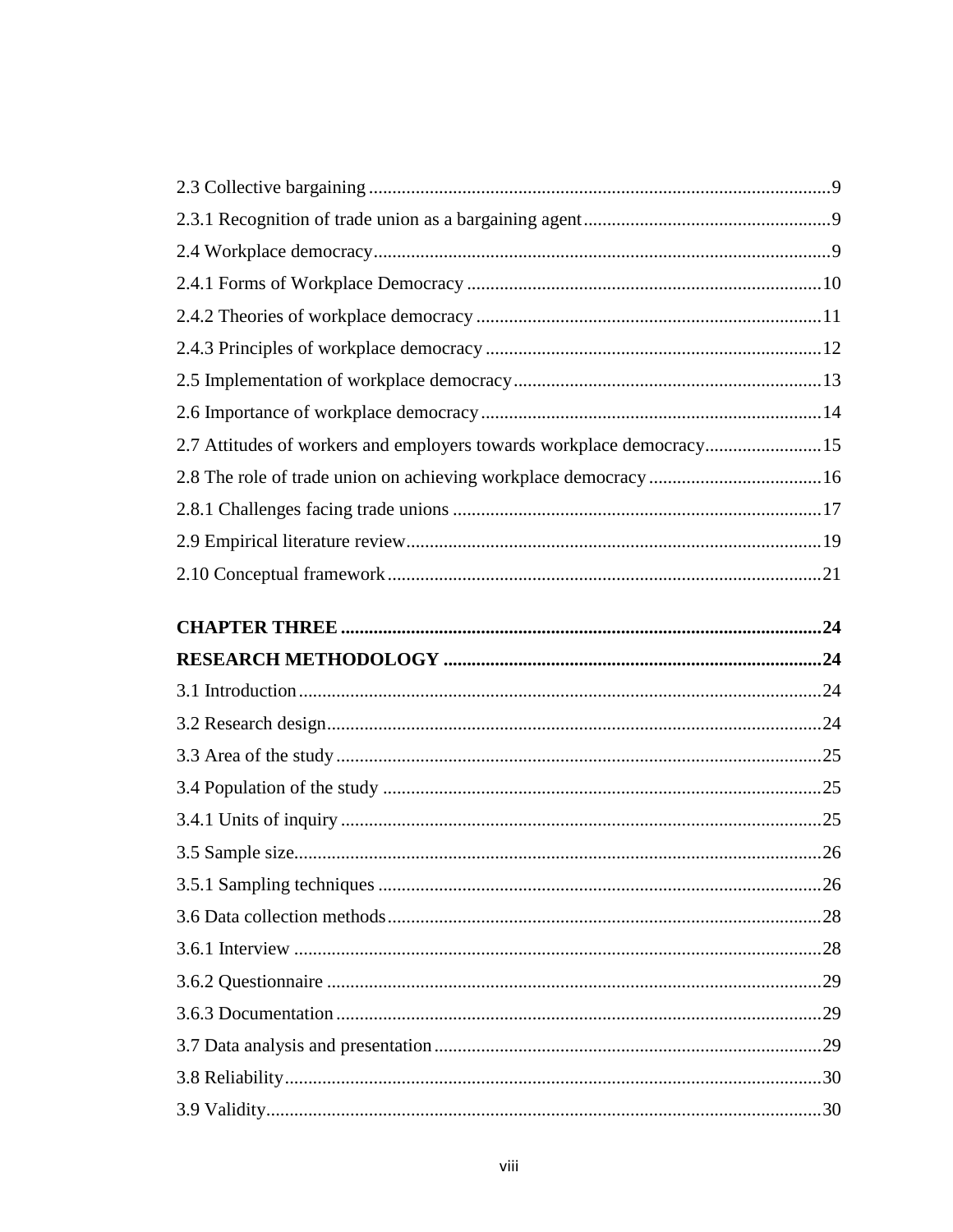2.3 Collective bargaining ........................................................................................................9

2.3.1 Recognition of trade union as a bargaining agent .....................................................9

2.4 Workplace democracy.................................................................................................9

2.4.1 Forms of Workplace Democracy ...........................................................................10

2.4.2 Theories of workplace democracy .........................................................................11

2.4.3 Principles of workplace democracy .......................................................................12

2.5 Implementation of workplace democracy.................................................................13

2.6 Importance of workplace democracy ........................................................................14

2.7 Attitudes of workers and employers towards workplace democracy.........................15

2.8 The role of trade union on achieving workplace democracy .....................................16

2.8.1 Challenges facing trade unions ..............................................................................17

2.9 Empirical literature review........................................................................................19

2.10 Conceptual framework............................................................................................21

**CHAPTER THREE .......................................................................................................24**

**RESEARCH METHODOLOGY .................................................................................24**

3.1 Introduction...............................................................................................................24

3.2 Research design.........................................................................................................24

3.3 Area of the study .......................................................................................................25

3.4 Population of the study .............................................................................................25

3.4.1 Units of inquiry ......................................................................................................25

3.5 Sample size................................................................................................................26

3.5.1 Sampling techniques ..............................................................................................26

3.6 Data collection methods............................................................................................28

3.6.1 Interview ................................................................................................................28

3.6.2 Questionnaire .........................................................................................................29

3.6.3 Documentation .......................................................................................................29

3.7 Data analysis and presentation..................................................................................29

3.8 Reliability..................................................................................................................30

3.9 Validity......................................................................................................................30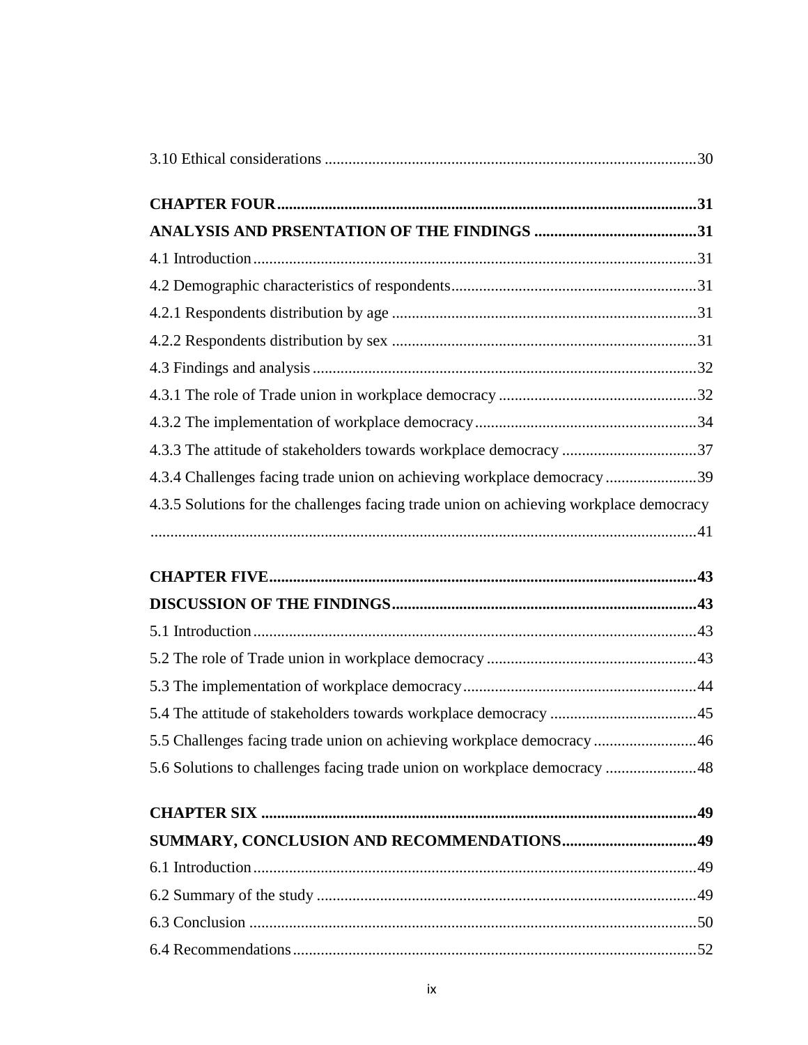3.10 Ethical considerations .............................................................................................30

**CHAPTER FOUR.........................................................................................................31**

**ANALYSIS AND PRSENTATION OF THE FINDINGS .........................................31**

4.1 Introduction...............................................................................................................31

4.2 Demographic characteristics of respondents.............................................................31

4.2.1 Respondents distribution by age ............................................................................31

4.2.2 Respondents distribution by sex ............................................................................31

4.3 Findings and analysis................................................................................................32

4.3.1 The role of Trade union in workplace democracy ..................................................32

4.3.2 The implementation of workplace democracy........................................................34

4.3.3 The attitude of stakeholders towards workplace democracy ..................................37

4.3.4 Challenges facing trade union on achieving workplace democracy .......................39

4.3.5 Solutions for the challenges facing trade union on achieving workplace democracy .........................................................................................................................41

**CHAPTER FIVE..........................................................................................................43**

**DISCUSSION OF THE FINDINGS............................................................................43**

5.1 Introduction...............................................................................................................43

5.2 The role of Trade union in workplace democracy .....................................................43

5.3 The implementation of workplace democracy...........................................................44

5.4 The attitude of stakeholders towards workplace democracy .....................................45

5.5 Challenges facing trade union on achieving workplace democracy ..........................46

5.6 Solutions to challenges facing trade union on workplace democracy .......................48

**CHAPTER SIX .............................................................................................................49**

**SUMMARY, CONCLUSION AND RECOMMENDATIONS..................................49**

6.1 Introduction...............................................................................................................49

6.2 Summary of the study ...............................................................................................49

6.3 Conclusion ................................................................................................................50

6.4 Recommendations.....................................................................................................52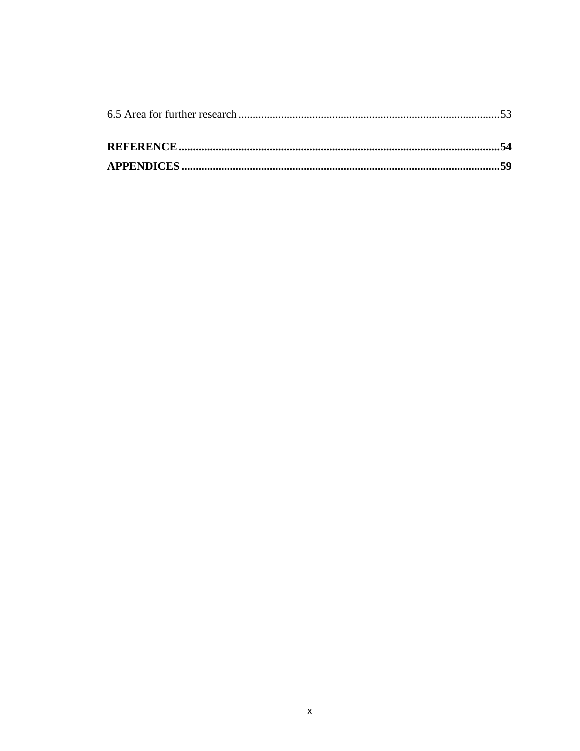6.5 Area for further research ........................................................................................... 53

**REFERENCE ............................................................................................................... 54**

**APPENDICES .............................................................................................................. 59**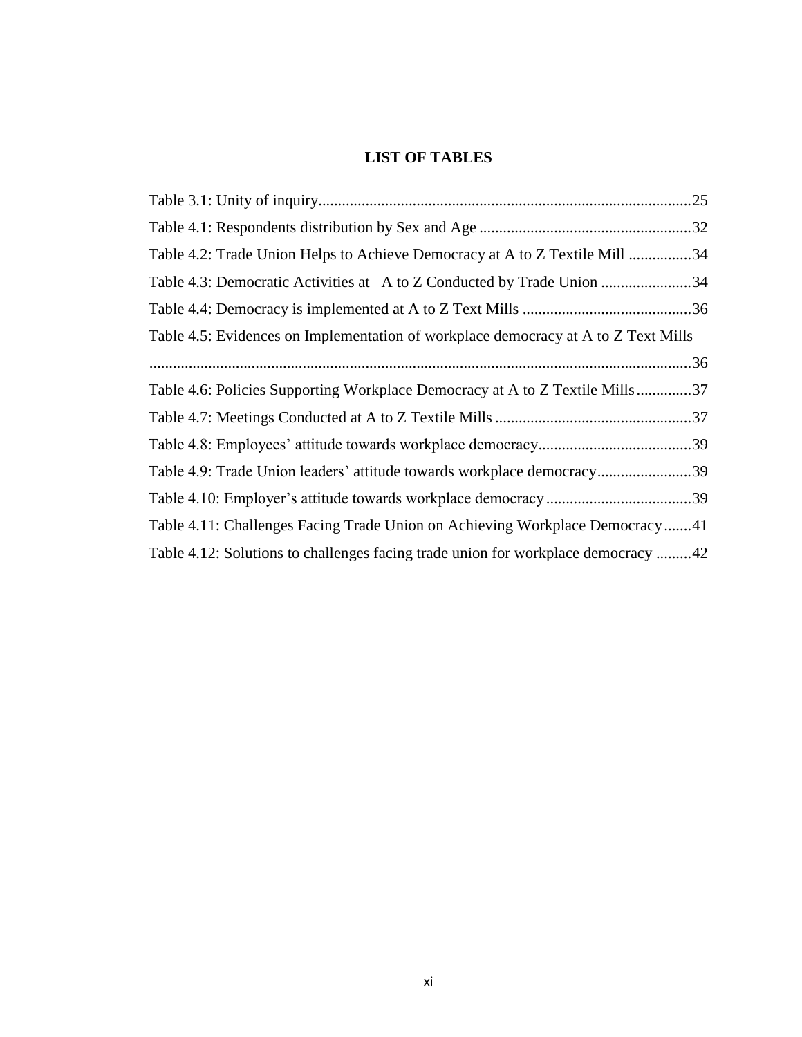# LIST OF TABLES

Table 3.1: Unity of inquiry.....................................................................................................25

Table 4.1: Respondents distribution by Sex and Age ......................................................32

Table 4.2: Trade Union Helps to Achieve Democracy at A to Z Textile Mill ................34

Table 4.3: Democratic Activities at A to Z Conducted by Trade Union .......................34

Table 4.4: Democracy is implemented at A to Z Text Mills ...........................................36

Table 4.5: Evidences on Implementation of workplace democracy at A to Z Text Mills ..........................................................................................................................................36

Table 4.6: Policies Supporting Workplace Democracy at A to Z Textile Mills..............37

Table 4.7: Meetings Conducted at A to Z Textile Mills ..................................................37

Table 4.8: Employees' attitude towards workplace democracy.......................................39

Table 4.9: Trade Union leaders' attitude towards workplace democracy........................39

Table 4.10: Employer's attitude towards workplace democracy.....................................39

Table 4.11: Challenges Facing Trade Union on Achieving Workplace Democracy.......41

Table 4.12: Solutions to challenges facing trade union for workplace democracy .........42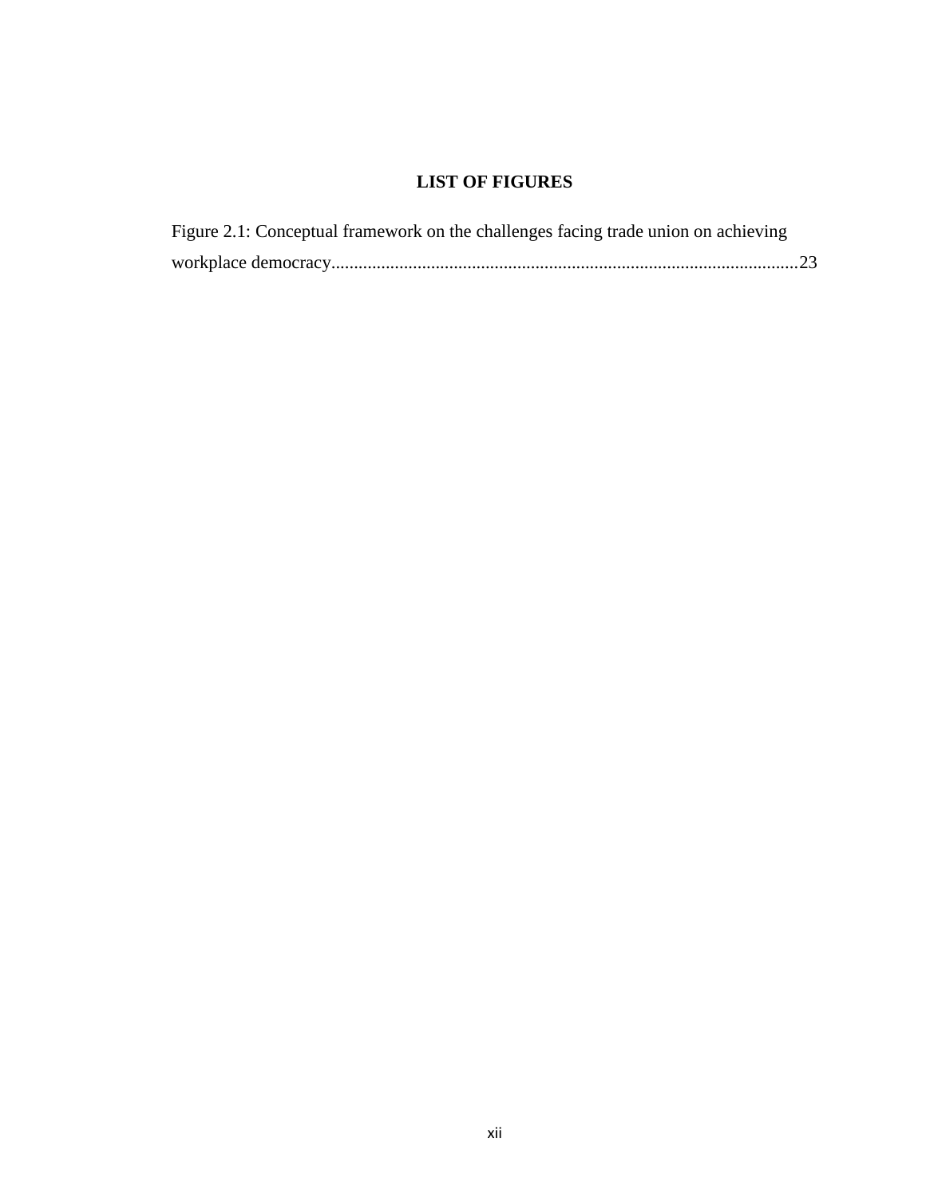# LIST OF FIGURES

Figure 2.1: Conceptual framework on the challenges facing trade union on achieving workplace democracy......................................................................................................23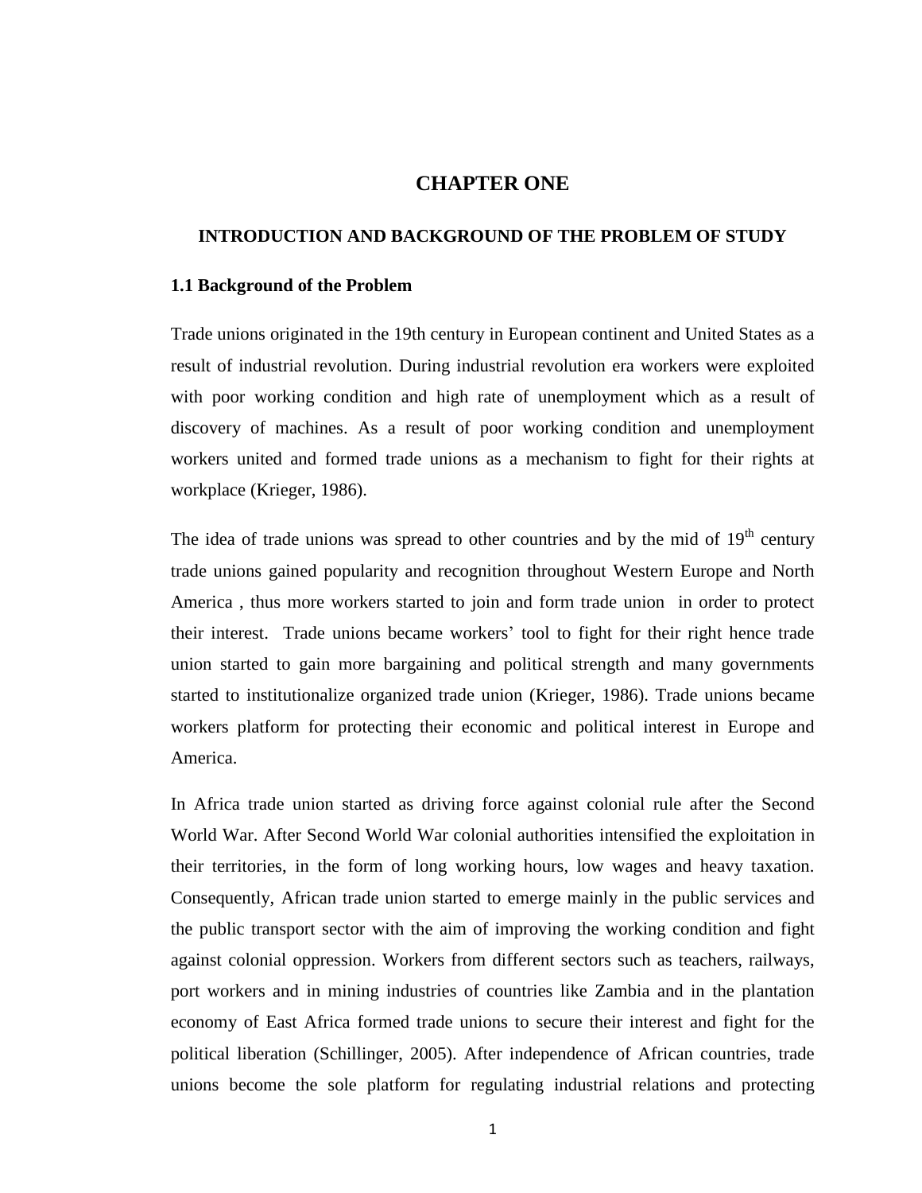# CHAPTER ONE

## INTRODUCTION AND BACKGROUND OF THE PROBLEM OF STUDY

### 1.1 Background of the Problem

Trade unions originated in the 19th century in European continent and United States as a result of industrial revolution. During industrial revolution era workers were exploited with poor working condition and high rate of unemployment which as a result of discovery of machines. As a result of poor working condition and unemployment workers united and formed trade unions as a mechanism to fight for their rights at workplace (Krieger, 1986).

The idea of trade unions was spread to other countries and by the mid of 19th century trade unions gained popularity and recognition throughout Western Europe and North America , thus more workers started to join and form trade union in order to protect their interest. Trade unions became workers' tool to fight for their right hence trade union started to gain more bargaining and political strength and many governments started to institutionalize organized trade union (Krieger, 1986). Trade unions became workers platform for protecting their economic and political interest in Europe and America.

In Africa trade union started as driving force against colonial rule after the Second World War. After Second World War colonial authorities intensified the exploitation in their territories, in the form of long working hours, low wages and heavy taxation. Consequently, African trade union started to emerge mainly in the public services and the public transport sector with the aim of improving the working condition and fight against colonial oppression. Workers from different sectors such as teachers, railways, port workers and in mining industries of countries like Zambia and in the plantation economy of East Africa formed trade unions to secure their interest and fight for the political liberation (Schillinger, 2005). After independence of African countries, trade unions become the sole platform for regulating industrial relations and protecting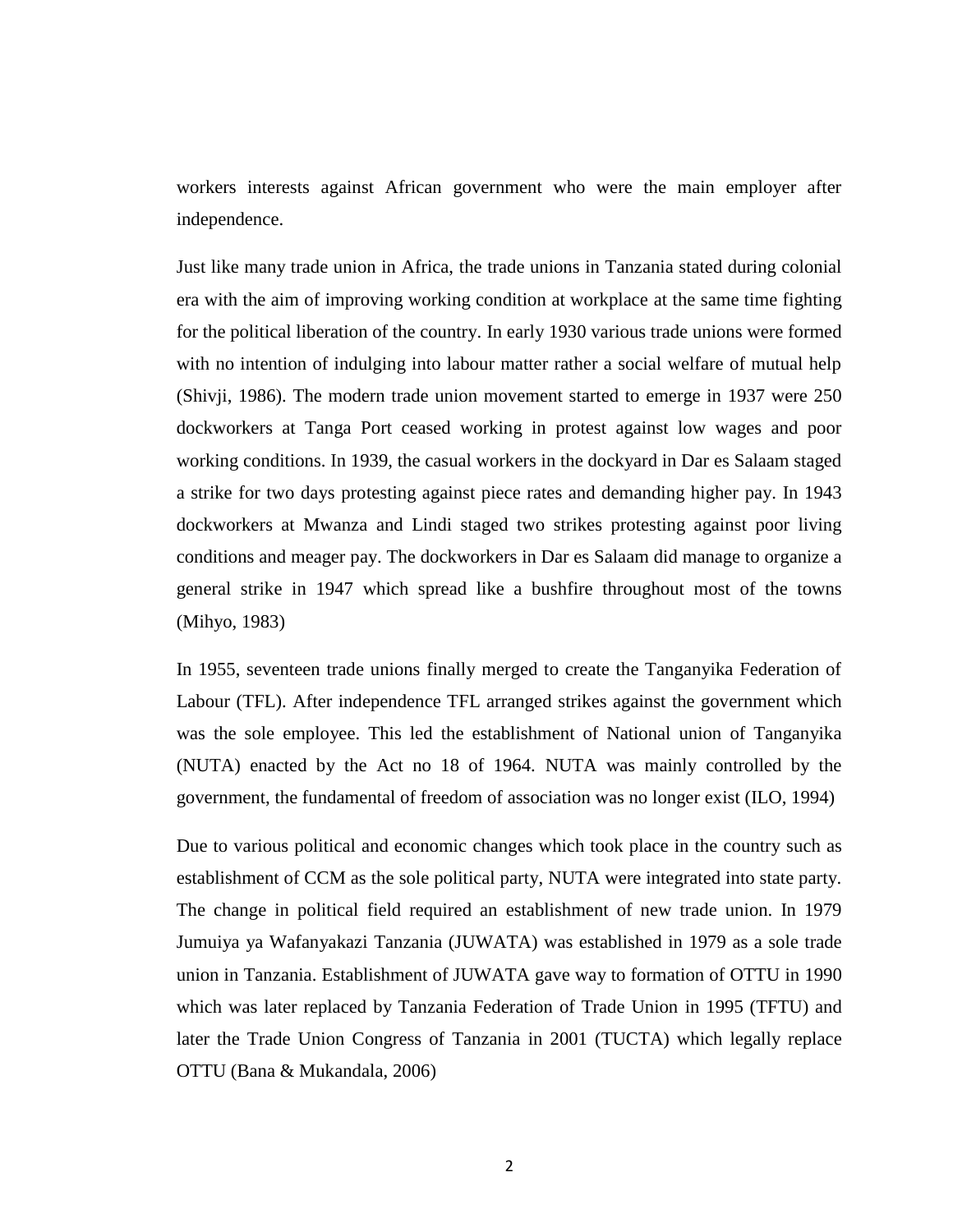workers interests against African government who were the main employer after independence.

Just like many trade union in Africa, the trade unions in Tanzania stated during colonial era with the aim of improving working condition at workplace at the same time fighting for the political liberation of the country. In early 1930 various trade unions were formed with no intention of indulging into labour matter rather a social welfare of mutual help (Shivji, 1986). The modern trade union movement started to emerge in 1937 were 250 dockworkers at Tanga Port ceased working in protest against low wages and poor working conditions. In 1939, the casual workers in the dockyard in Dar es Salaam staged a strike for two days protesting against piece rates and demanding higher pay. In 1943 dockworkers at Mwanza and Lindi staged two strikes protesting against poor living conditions and meager pay. The dockworkers in Dar es Salaam did manage to organize a general strike in 1947 which spread like a bushfire throughout most of the towns (Mihyo, 1983)

In 1955, seventeen trade unions finally merged to create the Tanganyika Federation of Labour (TFL). After independence TFL arranged strikes against the government which was the sole employee. This led the establishment of National union of Tanganyika (NUTA) enacted by the Act no 18 of 1964. NUTA was mainly controlled by the government, the fundamental of freedom of association was no longer exist (ILO, 1994)

Due to various political and economic changes which took place in the country such as establishment of CCM as the sole political party, NUTA were integrated into state party. The change in political field required an establishment of new trade union. In 1979 Jumuiya ya Wafanyakazi Tanzania (JUWATA) was established in 1979 as a sole trade union in Tanzania. Establishment of JUWATA gave way to formation of OTTU in 1990 which was later replaced by Tanzania Federation of Trade Union in 1995 (TFTU) and later the Trade Union Congress of Tanzania in 2001 (TUCTA) which legally replace OTTU (Bana & Mukandala, 2006)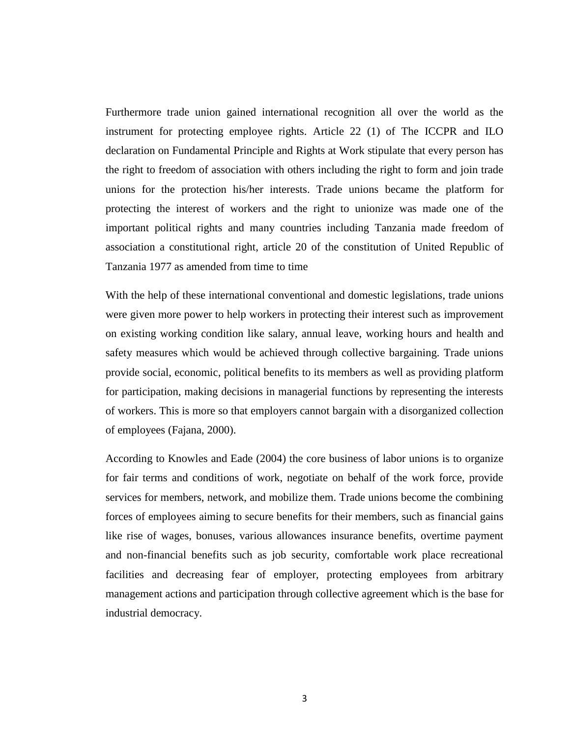Furthermore trade union gained international recognition all over the world as the instrument for protecting employee rights. Article 22 (1) of The ICCPR and ILO declaration on Fundamental Principle and Rights at Work stipulate that every person has the right to freedom of association with others including the right to form and join trade unions for the protection his/her interests. Trade unions became the platform for protecting the interest of workers and the right to unionize was made one of the important political rights and many countries including Tanzania made freedom of association a constitutional right, article 20 of the constitution of United Republic of Tanzania 1977 as amended from time to time

With the help of these international conventional and domestic legislations, trade unions were given more power to help workers in protecting their interest such as improvement on existing working condition like salary, annual leave, working hours and health and safety measures which would be achieved through collective bargaining. Trade unions provide social, economic, political benefits to its members as well as providing platform for participation, making decisions in managerial functions by representing the interests of workers. This is more so that employers cannot bargain with a disorganized collection of employees (Fajana, 2000).

According to Knowles and Eade (2004) the core business of labor unions is to organize for fair terms and conditions of work, negotiate on behalf of the work force, provide services for members, network, and mobilize them. Trade unions become the combining forces of employees aiming to secure benefits for their members, such as financial gains like rise of wages, bonuses, various allowances insurance benefits, overtime payment and non-financial benefits such as job security, comfortable work place recreational facilities and decreasing fear of employer, protecting employees from arbitrary management actions and participation through collective agreement which is the base for industrial democracy.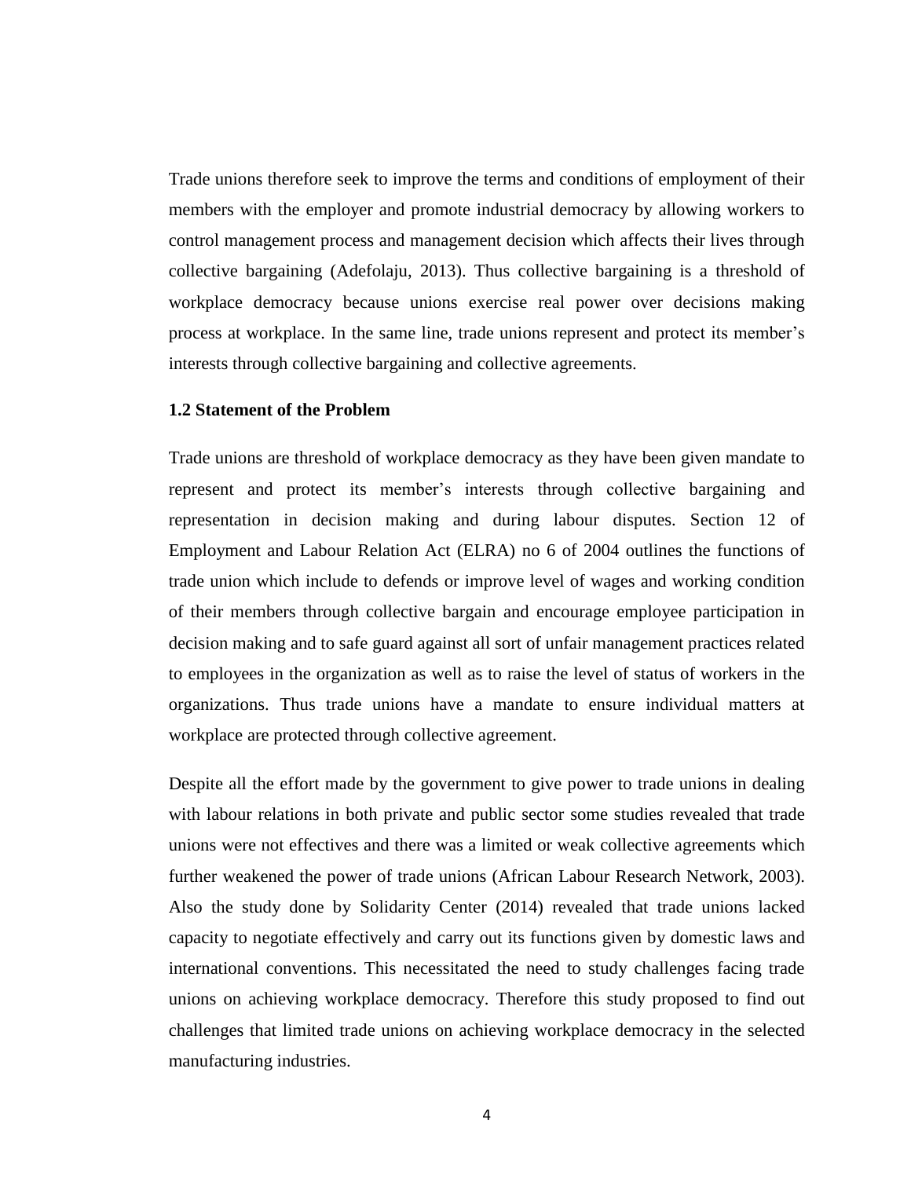Trade unions therefore seek to improve the terms and conditions of employment of their members with the employer and promote industrial democracy by allowing workers to control management process and management decision which affects their lives through collective bargaining (Adefolaju, 2013). Thus collective bargaining is a threshold of workplace democracy because unions exercise real power over decisions making process at workplace. In the same line, trade unions represent and protect its member's interests through collective bargaining and collective agreements.

### 1.2 Statement of the Problem

Trade unions are threshold of workplace democracy as they have been given mandate to represent and protect its member's interests through collective bargaining and representation in decision making and during labour disputes. Section 12 of Employment and Labour Relation Act (ELRA) no 6 of 2004 outlines the functions of trade union which include to defends or improve level of wages and working condition of their members through collective bargain and encourage employee participation in decision making and to safe guard against all sort of unfair management practices related to employees in the organization as well as to raise the level of status of workers in the organizations. Thus trade unions have a mandate to ensure individual matters at workplace are protected through collective agreement.

Despite all the effort made by the government to give power to trade unions in dealing with labour relations in both private and public sector some studies revealed that trade unions were not effectives and there was a limited or weak collective agreements which further weakened the power of trade unions (African Labour Research Network, 2003). Also the study done by Solidarity Center (2014) revealed that trade unions lacked capacity to negotiate effectively and carry out its functions given by domestic laws and international conventions. This necessitated the need to study challenges facing trade unions on achieving workplace democracy. Therefore this study proposed to find out challenges that limited trade unions on achieving workplace democracy in the selected manufacturing industries.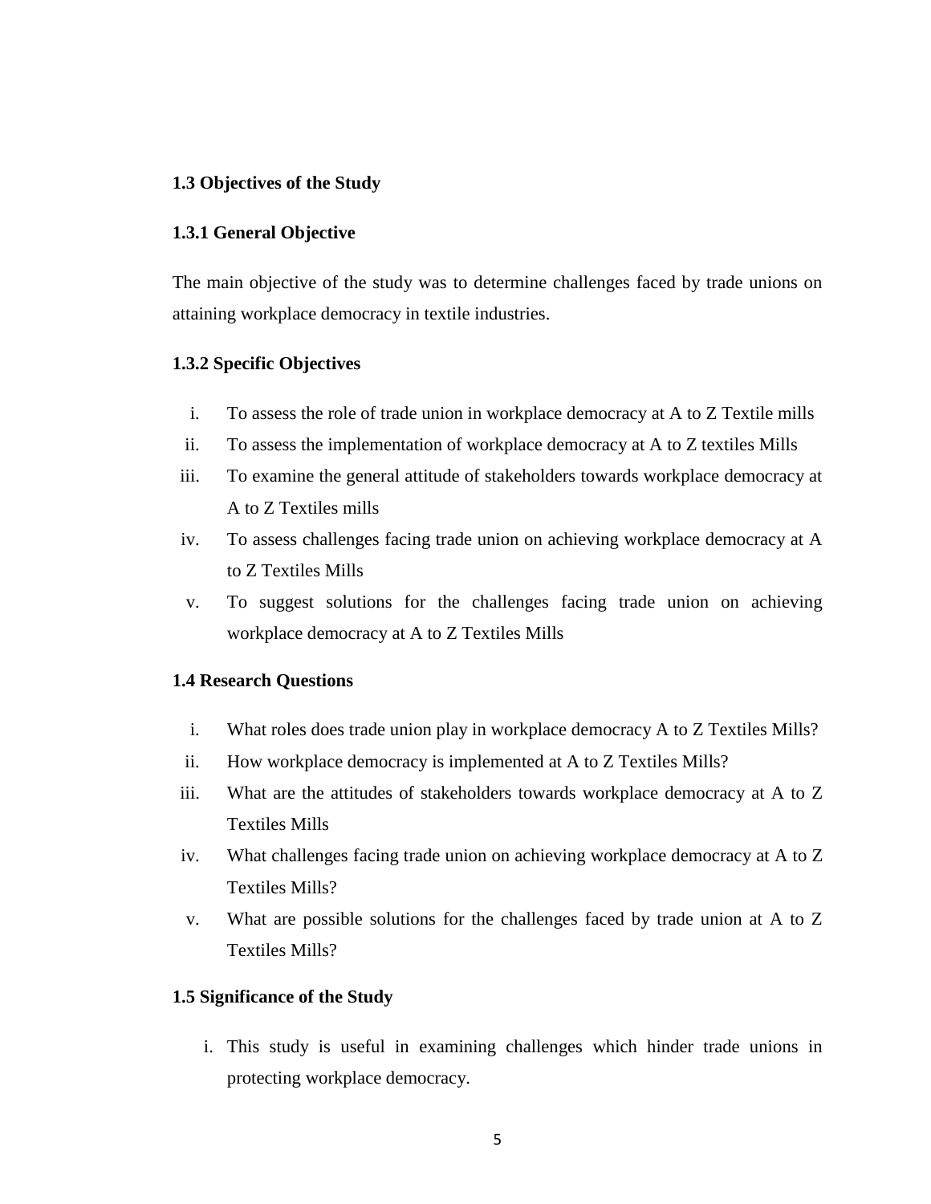## 1.3 Objectives of the Study

### 1.3.1 General Objective

The main objective of the study was to determine challenges faced by trade unions on attaining workplace democracy in textile industries.

### 1.3.2 Specific Objectives

i. To assess the role of trade union in workplace democracy at A to Z Textile mills
ii. To assess the implementation of workplace democracy at A to Z textiles Mills
iii. To examine the general attitude of stakeholders towards workplace democracy at A to Z Textiles mills
iv. To assess challenges facing trade union on achieving workplace democracy at A to Z Textiles Mills
v. To suggest solutions for the challenges facing trade union on achieving workplace democracy at A to Z Textiles Mills

## 1.4 Research Questions

i. What roles does trade union play in workplace democracy A to Z Textiles Mills?
ii. How workplace democracy is implemented at A to Z Textiles Mills?
iii. What are the attitudes of stakeholders towards workplace democracy at A to Z Textiles Mills
iv. What challenges facing trade union on achieving workplace democracy at A to Z Textiles Mills?
v. What are possible solutions for the challenges faced by trade union at A to Z Textiles Mills?

## 1.5 Significance of the Study

i. This study is useful in examining challenges which hinder trade unions in protecting workplace democracy.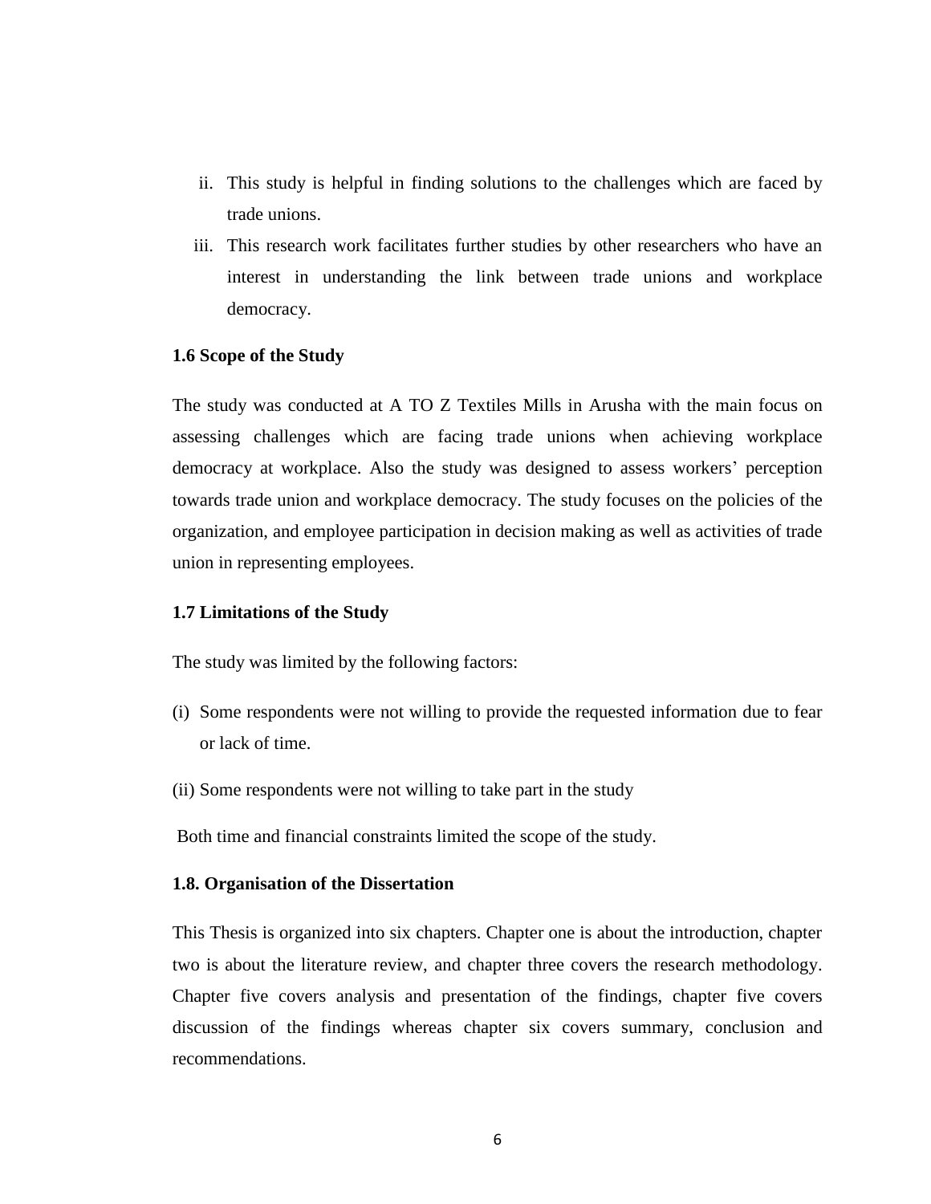ii. This study is helpful in finding solutions to the challenges which are faced by trade unions.
iii. This research work facilitates further studies by other researchers who have an interest in understanding the link between trade unions and workplace democracy.

**1.6 Scope of the Study**

The study was conducted at A TO Z Textiles Mills in Arusha with the main focus on assessing challenges which are facing trade unions when achieving workplace democracy at workplace. Also the study was designed to assess workers' perception towards trade union and workplace democracy. The study focuses on the policies of the organization, and employee participation in decision making as well as activities of trade union in representing employees.

**1.7 Limitations of the Study**

The study was limited by the following factors:

(i) Some respondents were not willing to provide the requested information due to fear or lack of time.

(ii) Some respondents were not willing to take part in the study

Both time and financial constraints limited the scope of the study.

**1.8. Organisation of the Dissertation**

This Thesis is organized into six chapters. Chapter one is about the introduction, chapter two is about the literature review, and chapter three covers the research methodology. Chapter five covers analysis and presentation of the findings, chapter five covers discussion of the findings whereas chapter six covers summary, conclusion and recommendations.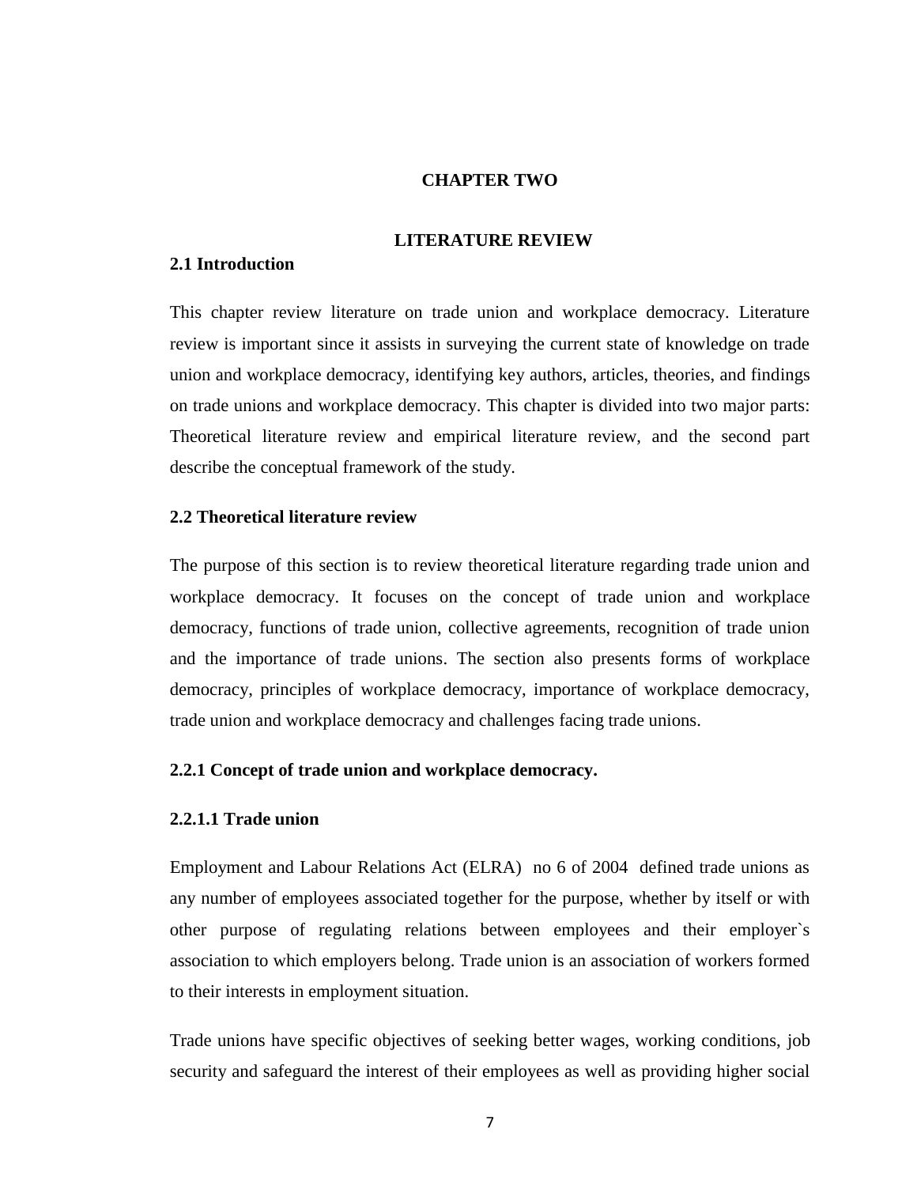# CHAPTER TWO

# LITERATURE REVIEW

## 2.1 Introduction

This chapter review literature on trade union and workplace democracy. Literature review is important since it assists in surveying the current state of knowledge on trade union and workplace democracy, identifying key authors, articles, theories, and findings on trade unions and workplace democracy. This chapter is divided into two major parts: Theoretical literature review and empirical literature review, and the second part describe the conceptual framework of the study.

## 2.2 Theoretical literature review

The purpose of this section is to review theoretical literature regarding trade union and workplace democracy. It focuses on the concept of trade union and workplace democracy, functions of trade union, collective agreements, recognition of trade union and the importance of trade unions. The section also presents forms of workplace democracy, principles of workplace democracy, importance of workplace democracy, trade union and workplace democracy and challenges facing trade unions.

### 2.2.1 Concept of trade union and workplace democracy.

#### 2.2.1.1 Trade union

Employment and Labour Relations Act (ELRA) no 6 of 2004 defined trade unions as any number of employees associated together for the purpose, whether by itself or with other purpose of regulating relations between employees and their employer`s association to which employers belong. Trade union is an association of workers formed to their interests in employment situation.

Trade unions have specific objectives of seeking better wages, working conditions, job security and safeguard the interest of their employees as well as providing higher social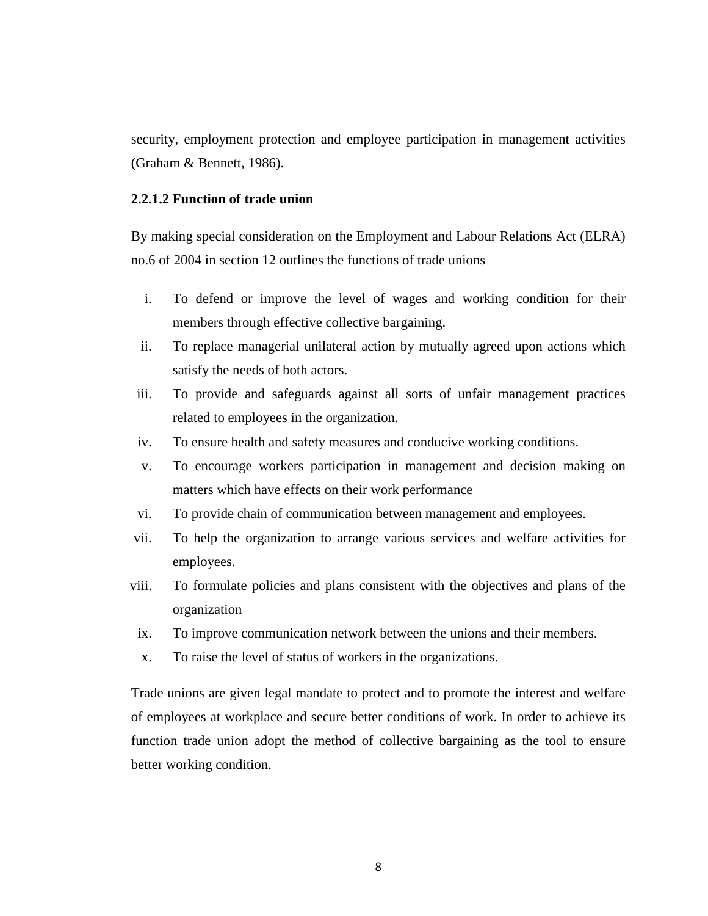security, employment protection and employee participation in management activities (Graham & Bennett, 1986).

#### 2.2.1.2 Function of trade union

By making special consideration on the Employment and Labour Relations Act (ELRA) no.6 of 2004 in section 12 outlines the functions of trade unions

i. To defend or improve the level of wages and working condition for their members through effective collective bargaining.
ii. To replace managerial unilateral action by mutually agreed upon actions which satisfy the needs of both actors.
iii. To provide and safeguards against all sorts of unfair management practices related to employees in the organization.
iv. To ensure health and safety measures and conducive working conditions.
v. To encourage workers participation in management and decision making on matters which have effects on their work performance
vi. To provide chain of communication between management and employees.
vii. To help the organization to arrange various services and welfare activities for employees.
viii. To formulate policies and plans consistent with the objectives and plans of the organization
ix. To improve communication network between the unions and their members.
x. To raise the level of status of workers in the organizations.

Trade unions are given legal mandate to protect and to promote the interest and welfare of employees at workplace and secure better conditions of work. In order to achieve its function trade union adopt the method of collective bargaining as the tool to ensure better working condition.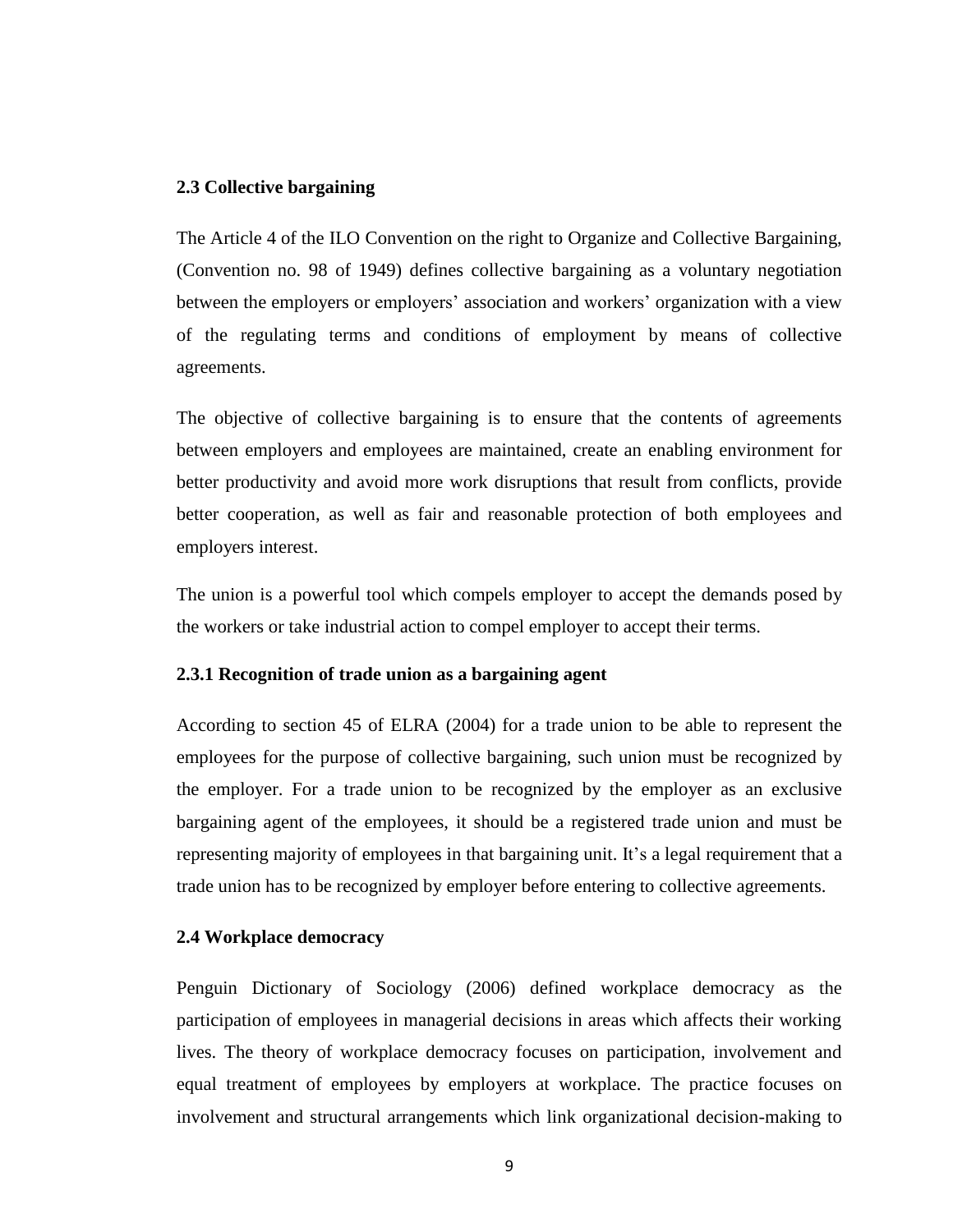## 2.3 Collective bargaining

The Article 4 of the ILO Convention on the right to Organize and Collective Bargaining, (Convention no. 98 of 1949) defines collective bargaining as a voluntary negotiation between the employers or employers' association and workers' organization with a view of the regulating terms and conditions of employment by means of collective agreements.

The objective of collective bargaining is to ensure that the contents of agreements between employers and employees are maintained, create an enabling environment for better productivity and avoid more work disruptions that result from conflicts, provide better cooperation, as well as fair and reasonable protection of both employees and employers interest.

The union is a powerful tool which compels employer to accept the demands posed by the workers or take industrial action to compel employer to accept their terms.

### 2.3.1 Recognition of trade union as a bargaining agent

According to section 45 of ELRA (2004) for a trade union to be able to represent the employees for the purpose of collective bargaining, such union must be recognized by the employer. For a trade union to be recognized by the employer as an exclusive bargaining agent of the employees, it should be a registered trade union and must be representing majority of employees in that bargaining unit. It's a legal requirement that a trade union has to be recognized by employer before entering to collective agreements.

## 2.4 Workplace democracy

Penguin Dictionary of Sociology (2006) defined workplace democracy as the participation of employees in managerial decisions in areas which affects their working lives. The theory of workplace democracy focuses on participation, involvement and equal treatment of employees by employers at workplace. The practice focuses on involvement and structural arrangements which link organizational decision-making to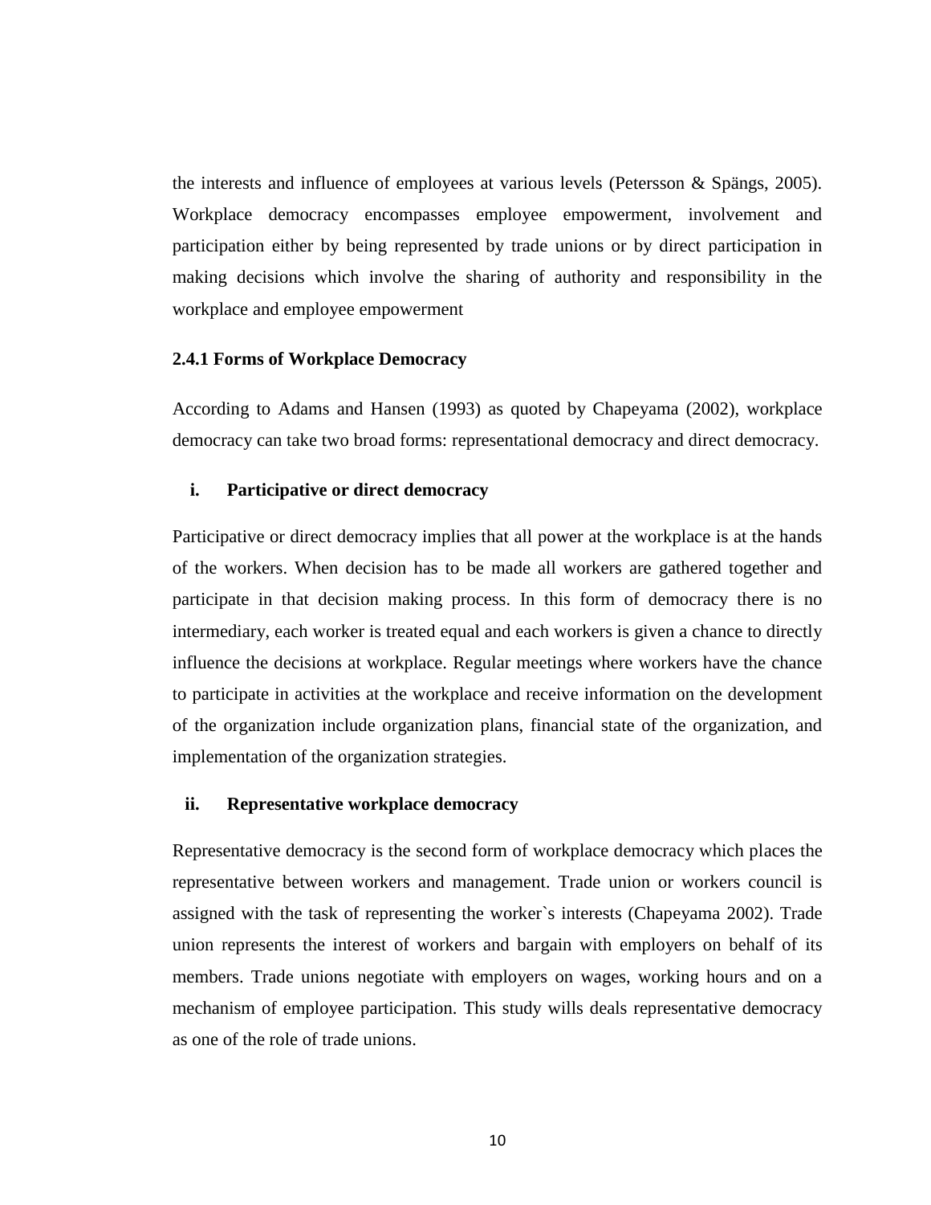the interests and influence of employees at various levels (Petersson & Spängs, 2005). Workplace democracy encompasses employee empowerment, involvement and participation either by being represented by trade unions or by direct participation in making decisions which involve the sharing of authority and responsibility in the workplace and employee empowerment

### 2.4.1 Forms of Workplace Democracy

According to Adams and Hansen (1993) as quoted by Chapeyama (2002), workplace democracy can take two broad forms: representational democracy and direct democracy.

**i. Participative or direct democracy**

Participative or direct democracy implies that all power at the workplace is at the hands of the workers. When decision has to be made all workers are gathered together and participate in that decision making process. In this form of democracy there is no intermediary, each worker is treated equal and each workers is given a chance to directly influence the decisions at workplace. Regular meetings where workers have the chance to participate in activities at the workplace and receive information on the development of the organization include organization plans, financial state of the organization, and implementation of the organization strategies.

**ii. Representative workplace democracy**

Representative democracy is the second form of workplace democracy which places the representative between workers and management. Trade union or workers council is assigned with the task of representing the worker`s interests (Chapeyama 2002). Trade union represents the interest of workers and bargain with employers on behalf of its members. Trade unions negotiate with employers on wages, working hours and on a mechanism of employee participation. This study wills deals representative democracy as one of the role of trade unions.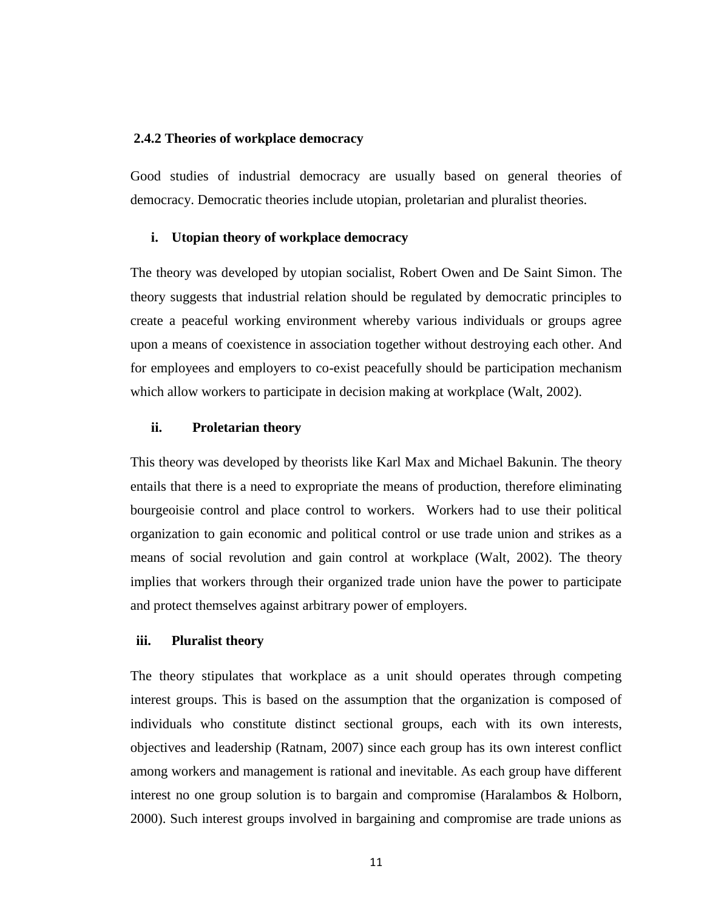### 2.4.2 Theories of workplace democracy

Good studies of industrial democracy are usually based on general theories of democracy. Democratic theories include utopian, proletarian and pluralist theories.

#### i. Utopian theory of workplace democracy

The theory was developed by utopian socialist, Robert Owen and De Saint Simon. The theory suggests that industrial relation should be regulated by democratic principles to create a peaceful working environment whereby various individuals or groups agree upon a means of coexistence in association together without destroying each other. And for employees and employers to co-exist peacefully should be participation mechanism which allow workers to participate in decision making at workplace (Walt, 2002).

#### ii. Proletarian theory

This theory was developed by theorists like Karl Max and Michael Bakunin. The theory entails that there is a need to expropriate the means of production, therefore eliminating bourgeoisie control and place control to workers. Workers had to use their political organization to gain economic and political control or use trade union and strikes as a means of social revolution and gain control at workplace (Walt, 2002). The theory implies that workers through their organized trade union have the power to participate and protect themselves against arbitrary power of employers.

#### iii. Pluralist theory

The theory stipulates that workplace as a unit should operates through competing interest groups. This is based on the assumption that the organization is composed of individuals who constitute distinct sectional groups, each with its own interests, objectives and leadership (Ratnam, 2007) since each group has its own interest conflict among workers and management is rational and inevitable. As each group have different interest no one group solution is to bargain and compromise (Haralambos & Holborn, 2000). Such interest groups involved in bargaining and compromise are trade unions as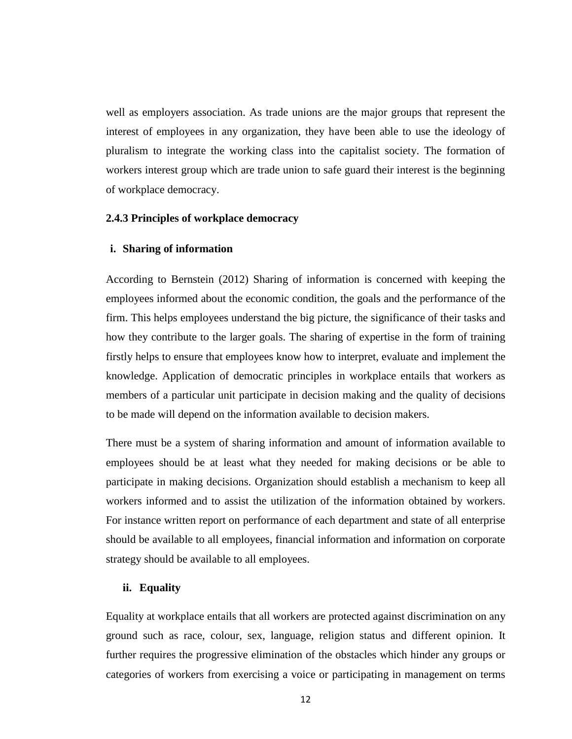well as employers association. As trade unions are the major groups that represent the interest of employees in any organization, they have been able to use the ideology of pluralism to integrate the working class into the capitalist society. The formation of workers interest group which are trade union to safe guard their interest is the beginning of workplace democracy.

### 2.4.3 Principles of workplace democracy

#### i. Sharing of information

According to Bernstein (2012) Sharing of information is concerned with keeping the employees informed about the economic condition, the goals and the performance of the firm. This helps employees understand the big picture, the significance of their tasks and how they contribute to the larger goals. The sharing of expertise in the form of training firstly helps to ensure that employees know how to interpret, evaluate and implement the knowledge. Application of democratic principles in workplace entails that workers as members of a particular unit participate in decision making and the quality of decisions to be made will depend on the information available to decision makers.

There must be a system of sharing information and amount of information available to employees should be at least what they needed for making decisions or be able to participate in making decisions. Organization should establish a mechanism to keep all workers informed and to assist the utilization of the information obtained by workers. For instance written report on performance of each department and state of all enterprise should be available to all employees, financial information and information on corporate strategy should be available to all employees.

#### ii. Equality

Equality at workplace entails that all workers are protected against discrimination on any ground such as race, colour, sex, language, religion status and different opinion. It further requires the progressive elimination of the obstacles which hinder any groups or categories of workers from exercising a voice or participating in management on terms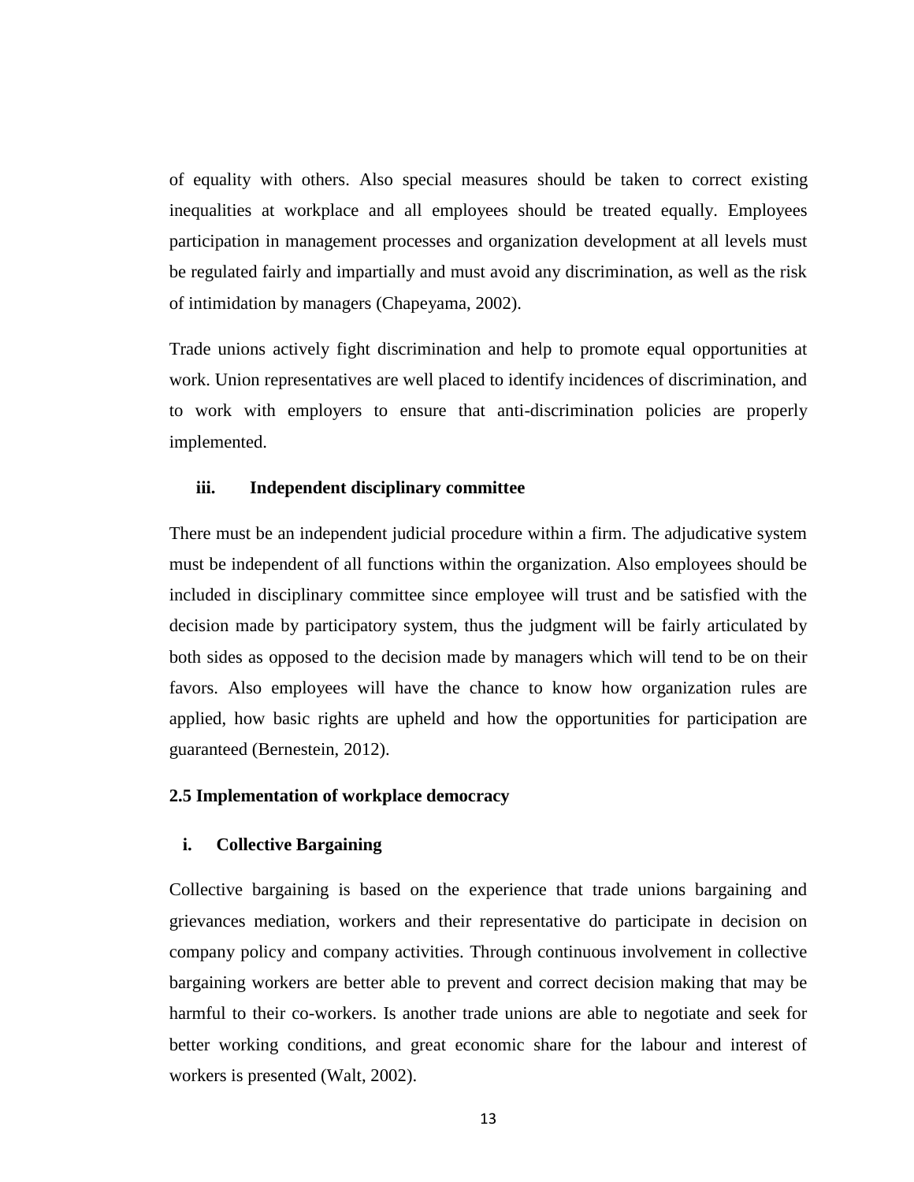of equality with others. Also special measures should be taken to correct existing inequalities at workplace and all employees should be treated equally. Employees participation in management processes and organization development at all levels must be regulated fairly and impartially and must avoid any discrimination, as well as the risk of intimidation by managers (Chapeyama, 2002).

Trade unions actively fight discrimination and help to promote equal opportunities at work. Union representatives are well placed to identify incidences of discrimination, and to work with employers to ensure that anti-discrimination policies are properly implemented.

**iii. Independent disciplinary committee**

There must be an independent judicial procedure within a firm. The adjudicative system must be independent of all functions within the organization. Also employees should be included in disciplinary committee since employee will trust and be satisfied with the decision made by participatory system, thus the judgment will be fairly articulated by both sides as opposed to the decision made by managers which will tend to be on their favors. Also employees will have the chance to know how organization rules are applied, how basic rights are upheld and how the opportunities for participation are guaranteed (Bernestein, 2012).

## 2.5 Implementation of workplace democracy

**i. Collective Bargaining**

Collective bargaining is based on the experience that trade unions bargaining and grievances mediation, workers and their representative do participate in decision on company policy and company activities. Through continuous involvement in collective bargaining workers are better able to prevent and correct decision making that may be harmful to their co-workers. Is another trade unions are able to negotiate and seek for better working conditions, and great economic share for the labour and interest of workers is presented (Walt, 2002).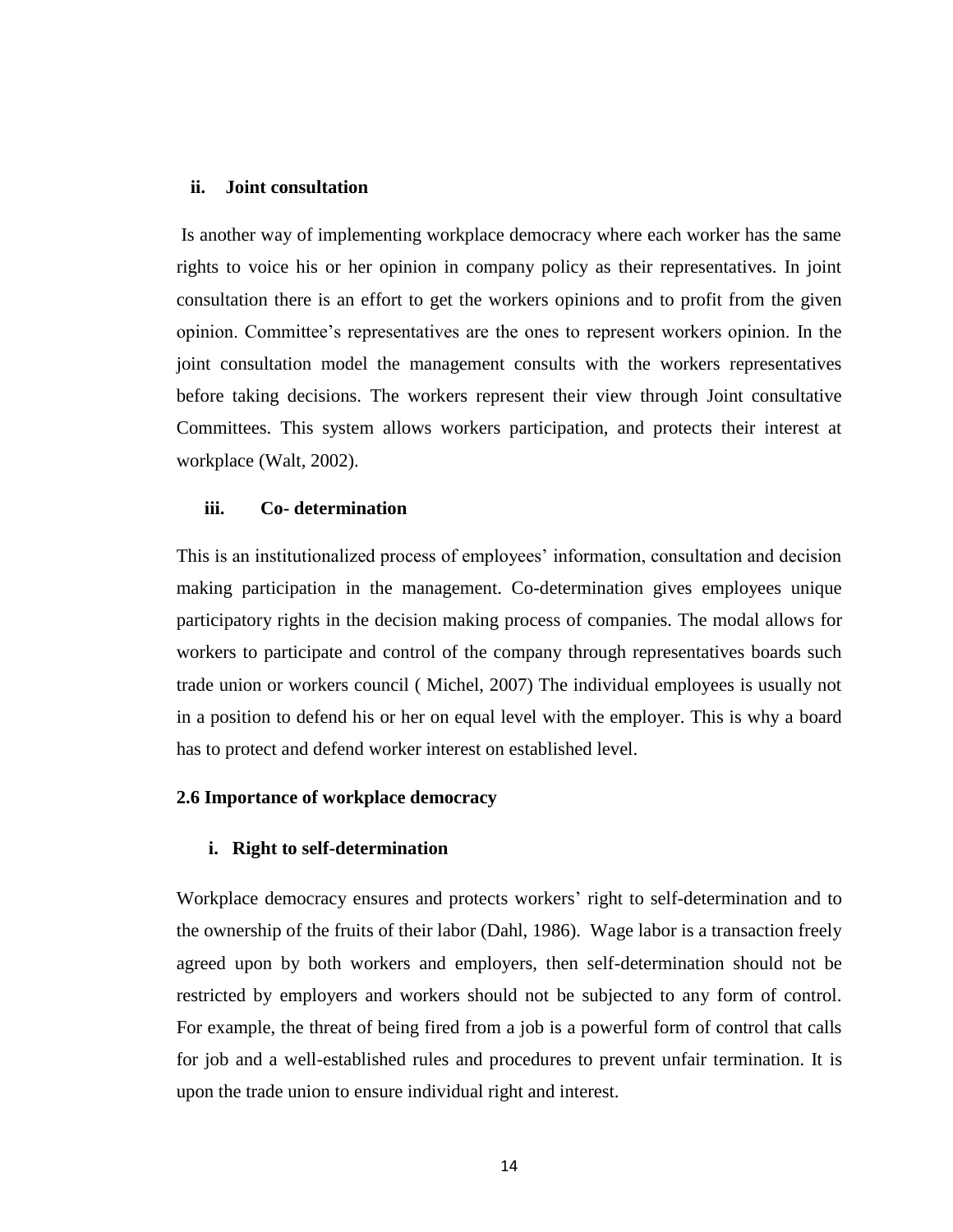### ii. Joint consultation

Is another way of implementing workplace democracy where each worker has the same rights to voice his or her opinion in company policy as their representatives. In joint consultation there is an effort to get the workers opinions and to profit from the given opinion. Committee's representatives are the ones to represent workers opinion. In the joint consultation model the management consults with the workers representatives before taking decisions. The workers represent their view through Joint consultative Committees. This system allows workers participation, and protects their interest at workplace (Walt, 2002).

### iii. Co- determination

This is an institutionalized process of employees' information, consultation and decision making participation in the management. Co-determination gives employees unique participatory rights in the decision making process of companies. The modal allows for workers to participate and control of the company through representatives boards such trade union or workers council ( Michel, 2007) The individual employees is usually not in a position to defend his or her on equal level with the employer. This is why a board has to protect and defend worker interest on established level.

## 2.6 Importance of workplace democracy

### i. Right to self-determination

Workplace democracy ensures and protects workers' right to self-determination and to the ownership of the fruits of their labor (Dahl, 1986). Wage labor is a transaction freely agreed upon by both workers and employers, then self-determination should not be restricted by employers and workers should not be subjected to any form of control. For example, the threat of being fired from a job is a powerful form of control that calls for job and a well-established rules and procedures to prevent unfair termination. It is upon the trade union to ensure individual right and interest.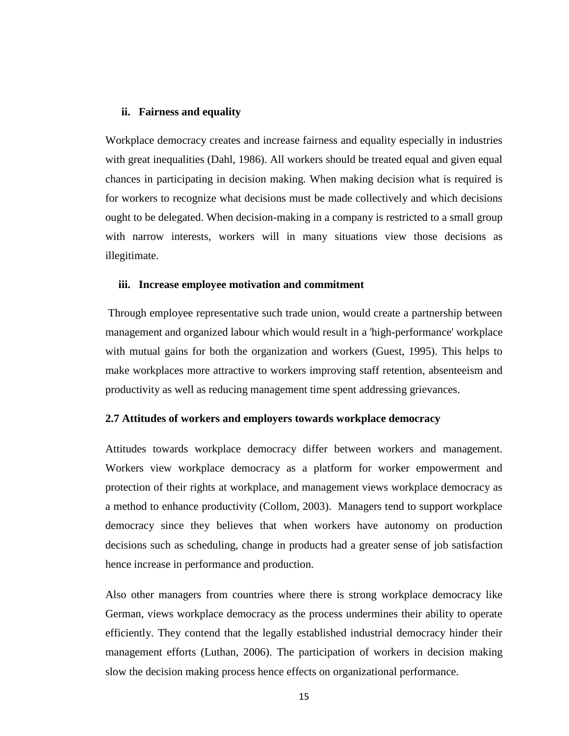**ii. Fairness and equality**

Workplace democracy creates and increase fairness and equality especially in industries with great inequalities (Dahl, 1986). All workers should be treated equal and given equal chances in participating in decision making. When making decision what is required is for workers to recognize what decisions must be made collectively and which decisions ought to be delegated. When decision-making in a company is restricted to a small group with narrow interests, workers will in many situations view those decisions as illegitimate.

**iii. Increase employee motivation and commitment**

Through employee representative such trade union, would create a partnership between management and organized labour which would result in a 'high-performance' workplace with mutual gains for both the organization and workers (Guest, 1995). This helps to make workplaces more attractive to workers improving staff retention, absenteeism and productivity as well as reducing management time spent addressing grievances.

## 2.7 Attitudes of workers and employers towards workplace democracy

Attitudes towards workplace democracy differ between workers and management. Workers view workplace democracy as a platform for worker empowerment and protection of their rights at workplace, and management views workplace democracy as a method to enhance productivity (Collom, 2003). Managers tend to support workplace democracy since they believes that when workers have autonomy on production decisions such as scheduling, change in products had a greater sense of job satisfaction hence increase in performance and production.

Also other managers from countries where there is strong workplace democracy like German, views workplace democracy as the process undermines their ability to operate efficiently. They contend that the legally established industrial democracy hinder their management efforts (Luthan, 2006). The participation of workers in decision making slow the decision making process hence effects on organizational performance.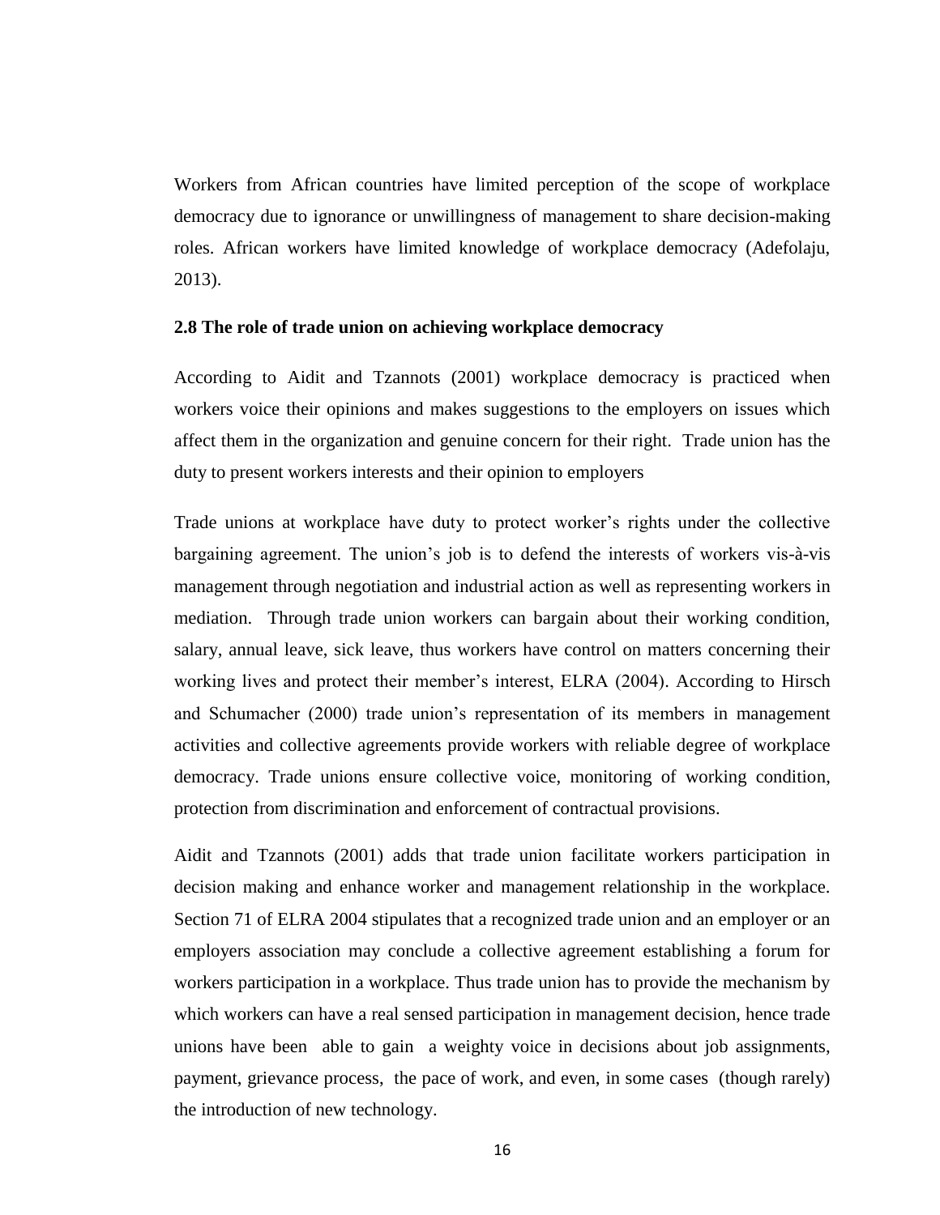Workers from African countries have limited perception of the scope of workplace democracy due to ignorance or unwillingness of management to share decision-making roles. African workers have limited knowledge of workplace democracy (Adefolaju, 2013).

### 2.8 The role of trade union on achieving workplace democracy

According to Aidit and Tzannots (2001) workplace democracy is practiced when workers voice their opinions and makes suggestions to the employers on issues which affect them in the organization and genuine concern for their right. Trade union has the duty to present workers interests and their opinion to employers

Trade unions at workplace have duty to protect worker's rights under the collective bargaining agreement. The union's job is to defend the interests of workers vis-à-vis management through negotiation and industrial action as well as representing workers in mediation. Through trade union workers can bargain about their working condition, salary, annual leave, sick leave, thus workers have control on matters concerning their working lives and protect their member's interest, ELRA (2004). According to Hirsch and Schumacher (2000) trade union's representation of its members in management activities and collective agreements provide workers with reliable degree of workplace democracy. Trade unions ensure collective voice, monitoring of working condition, protection from discrimination and enforcement of contractual provisions.

Aidit and Tzannots (2001) adds that trade union facilitate workers participation in decision making and enhance worker and management relationship in the workplace. Section 71 of ELRA 2004 stipulates that a recognized trade union and an employer or an employers association may conclude a collective agreement establishing a forum for workers participation in a workplace. Thus trade union has to provide the mechanism by which workers can have a real sensed participation in management decision, hence trade unions have been able to gain a weighty voice in decisions about job assignments, payment, grievance process, the pace of work, and even, in some cases (though rarely) the introduction of new technology.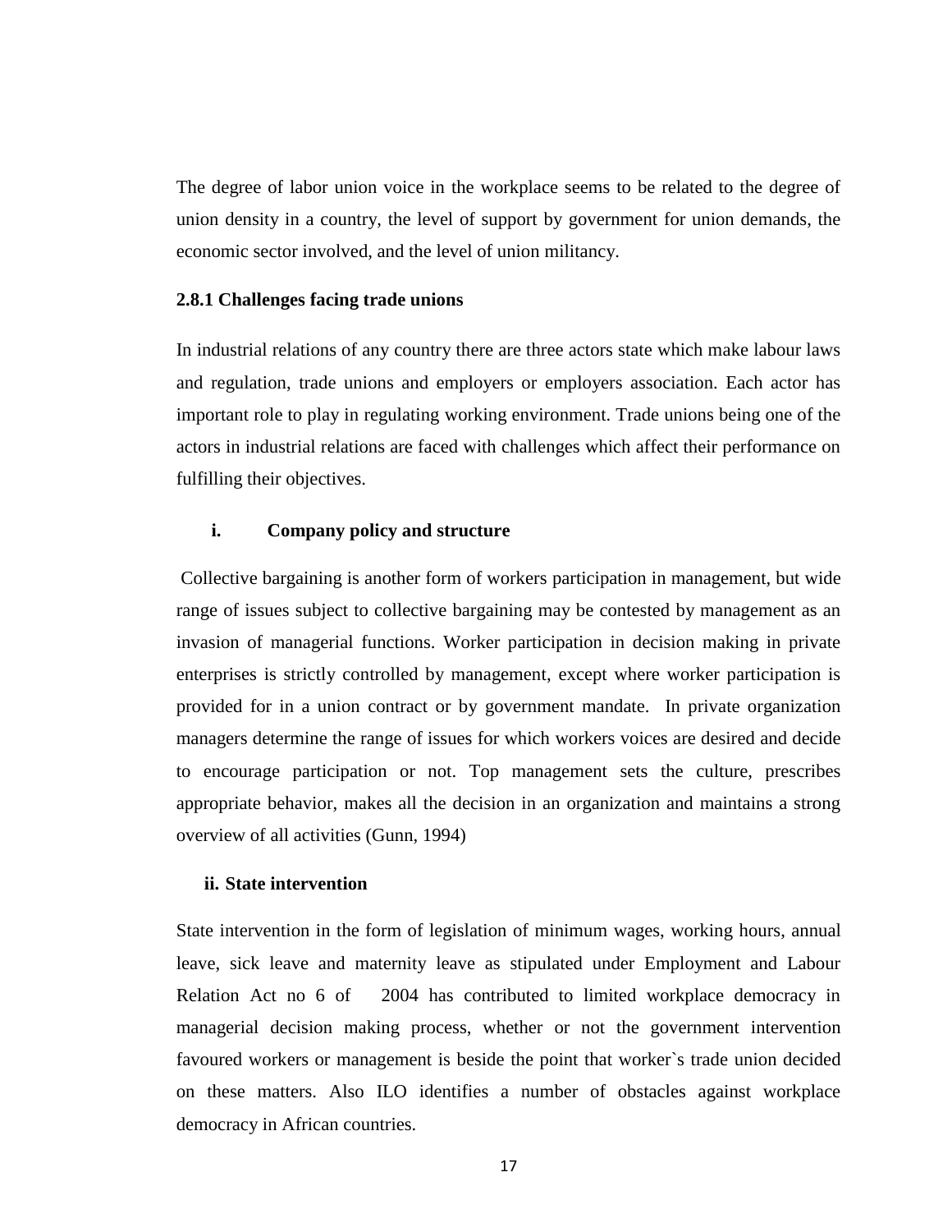The degree of labor union voice in the workplace seems to be related to the degree of union density in a country, the level of support by government for union demands, the economic sector involved, and the level of union militancy.

### 2.8.1 Challenges facing trade unions

In industrial relations of any country there are three actors state which make labour laws and regulation, trade unions and employers or employers association. Each actor has important role to play in regulating working environment. Trade unions being one of the actors in industrial relations are faced with challenges which affect their performance on fulfilling their objectives.

**i. Company policy and structure**

Collective bargaining is another form of workers participation in management, but wide range of issues subject to collective bargaining may be contested by management as an invasion of managerial functions. Worker participation in decision making in private enterprises is strictly controlled by management, except where worker participation is provided for in a union contract or by government mandate. In private organization managers determine the range of issues for which workers voices are desired and decide to encourage participation or not. Top management sets the culture, prescribes appropriate behavior, makes all the decision in an organization and maintains a strong overview of all activities (Gunn, 1994)

**ii. State intervention**

State intervention in the form of legislation of minimum wages, working hours, annual leave, sick leave and maternity leave as stipulated under Employment and Labour Relation Act no 6 of 2004 has contributed to limited workplace democracy in managerial decision making process, whether or not the government intervention favoured workers or management is beside the point that worker`s trade union decided on these matters. Also ILO identifies a number of obstacles against workplace democracy in African countries.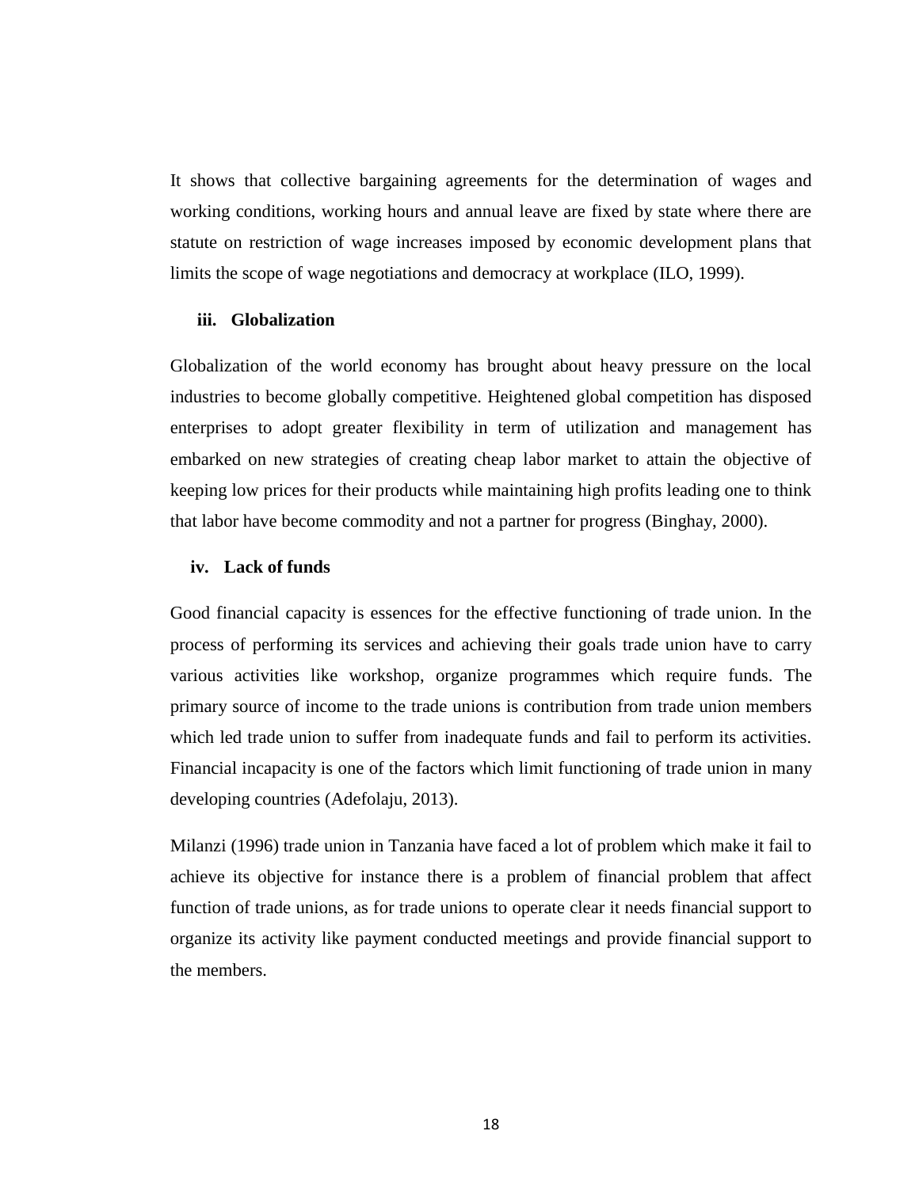It shows that collective bargaining agreements for the determination of wages and working conditions, working hours and annual leave are fixed by state where there are statute on restriction of wage increases imposed by economic development plans that limits the scope of wage negotiations and democracy at workplace (ILO, 1999).

**iii. Globalization**

Globalization of the world economy has brought about heavy pressure on the local industries to become globally competitive. Heightened global competition has disposed enterprises to adopt greater flexibility in term of utilization and management has embarked on new strategies of creating cheap labor market to attain the objective of keeping low prices for their products while maintaining high profits leading one to think that labor have become commodity and not a partner for progress (Binghay, 2000).

**iv. Lack of funds**

Good financial capacity is essences for the effective functioning of trade union. In the process of performing its services and achieving their goals trade union have to carry various activities like workshop, organize programmes which require funds. The primary source of income to the trade unions is contribution from trade union members which led trade union to suffer from inadequate funds and fail to perform its activities. Financial incapacity is one of the factors which limit functioning of trade union in many developing countries (Adefolaju, 2013).

Milanzi (1996) trade union in Tanzania have faced a lot of problem which make it fail to achieve its objective for instance there is a problem of financial problem that affect function of trade unions, as for trade unions to operate clear it needs financial support to organize its activity like payment conducted meetings and provide financial support to the members.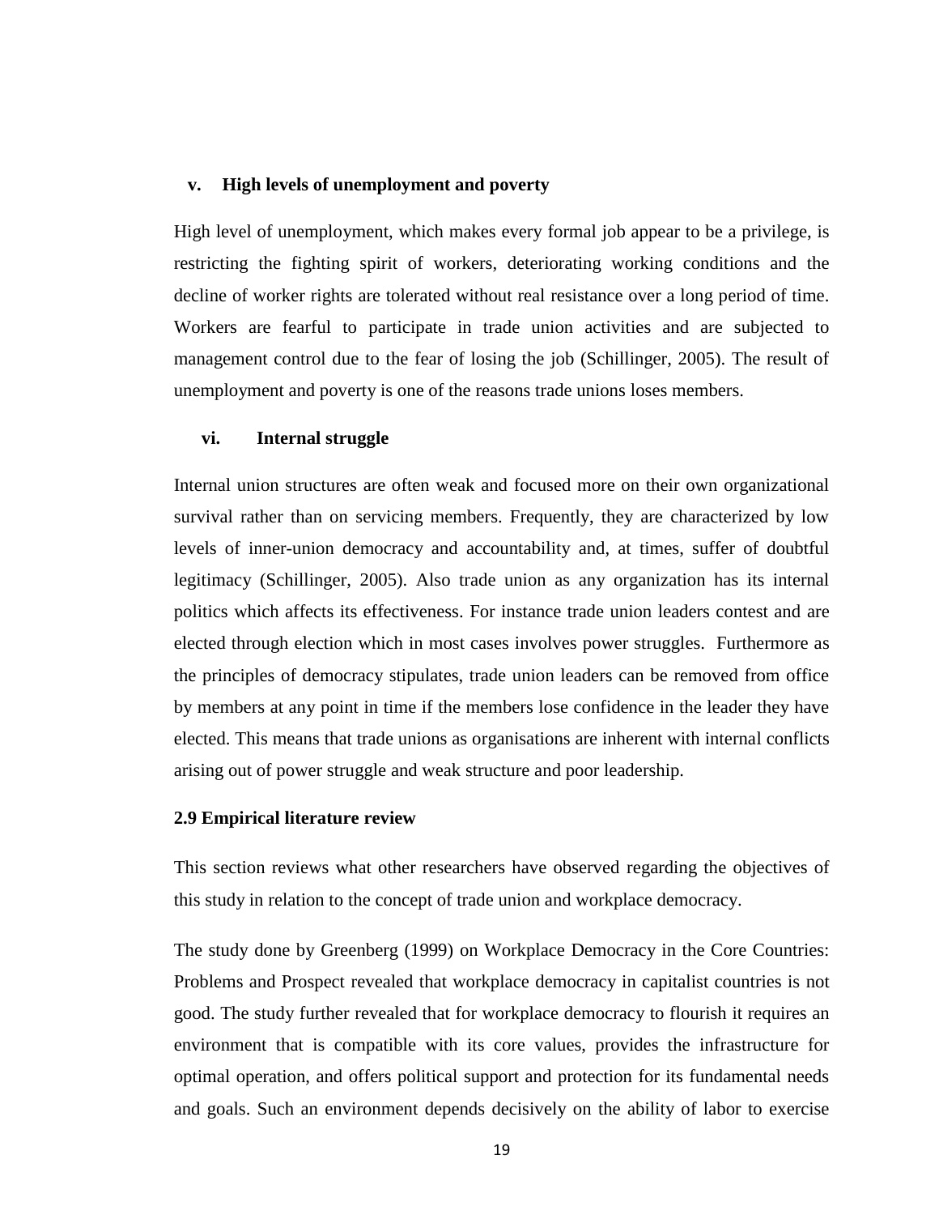### v. High levels of unemployment and poverty

High level of unemployment, which makes every formal job appear to be a privilege, is restricting the fighting spirit of workers, deteriorating working conditions and the decline of worker rights are tolerated without real resistance over a long period of time. Workers are fearful to participate in trade union activities and are subjected to management control due to the fear of losing the job (Schillinger, 2005). The result of unemployment and poverty is one of the reasons trade unions loses members.

### vi. Internal struggle

Internal union structures are often weak and focused more on their own organizational survival rather than on servicing members. Frequently, they are characterized by low levels of inner-union democracy and accountability and, at times, suffer of doubtful legitimacy (Schillinger, 2005). Also trade union as any organization has its internal politics which affects its effectiveness. For instance trade union leaders contest and are elected through election which in most cases involves power struggles. Furthermore as the principles of democracy stipulates, trade union leaders can be removed from office by members at any point in time if the members lose confidence in the leader they have elected. This means that trade unions as organisations are inherent with internal conflicts arising out of power struggle and weak structure and poor leadership.

## 2.9 Empirical literature review

This section reviews what other researchers have observed regarding the objectives of this study in relation to the concept of trade union and workplace democracy.

The study done by Greenberg (1999) on Workplace Democracy in the Core Countries: Problems and Prospect revealed that workplace democracy in capitalist countries is not good. The study further revealed that for workplace democracy to flourish it requires an environment that is compatible with its core values, provides the infrastructure for optimal operation, and offers political support and protection for its fundamental needs and goals. Such an environment depends decisively on the ability of labor to exercise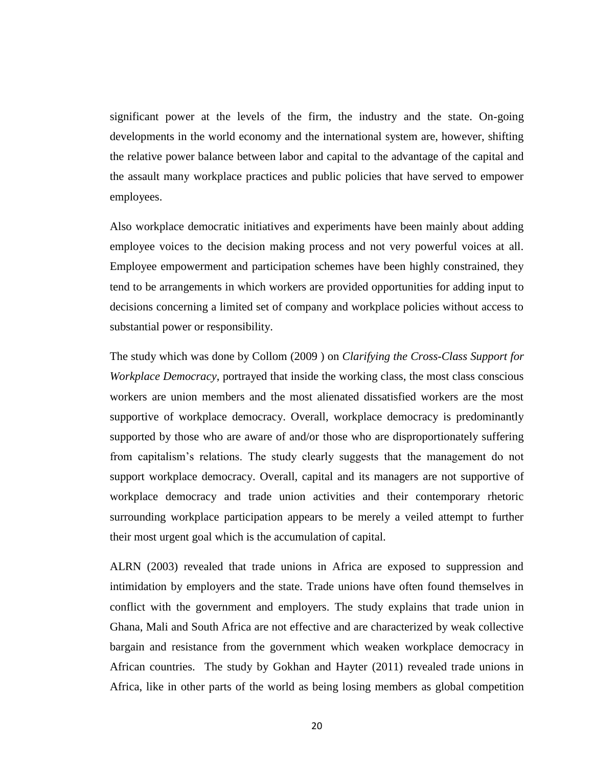significant power at the levels of the firm, the industry and the state. On-going developments in the world economy and the international system are, however, shifting the relative power balance between labor and capital to the advantage of the capital and the assault many workplace practices and public policies that have served to empower employees.

Also workplace democratic initiatives and experiments have been mainly about adding employee voices to the decision making process and not very powerful voices at all. Employee empowerment and participation schemes have been highly constrained, they tend to be arrangements in which workers are provided opportunities for adding input to decisions concerning a limited set of company and workplace policies without access to substantial power or responsibility.

The study which was done by Collom (2009 ) on *Clarifying the Cross-Class Support for Workplace Democracy*, portrayed that inside the working class, the most class conscious workers are union members and the most alienated dissatisfied workers are the most supportive of workplace democracy. Overall, workplace democracy is predominantly supported by those who are aware of and/or those who are disproportionately suffering from capitalism's relations. The study clearly suggests that the management do not support workplace democracy. Overall, capital and its managers are not supportive of workplace democracy and trade union activities and their contemporary rhetoric surrounding workplace participation appears to be merely a veiled attempt to further their most urgent goal which is the accumulation of capital.

ALRN (2003) revealed that trade unions in Africa are exposed to suppression and intimidation by employers and the state. Trade unions have often found themselves in conflict with the government and employers. The study explains that trade union in Ghana, Mali and South Africa are not effective and are characterized by weak collective bargain and resistance from the government which weaken workplace democracy in African countries. The study by Gokhan and Hayter (2011) revealed trade unions in Africa, like in other parts of the world as being losing members as global competition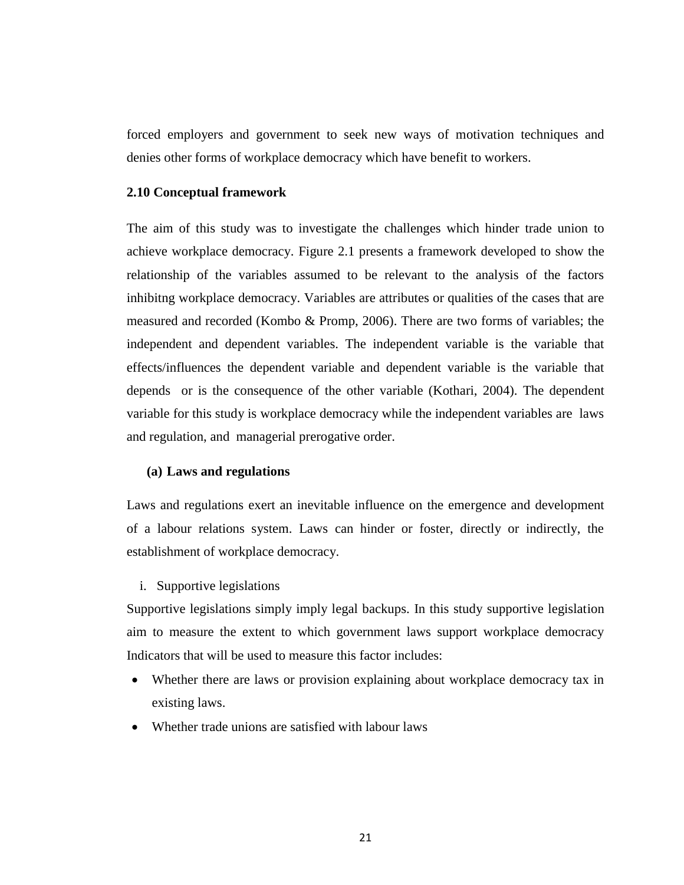forced employers and government to seek new ways of motivation techniques and denies other forms of workplace democracy which have benefit to workers.

## 2.10 Conceptual framework

The aim of this study was to investigate the challenges which hinder trade union to achieve workplace democracy. Figure 2.1 presents a framework developed to show the relationship of the variables assumed to be relevant to the analysis of the factors inhibitng workplace democracy. Variables are attributes or qualities of the cases that are measured and recorded (Kombo & Promp, 2006). There are two forms of variables; the independent and dependent variables. The independent variable is the variable that effects/influences the dependent variable and dependent variable is the variable that depends or is the consequence of the other variable (Kothari, 2004). The dependent variable for this study is workplace democracy while the independent variables are laws and regulation, and managerial prerogative order.

### (a) Laws and regulations

Laws and regulations exert an inevitable influence on the emergence and development of a labour relations system. Laws can hinder or foster, directly or indirectly, the establishment of workplace democracy.

i. Supportive legislations

Supportive legislations simply imply legal backups. In this study supportive legislation aim to measure the extent to which government laws support workplace democracy Indicators that will be used to measure this factor includes:

- Whether there are laws or provision explaining about workplace democracy tax in existing laws.
- Whether trade unions are satisfied with labour laws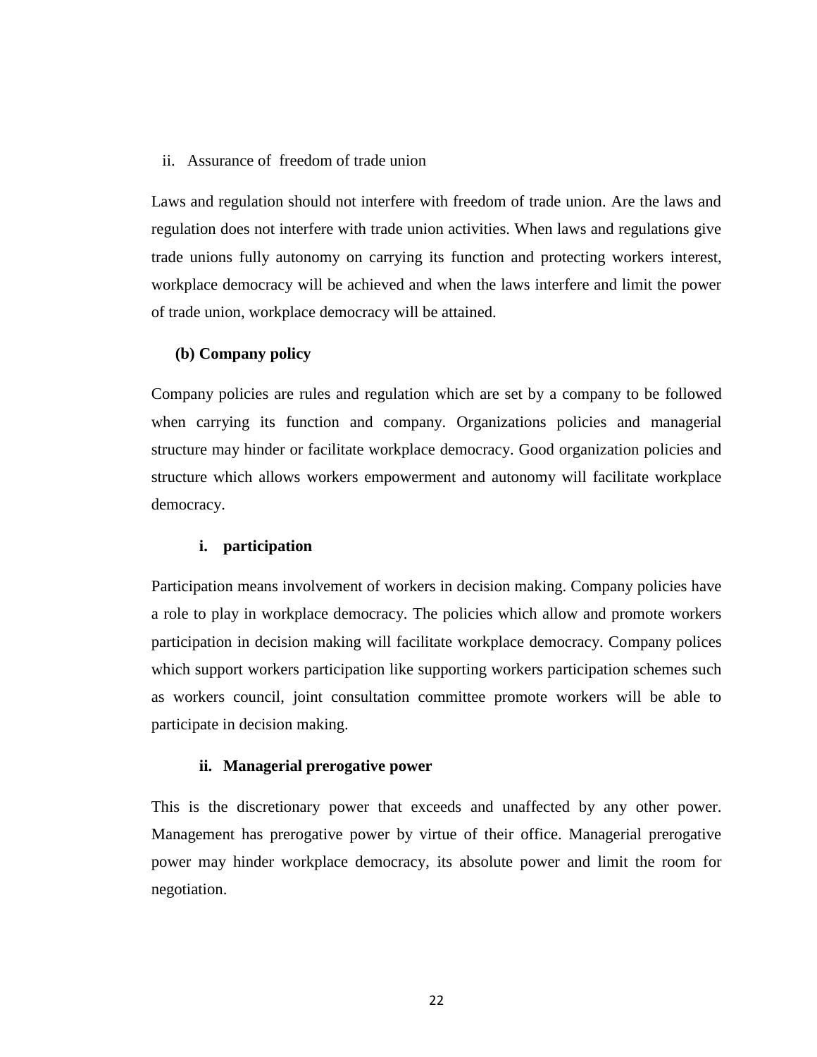ii. Assurance of freedom of trade union

Laws and regulation should not interfere with freedom of trade union. Are the laws and regulation does not interfere with trade union activities. When laws and regulations give trade unions fully autonomy on carrying its function and protecting workers interest, workplace democracy will be achieved and when the laws interfere and limit the power of trade union, workplace democracy will be attained.

**(b) Company policy**

Company policies are rules and regulation which are set by a company to be followed when carrying its function and company. Organizations policies and managerial structure may hinder or facilitate workplace democracy. Good organization policies and structure which allows workers empowerment and autonomy will facilitate workplace democracy.

**i. participation**

Participation means involvement of workers in decision making. Company policies have a role to play in workplace democracy. The policies which allow and promote workers participation in decision making will facilitate workplace democracy. Company polices which support workers participation like supporting workers participation schemes such as workers council, joint consultation committee promote workers will be able to participate in decision making.

**ii. Managerial prerogative power**

This is the discretionary power that exceeds and unaffected by any other power. Management has prerogative power by virtue of their office. Managerial prerogative power may hinder workplace democracy, its absolute power and limit the room for negotiation.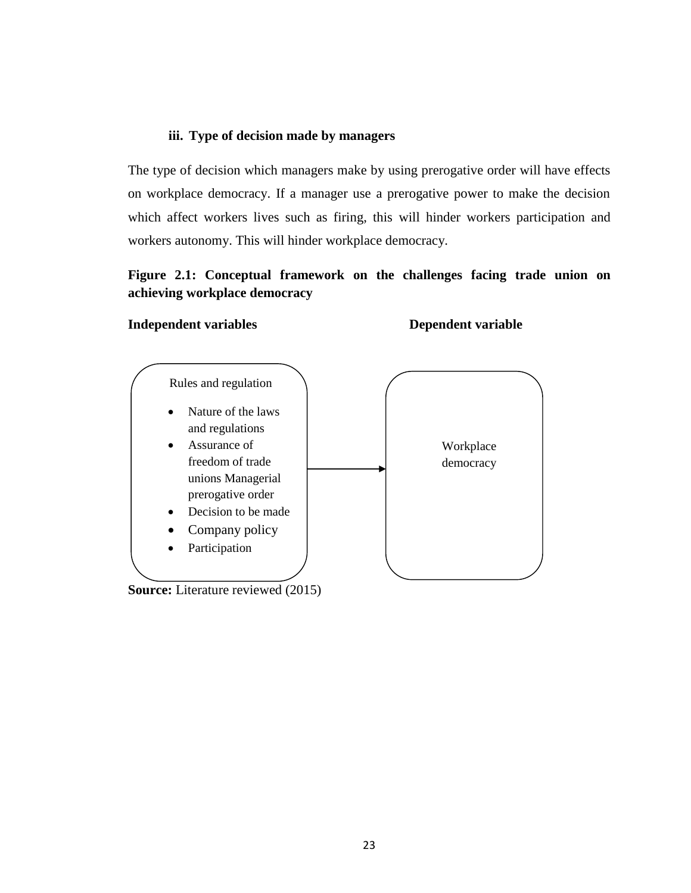#### iii. Type of decision made by managers

The type of decision which managers make by using prerogative order will have effects on workplace democracy. If a manager use a prerogative power to make the decision which affect workers lives such as firing, this will hinder workers participation and workers autonomy. This will hinder workplace democracy.

**Figure 2.1: Conceptual framework on the challenges facing trade union on achieving workplace democracy**

**Independent variables** **Dependent variable**

Rules and regulation

- Nature of the laws and regulations
- Assurance of freedom of trade unions Managerial prerogative order
- Decision to be made
- Company policy
- Participation

→

Workplace democracy

**Source:** Literature reviewed (2015)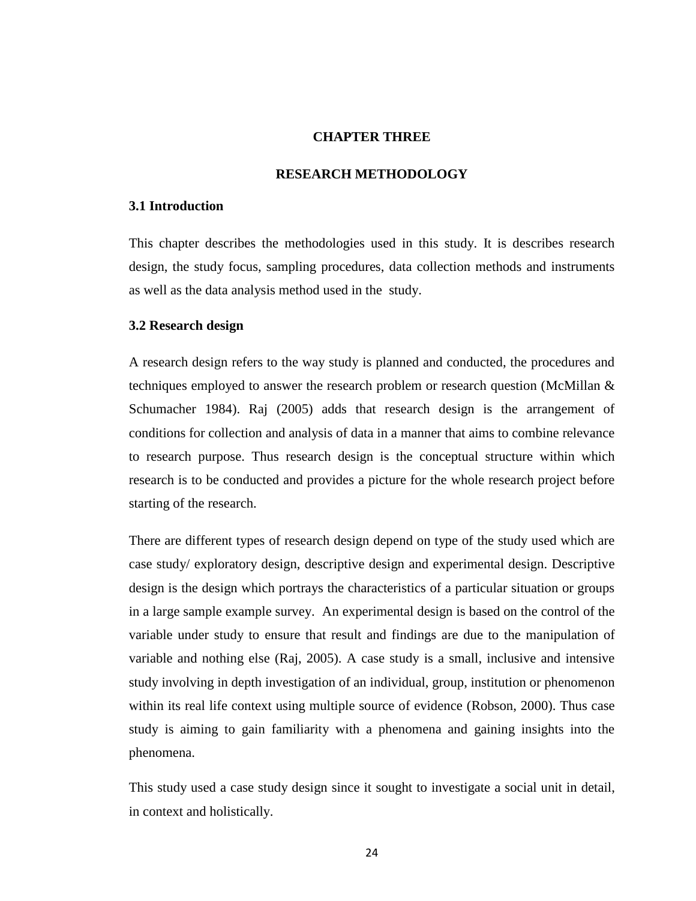# CHAPTER THREE

# RESEARCH METHODOLOGY

## 3.1 Introduction

This chapter describes the methodologies used in this study. It is describes research design, the study focus, sampling procedures, data collection methods and instruments as well as the data analysis method used in the study.

## 3.2 Research design

A research design refers to the way study is planned and conducted, the procedures and techniques employed to answer the research problem or research question (McMillan & Schumacher 1984). Raj (2005) adds that research design is the arrangement of conditions for collection and analysis of data in a manner that aims to combine relevance to research purpose. Thus research design is the conceptual structure within which research is to be conducted and provides a picture for the whole research project before starting of the research.

There are different types of research design depend on type of the study used which are case study/ exploratory design, descriptive design and experimental design. Descriptive design is the design which portrays the characteristics of a particular situation or groups in a large sample example survey. An experimental design is based on the control of the variable under study to ensure that result and findings are due to the manipulation of variable and nothing else (Raj, 2005). A case study is a small, inclusive and intensive study involving in depth investigation of an individual, group, institution or phenomenon within its real life context using multiple source of evidence (Robson, 2000). Thus case study is aiming to gain familiarity with a phenomena and gaining insights into the phenomena.

This study used a case study design since it sought to investigate a social unit in detail, in context and holistically.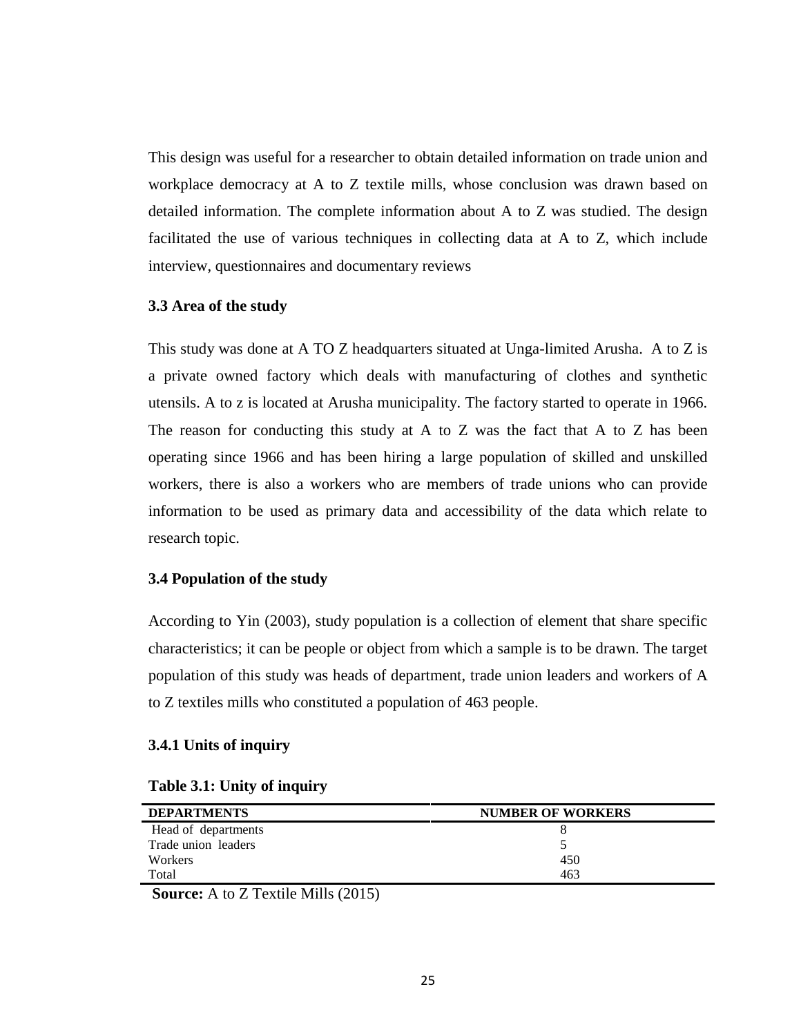This design was useful for a researcher to obtain detailed information on trade union and workplace democracy at A to Z textile mills, whose conclusion was drawn based on detailed information. The complete information about A to Z was studied. The design facilitated the use of various techniques in collecting data at A to Z, which include interview, questionnaires and documentary reviews

### 3.3 Area of the study

This study was done at A TO Z headquarters situated at Unga-limited Arusha. A to Z is a private owned factory which deals with manufacturing of clothes and synthetic utensils. A to z is located at Arusha municipality. The factory started to operate in 1966. The reason for conducting this study at A to Z was the fact that A to Z has been operating since 1966 and has been hiring a large population of skilled and unskilled workers, there is also a workers who are members of trade unions who can provide information to be used as primary data and accessibility of the data which relate to research topic.

### 3.4 Population of the study

According to Yin (2003), study population is a collection of element that share specific characteristics; it can be people or object from which a sample is to be drawn. The target population of this study was heads of department, trade union leaders and workers of A to Z textiles mills who constituted a population of 463 people.

#### 3.4.1 Units of inquiry

**Table 3.1: Unity of inquiry**

| DEPARTMENTS | NUMBER OF WORKERS |
|---|---|
| Head of departments | 8 |
| Trade union leaders | 5 |
| Workers | 450 |
| Total | 463 |

**Source:** A to Z Textile Mills (2015)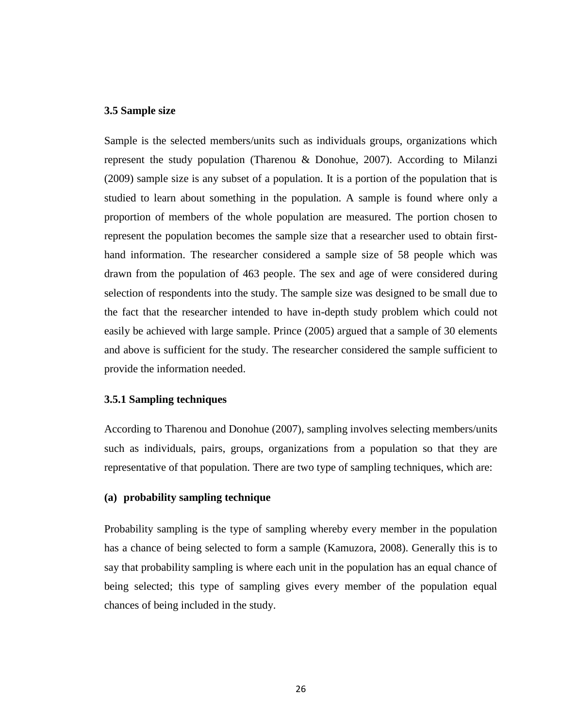### 3.5 Sample size

Sample is the selected members/units such as individuals groups, organizations which represent the study population (Tharenou & Donohue, 2007). According to Milanzi (2009) sample size is any subset of a population. It is a portion of the population that is studied to learn about something in the population. A sample is found where only a proportion of members of the whole population are measured. The portion chosen to represent the population becomes the sample size that a researcher used to obtain first-hand information. The researcher considered a sample size of 58 people which was drawn from the population of 463 people. The sex and age of were considered during selection of respondents into the study. The sample size was designed to be small due to the fact that the researcher intended to have in-depth study problem which could not easily be achieved with large sample. Prince (2005) argued that a sample of 30 elements and above is sufficient for the study. The researcher considered the sample sufficient to provide the information needed.

#### 3.5.1 Sampling techniques

According to Tharenou and Donohue (2007), sampling involves selecting members/units such as individuals, pairs, groups, organizations from a population so that they are representative of that population. There are two type of sampling techniques, which are:

**(a) probability sampling technique**

Probability sampling is the type of sampling whereby every member in the population has a chance of being selected to form a sample (Kamuzora, 2008). Generally this is to say that probability sampling is where each unit in the population has an equal chance of being selected; this type of sampling gives every member of the population equal chances of being included in the study.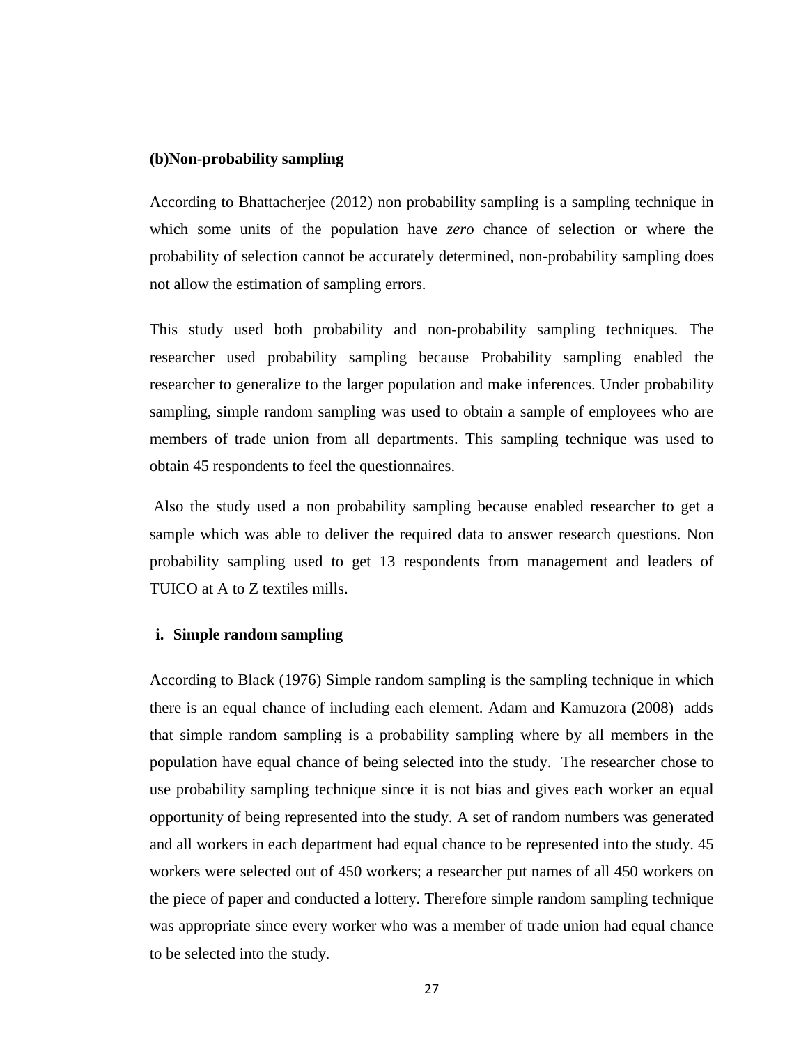**(b)Non-probability sampling**

According to Bhattacherjee (2012) non probability sampling is a sampling technique in which some units of the population have *zero* chance of selection or where the probability of selection cannot be accurately determined, non-probability sampling does not allow the estimation of sampling errors.

This study used both probability and non-probability sampling techniques. The researcher used probability sampling because Probability sampling enabled the researcher to generalize to the larger population and make inferences. Under probability sampling, simple random sampling was used to obtain a sample of employees who are members of trade union from all departments. This sampling technique was used to obtain 45 respondents to feel the questionnaires.

Also the study used a non probability sampling because enabled researcher to get a sample which was able to deliver the required data to answer research questions. Non probability sampling used to get 13 respondents from management and leaders of TUICO at A to Z textiles mills.

**i. Simple random sampling**

According to Black (1976) Simple random sampling is the sampling technique in which there is an equal chance of including each element. Adam and Kamuzora (2008) adds that simple random sampling is a probability sampling where by all members in the population have equal chance of being selected into the study. The researcher chose to use probability sampling technique since it is not bias and gives each worker an equal opportunity of being represented into the study. A set of random numbers was generated and all workers in each department had equal chance to be represented into the study. 45 workers were selected out of 450 workers; a researcher put names of all 450 workers on the piece of paper and conducted a lottery. Therefore simple random sampling technique was appropriate since every worker who was a member of trade union had equal chance to be selected into the study.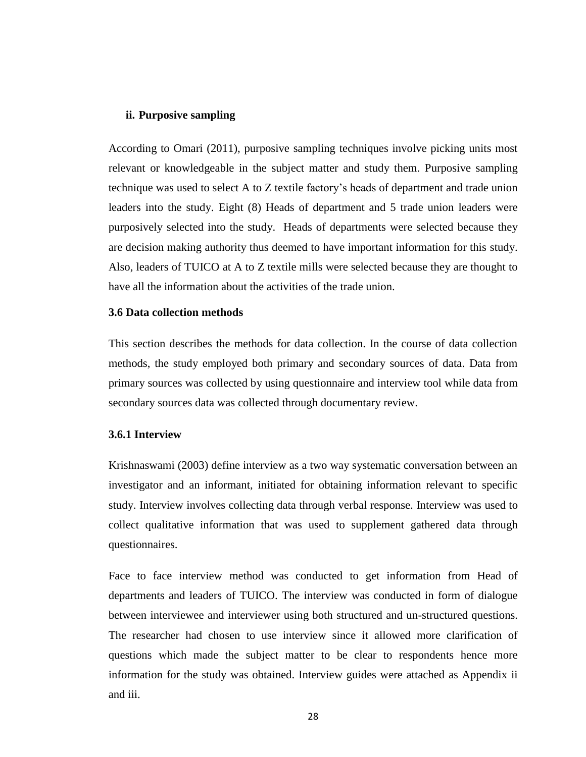#### ii. Purposive sampling

According to Omari (2011), purposive sampling techniques involve picking units most relevant or knowledgeable in the subject matter and study them. Purposive sampling technique was used to select A to Z textile factory's heads of department and trade union leaders into the study. Eight (8) Heads of department and 5 trade union leaders were purposively selected into the study. Heads of departments were selected because they are decision making authority thus deemed to have important information for this study. Also, leaders of TUICO at A to Z textile mills were selected because they are thought to have all the information about the activities of the trade union.

### 3.6 Data collection methods

This section describes the methods for data collection. In the course of data collection methods, the study employed both primary and secondary sources of data. Data from primary sources was collected by using questionnaire and interview tool while data from secondary sources data was collected through documentary review.

#### 3.6.1 Interview

Krishnaswami (2003) define interview as a two way systematic conversation between an investigator and an informant, initiated for obtaining information relevant to specific study. Interview involves collecting data through verbal response. Interview was used to collect qualitative information that was used to supplement gathered data through questionnaires.

Face to face interview method was conducted to get information from Head of departments and leaders of TUICO. The interview was conducted in form of dialogue between interviewee and interviewer using both structured and un-structured questions. The researcher had chosen to use interview since it allowed more clarification of questions which made the subject matter to be clear to respondents hence more information for the study was obtained. Interview guides were attached as Appendix ii and iii.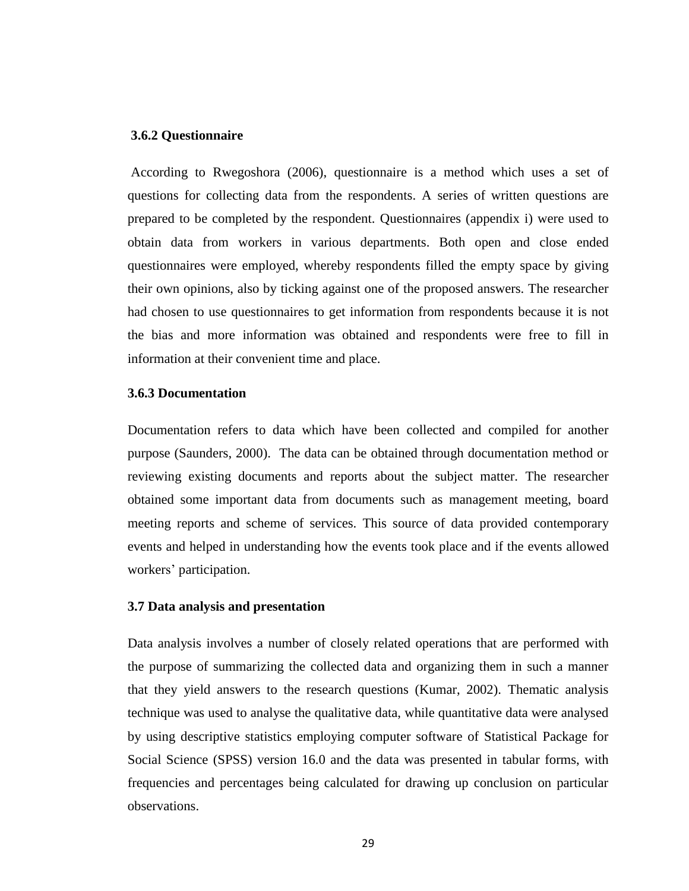### 3.6.2 Questionnaire

According to Rwegoshora (2006), questionnaire is a method which uses a set of questions for collecting data from the respondents. A series of written questions are prepared to be completed by the respondent. Questionnaires (appendix i) were used to obtain data from workers in various departments. Both open and close ended questionnaires were employed, whereby respondents filled the empty space by giving their own opinions, also by ticking against one of the proposed answers. The researcher had chosen to use questionnaires to get information from respondents because it is not the bias and more information was obtained and respondents were free to fill in information at their convenient time and place.

### 3.6.3 Documentation

Documentation refers to data which have been collected and compiled for another purpose (Saunders, 2000). The data can be obtained through documentation method or reviewing existing documents and reports about the subject matter. The researcher obtained some important data from documents such as management meeting, board meeting reports and scheme of services. This source of data provided contemporary events and helped in understanding how the events took place and if the events allowed workers' participation.

## 3.7 Data analysis and presentation

Data analysis involves a number of closely related operations that are performed with the purpose of summarizing the collected data and organizing them in such a manner that they yield answers to the research questions (Kumar, 2002). Thematic analysis technique was used to analyse the qualitative data, while quantitative data were analysed by using descriptive statistics employing computer software of Statistical Package for Social Science (SPSS) version 16.0 and the data was presented in tabular forms, with frequencies and percentages being calculated for drawing up conclusion on particular observations.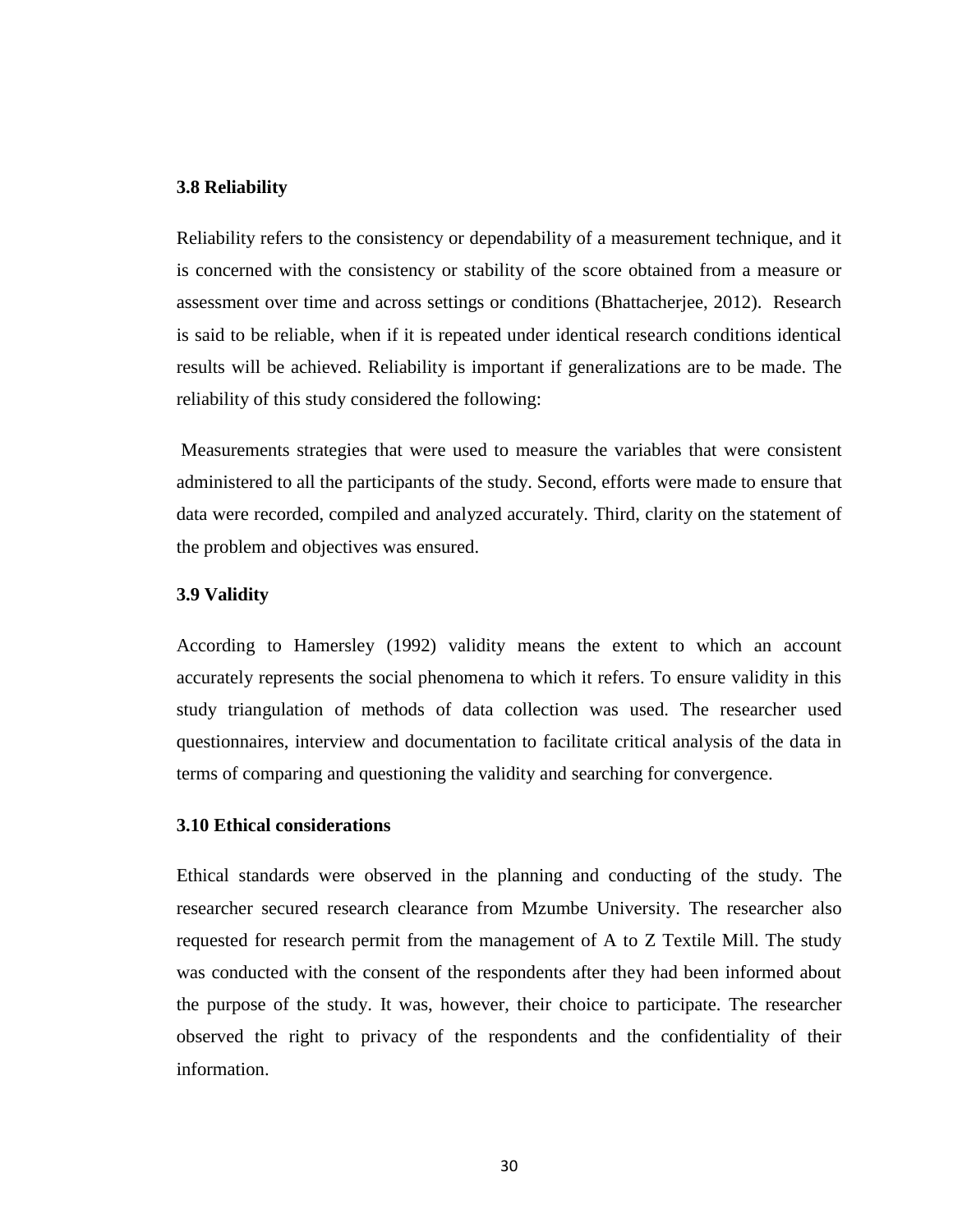### 3.8 Reliability

Reliability refers to the consistency or dependability of a measurement technique, and it is concerned with the consistency or stability of the score obtained from a measure or assessment over time and across settings or conditions (Bhattacherjee, 2012). Research is said to be reliable, when if it is repeated under identical research conditions identical results will be achieved. Reliability is important if generalizations are to be made. The reliability of this study considered the following:

Measurements strategies that were used to measure the variables that were consistent administered to all the participants of the study. Second, efforts were made to ensure that data were recorded, compiled and analyzed accurately. Third, clarity on the statement of the problem and objectives was ensured.

### 3.9 Validity

According to Hamersley (1992) validity means the extent to which an account accurately represents the social phenomena to which it refers. To ensure validity in this study triangulation of methods of data collection was used. The researcher used questionnaires, interview and documentation to facilitate critical analysis of the data in terms of comparing and questioning the validity and searching for convergence.

### 3.10 Ethical considerations

Ethical standards were observed in the planning and conducting of the study. The researcher secured research clearance from Mzumbe University. The researcher also requested for research permit from the management of A to Z Textile Mill. The study was conducted with the consent of the respondents after they had been informed about the purpose of the study. It was, however, their choice to participate. The researcher observed the right to privacy of the respondents and the confidentiality of their information.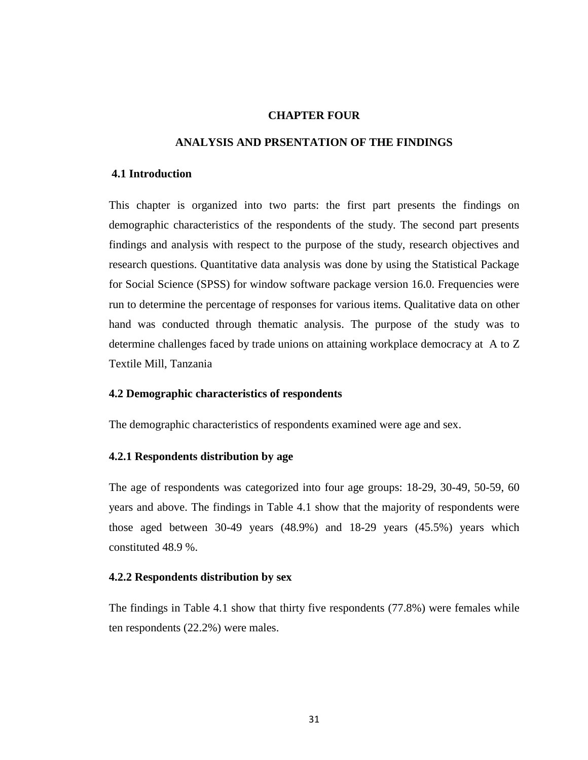# CHAPTER FOUR

# ANALYSIS AND PRSENTATION OF THE FINDINGS

## 4.1 Introduction

This chapter is organized into two parts: the first part presents the findings on demographic characteristics of the respondents of the study. The second part presents findings and analysis with respect to the purpose of the study, research objectives and research questions. Quantitative data analysis was done by using the Statistical Package for Social Science (SPSS) for window software package version 16.0. Frequencies were run to determine the percentage of responses for various items. Qualitative data on other hand was conducted through thematic analysis. The purpose of the study was to determine challenges faced by trade unions on attaining workplace democracy at A to Z Textile Mill, Tanzania

## 4.2 Demographic characteristics of respondents

The demographic characteristics of respondents examined were age and sex.

### 4.2.1 Respondents distribution by age

The age of respondents was categorized into four age groups: 18-29, 30-49, 50-59, 60 years and above. The findings in Table 4.1 show that the majority of respondents were those aged between 30-49 years (48.9%) and 18-29 years (45.5%) years which constituted 48.9 %.

### 4.2.2 Respondents distribution by sex

The findings in Table 4.1 show that thirty five respondents (77.8%) were females while ten respondents (22.2%) were males.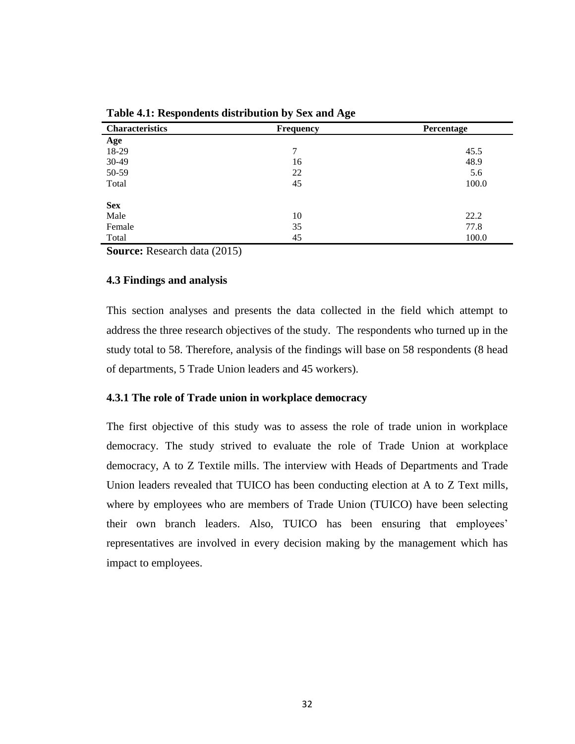**Table 4.1: Respondents distribution by Sex and Age**

| Characteristics | Frequency | Percentage |
|---|---|---|
| **Age** | | |
| 18-29 | 7 | 45.5 |
| 30-49 | 16 | 48.9 |
| 50-59 | 22 | 5.6 |
| Total | 45 | 100.0 |
| | | |
| **Sex** | | |
| Male | 10 | 22.2 |
| Female | 35 | 77.8 |
| Total | 45 | 100.0 |

**Source:** Research data (2015)

### 4.3 Findings and analysis

This section analyses and presents the data collected in the field which attempt to address the three research objectives of the study. The respondents who turned up in the study total to 58. Therefore, analysis of the findings will base on 58 respondents (8 head of departments, 5 Trade Union leaders and 45 workers).

#### 4.3.1 The role of Trade union in workplace democracy

The first objective of this study was to assess the role of trade union in workplace democracy. The study strived to evaluate the role of Trade Union at workplace democracy, A to Z Textile mills. The interview with Heads of Departments and Trade Union leaders revealed that TUICO has been conducting election at A to Z Text mills, where by employees who are members of Trade Union (TUICO) have been selecting their own branch leaders. Also, TUICO has been ensuring that employees' representatives are involved in every decision making by the management which has impact to employees.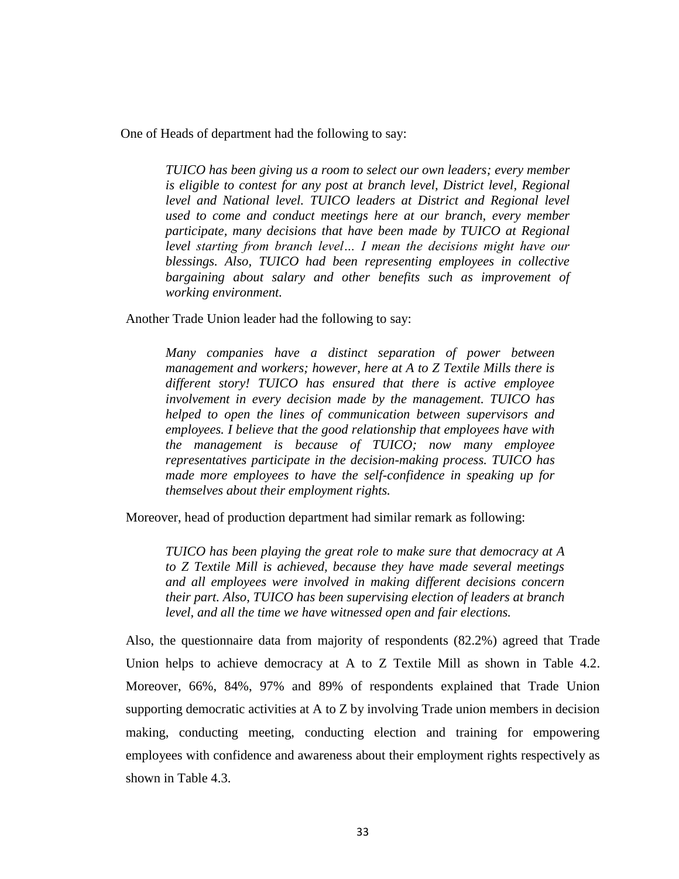One of Heads of department had the following to say:

> *TUICO has been giving us a room to select our own leaders; every member is eligible to contest for any post at branch level, District level, Regional level and National level. TUICO leaders at District and Regional level used to come and conduct meetings here at our branch, every member participate, many decisions that have been made by TUICO at Regional level starting from branch level… I mean the decisions might have our blessings. Also, TUICO had been representing employees in collective bargaining about salary and other benefits such as improvement of working environment.*

Another Trade Union leader had the following to say:

> *Many companies have a distinct separation of power between management and workers; however, here at A to Z Textile Mills there is different story! TUICO has ensured that there is active employee involvement in every decision made by the management. TUICO has helped to open the lines of communication between supervisors and employees. I believe that the good relationship that employees have with the management is because of TUICO; now many employee representatives participate in the decision-making process. TUICO has made more employees to have the self-confidence in speaking up for themselves about their employment rights.*

Moreover, head of production department had similar remark as following:

> *TUICO has been playing the great role to make sure that democracy at A to Z Textile Mill is achieved, because they have made several meetings and all employees were involved in making different decisions concern their part. Also, TUICO has been supervising election of leaders at branch level, and all the time we have witnessed open and fair elections.*

Also, the questionnaire data from majority of respondents (82.2%) agreed that Trade Union helps to achieve democracy at A to Z Textile Mill as shown in Table 4.2. Moreover, 66%, 84%, 97% and 89% of respondents explained that Trade Union supporting democratic activities at A to Z by involving Trade union members in decision making, conducting meeting, conducting election and training for empowering employees with confidence and awareness about their employment rights respectively as shown in Table 4.3.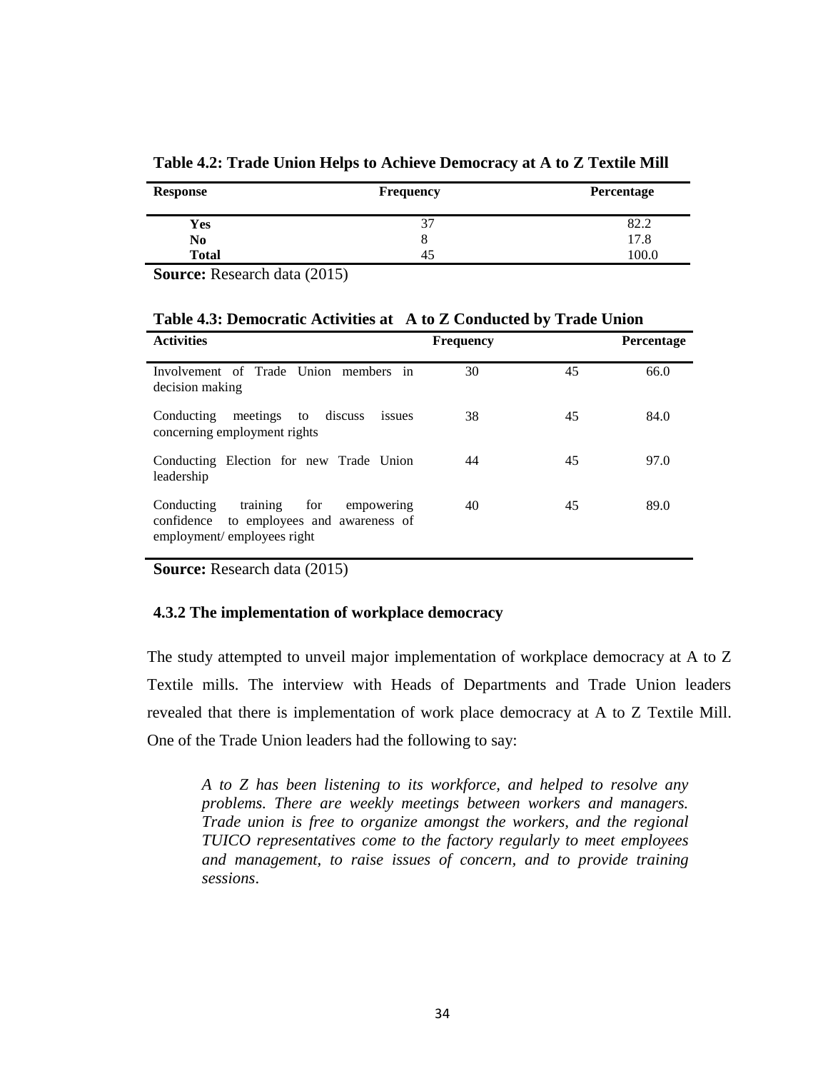**Table 4.2: Trade Union Helps to Achieve Democracy at A to Z Textile Mill**

| Response | Frequency | Percentage |
|---|---|---|
| **Yes** | 37 | 82.2 |
| **No** | 8 | 17.8 |
| **Total** | 45 | 100.0 |

**Source:** Research data (2015)

**Table 4.3: Democratic Activities at A to Z Conducted by Trade Union**

| Activities | Frequency | | Percentage |
|---|---|---|---|
| Involvement of Trade Union members in decision making | 30 | 45 | 66.0 |
| Conducting meetings to discuss issues concerning employment rights | 38 | 45 | 84.0 |
| Conducting Election for new Trade Union leadership | 44 | 45 | 97.0 |
| Conducting training for empowering confidence to employees and awareness of employment/ employees right | 40 | 45 | 89.0 |

**Source:** Research data (2015)

### 4.3.2 The implementation of workplace democracy

The study attempted to unveil major implementation of workplace democracy at A to Z Textile mills. The interview with Heads of Departments and Trade Union leaders revealed that there is implementation of work place democracy at A to Z Textile Mill. One of the Trade Union leaders had the following to say:

> *A to Z has been listening to its workforce, and helped to resolve any problems. There are weekly meetings between workers and managers. Trade union is free to organize amongst the workers, and the regional TUICO representatives come to the factory regularly to meet employees and management, to raise issues of concern, and to provide training sessions*.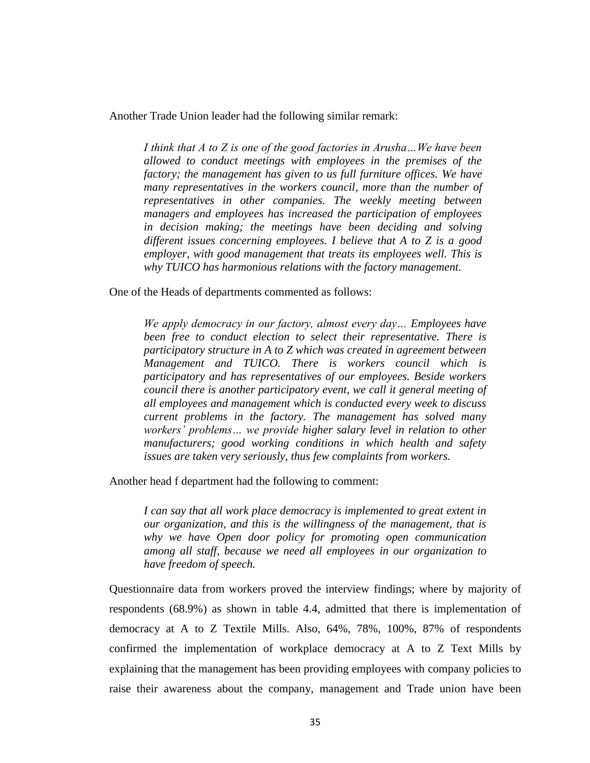Another Trade Union leader had the following similar remark:

> *I think that A to Z is one of the good factories in Arusha…We have been allowed to conduct meetings with employees in the premises of the factory; the management has given to us full furniture offices. We have many representatives in the workers council, more than the number of representatives in other companies. The weekly meeting between managers and employees has increased the participation of employees in decision making; the meetings have been deciding and solving different issues concerning employees. I believe that A to Z is a good employer, with good management that treats its employees well. This is why TUICO has harmonious relations with the factory management.*

One of the Heads of departments commented as follows:

> *We apply democracy in our factory, almost every day… Employees have been free to conduct election to select their representative. There is participatory structure in A to Z which was created in agreement between Management and TUICO. There is workers council which is participatory and has representatives of our employees. Beside workers council there is another participatory event, we call it general meeting of all employees and management which is conducted every week to discuss current problems in the factory. The management has solved many workers' problems… we provide higher salary level in relation to other manufacturers; good working conditions in which health and safety issues are taken very seriously, thus few complaints from workers.*

Another head f department had the following to comment:

> *I can say that all work place democracy is implemented to great extent in our organization, and this is the willingness of the management, that is why we have Open door policy for promoting open communication among all staff, because we need all employees in our organization to have freedom of speech.*

Questionnaire data from workers proved the interview findings; where by majority of respondents (68.9%) as shown in table 4.4, admitted that there is implementation of democracy at A to Z Textile Mills. Also, 64%, 78%, 100%, 87% of respondents confirmed the implementation of workplace democracy at A to Z Text Mills by explaining that the management has been providing employees with company policies to raise their awareness about the company, management and Trade union have been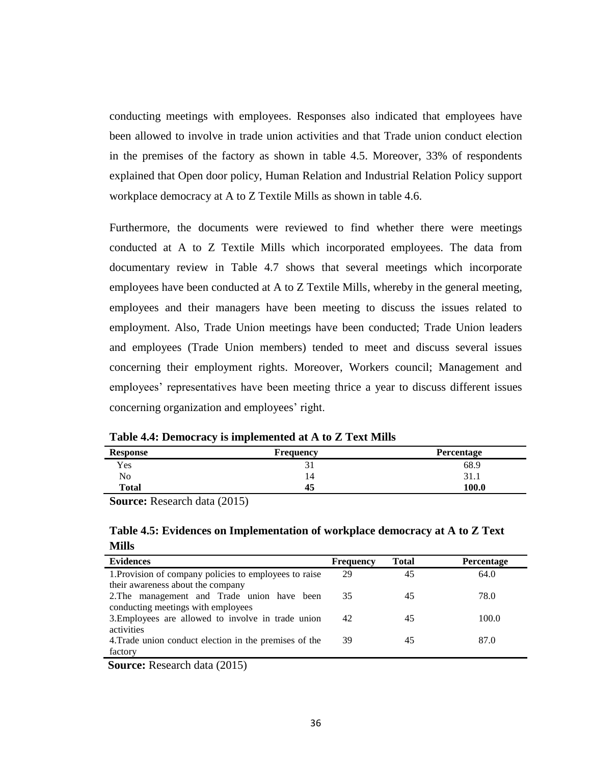conducting meetings with employees. Responses also indicated that employees have been allowed to involve in trade union activities and that Trade union conduct election in the premises of the factory as shown in table 4.5. Moreover, 33% of respondents explained that Open door policy, Human Relation and Industrial Relation Policy support workplace democracy at A to Z Textile Mills as shown in table 4.6.

Furthermore, the documents were reviewed to find whether there were meetings conducted at A to Z Textile Mills which incorporated employees. The data from documentary review in Table 4.7 shows that several meetings which incorporate employees have been conducted at A to Z Textile Mills, whereby in the general meeting, employees and their managers have been meeting to discuss the issues related to employment. Also, Trade Union meetings have been conducted; Trade Union leaders and employees (Trade Union members) tended to meet and discuss several issues concerning their employment rights. Moreover, Workers council; Management and employees' representatives have been meeting thrice a year to discuss different issues concerning organization and employees' right.

**Table 4.4: Democracy is implemented at A to Z Text Mills**

| Response | Frequency | Percentage |
|---|---|---|
| Yes | 31 | 68.9 |
| No | 14 | 31.1 |
| **Total** | **45** | **100.0** |

**Source:** Research data (2015)

**Table 4.5: Evidences on Implementation of workplace democracy at A to Z Text Mills**

| Evidences | Frequency | Total | Percentage |
|---|---|---|---|
| 1.Provision of company policies to employees to raise their awareness about the company | 29 | 45 | 64.0 |
| 2.The management and Trade union have been conducting meetings with employees | 35 | 45 | 78.0 |
| 3.Employees are allowed to involve in trade union activities | 42 | 45 | 100.0 |
| 4.Trade union conduct election in the premises of the factory | 39 | 45 | 87.0 |

**Source:** Research data (2015)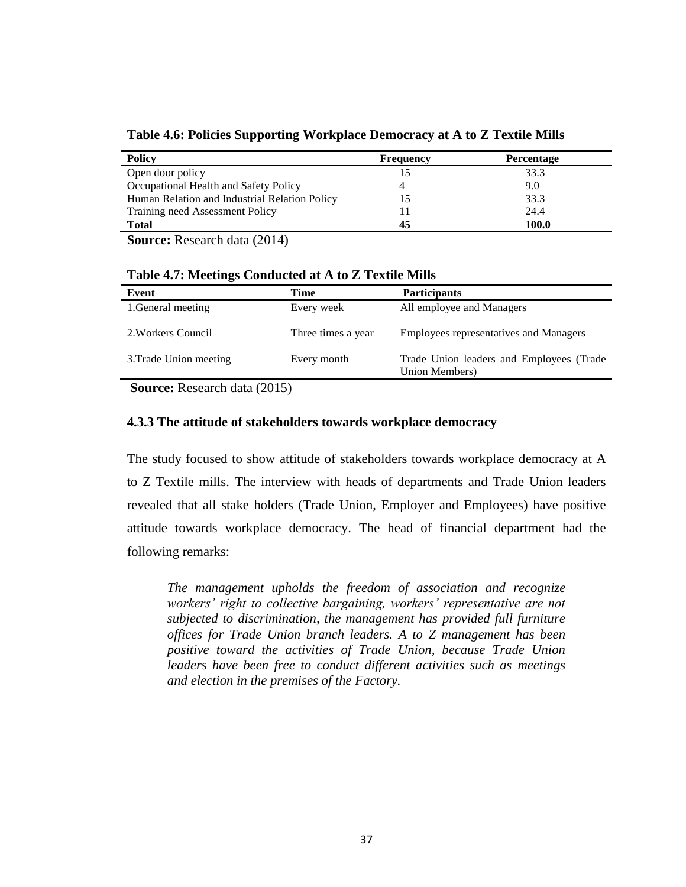**Table 4.6: Policies Supporting Workplace Democracy at A to Z Textile Mills**

| Policy | Frequency | Percentage |
|---|---|---|
| Open door policy | 15 | 33.3 |
| Occupational Health and Safety Policy | 4 | 9.0 |
| Human Relation and Industrial Relation Policy | 15 | 33.3 |
| Training need Assessment Policy | 11 | 24.4 |
| **Total** | **45** | **100.0** |

**Source:** Research data (2014)

**Table 4.7: Meetings Conducted at A to Z Textile Mills**

| Event | Time | Participants |
|---|---|---|
| 1.General meeting | Every week | All employee and Managers |
| 2.Workers Council | Three times a year | Employees representatives and Managers |
| 3.Trade Union meeting | Every month | Trade Union leaders and Employees (Trade Union Members) |

**Source:** Research data (2015)

### 4.3.3 The attitude of stakeholders towards workplace democracy

The study focused to show attitude of stakeholders towards workplace democracy at A to Z Textile mills. The interview with heads of departments and Trade Union leaders revealed that all stake holders (Trade Union, Employer and Employees) have positive attitude towards workplace democracy. The head of financial department had the following remarks:

> *The management upholds the freedom of association and recognize workers' right to collective bargaining, workers' representative are not subjected to discrimination, the management has provided full furniture offices for Trade Union branch leaders. A to Z management has been positive toward the activities of Trade Union, because Trade Union leaders have been free to conduct different activities such as meetings and election in the premises of the Factory.*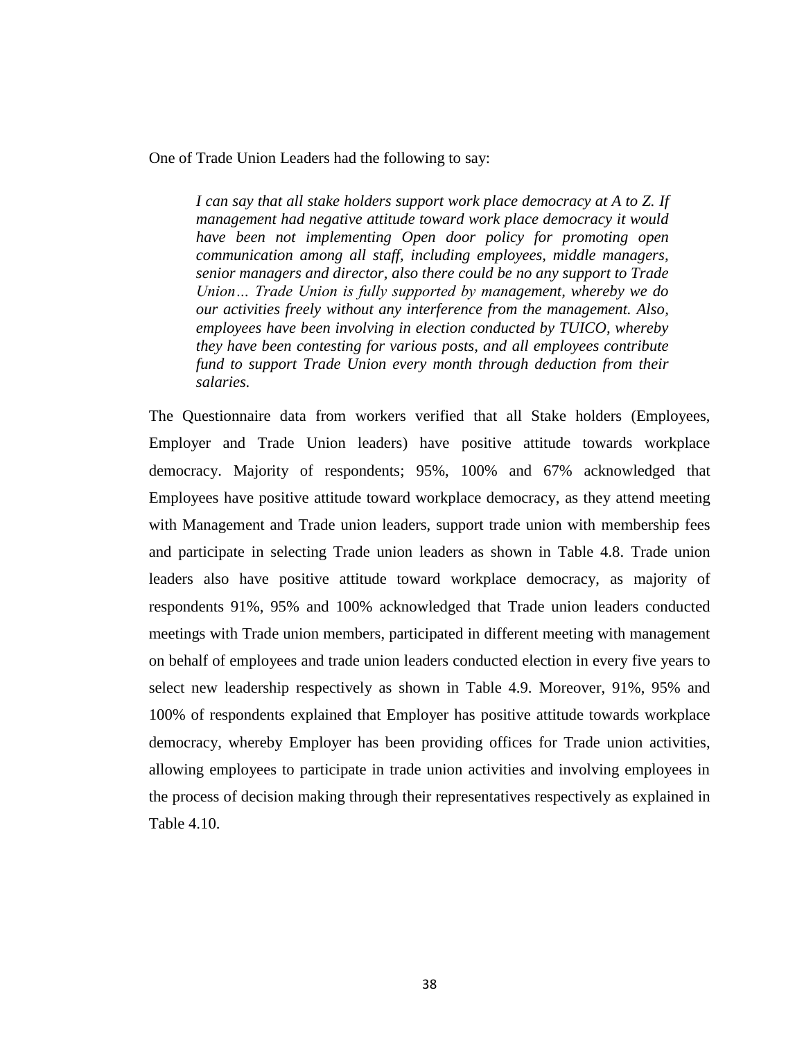One of Trade Union Leaders had the following to say:

> *I can say that all stake holders support work place democracy at A to Z. If management had negative attitude toward work place democracy it would have been not implementing Open door policy for promoting open communication among all staff, including employees, middle managers, senior managers and director, also there could be no any support to Trade Union… Trade Union is fully supported by management, whereby we do our activities freely without any interference from the management. Also, employees have been involving in election conducted by TUICO, whereby they have been contesting for various posts, and all employees contribute fund to support Trade Union every month through deduction from their salaries.*

The Questionnaire data from workers verified that all Stake holders (Employees, Employer and Trade Union leaders) have positive attitude towards workplace democracy. Majority of respondents; 95%, 100% and 67% acknowledged that Employees have positive attitude toward workplace democracy, as they attend meeting with Management and Trade union leaders, support trade union with membership fees and participate in selecting Trade union leaders as shown in Table 4.8. Trade union leaders also have positive attitude toward workplace democracy, as majority of respondents 91%, 95% and 100% acknowledged that Trade union leaders conducted meetings with Trade union members, participated in different meeting with management on behalf of employees and trade union leaders conducted election in every five years to select new leadership respectively as shown in Table 4.9. Moreover, 91%, 95% and 100% of respondents explained that Employer has positive attitude towards workplace democracy, whereby Employer has been providing offices for Trade union activities, allowing employees to participate in trade union activities and involving employees in the process of decision making through their representatives respectively as explained in Table 4.10.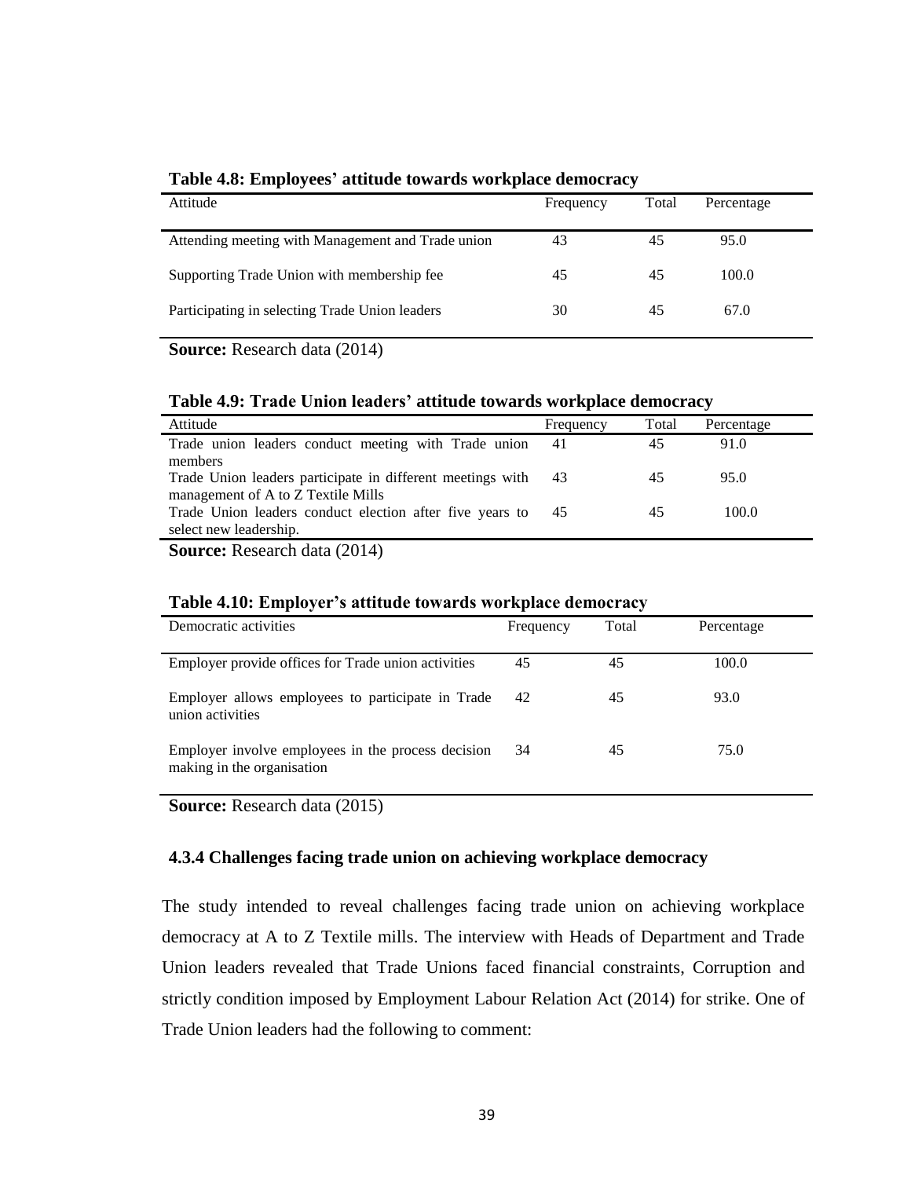**Table 4.8: Employees' attitude towards workplace democracy**

| Attitude | Frequency | Total | Percentage |
|---|---|---|---|
| Attending meeting with Management and Trade union | 43 | 45 | 95.0 |
| Supporting Trade Union with membership fee | 45 | 45 | 100.0 |
| Participating in selecting Trade Union leaders | 30 | 45 | 67.0 |

**Source:** Research data (2014)

**Table 4.9: Trade Union leaders' attitude towards workplace democracy**

| Attitude | Frequency | Total | Percentage |
|---|---|---|---|
| Trade union leaders conduct meeting with Trade union members | 41 | 45 | 91.0 |
| Trade Union leaders participate in different meetings with management of A to Z Textile Mills | 43 | 45 | 95.0 |
| Trade Union leaders conduct election after five years to select new leadership. | 45 | 45 | 100.0 |

**Source:** Research data (2014)

**Table 4.10: Employer's attitude towards workplace democracy**

| Democratic activities | Frequency | Total | Percentage |
|---|---|---|---|
| Employer provide offices for Trade union activities | 45 | 45 | 100.0 |
| Employer allows employees to participate in Trade union activities | 42 | 45 | 93.0 |
| Employer involve employees in the process decision making in the organisation | 34 | 45 | 75.0 |

**Source:** Research data (2015)

### 4.3.4 Challenges facing trade union on achieving workplace democracy

The study intended to reveal challenges facing trade union on achieving workplace democracy at A to Z Textile mills. The interview with Heads of Department and Trade Union leaders revealed that Trade Unions faced financial constraints, Corruption and strictly condition imposed by Employment Labour Relation Act (2014) for strike. One of Trade Union leaders had the following to comment: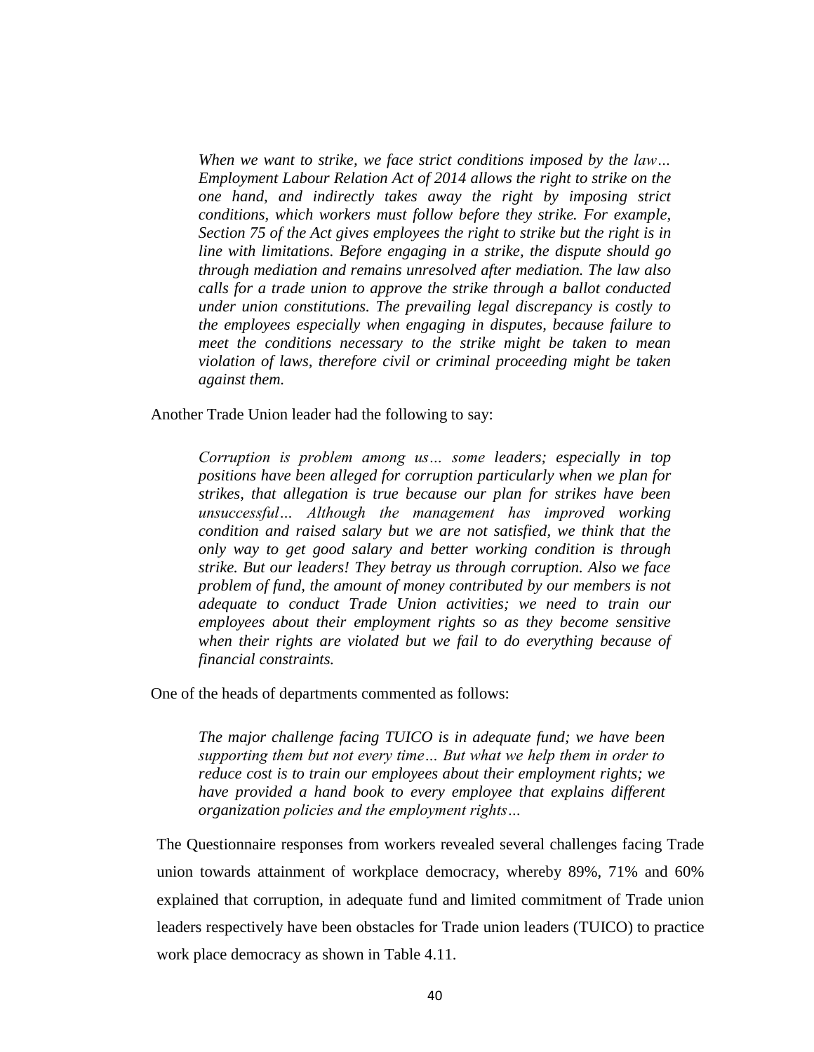> *When we want to strike, we face strict conditions imposed by the law… Employment Labour Relation Act of 2014 allows the right to strike on the one hand, and indirectly takes away the right by imposing strict conditions, which workers must follow before they strike. For example, Section 75 of the Act gives employees the right to strike but the right is in line with limitations. Before engaging in a strike, the dispute should go through mediation and remains unresolved after mediation. The law also calls for a trade union to approve the strike through a ballot conducted under union constitutions. The prevailing legal discrepancy is costly to the employees especially when engaging in disputes, because failure to meet the conditions necessary to the strike might be taken to mean violation of laws, therefore civil or criminal proceeding might be taken against them.*

Another Trade Union leader had the following to say:

> *Corruption is problem among us… some leaders; especially in top positions have been alleged for corruption particularly when we plan for strikes, that allegation is true because our plan for strikes have been unsuccessful… Although the management has improved working condition and raised salary but we are not satisfied, we think that the only way to get good salary and better working condition is through strike. But our leaders! They betray us through corruption. Also we face problem of fund, the amount of money contributed by our members is not adequate to conduct Trade Union activities; we need to train our employees about their employment rights so as they become sensitive when their rights are violated but we fail to do everything because of financial constraints.*

One of the heads of departments commented as follows:

> *The major challenge facing TUICO is in adequate fund; we have been supporting them but not every time… But what we help them in order to reduce cost is to train our employees about their employment rights; we have provided a hand book to every employee that explains different organization policies and the employment rights…*

The Questionnaire responses from workers revealed several challenges facing Trade union towards attainment of workplace democracy, whereby 89%, 71% and 60% explained that corruption, in adequate fund and limited commitment of Trade union leaders respectively have been obstacles for Trade union leaders (TUICO) to practice work place democracy as shown in Table 4.11.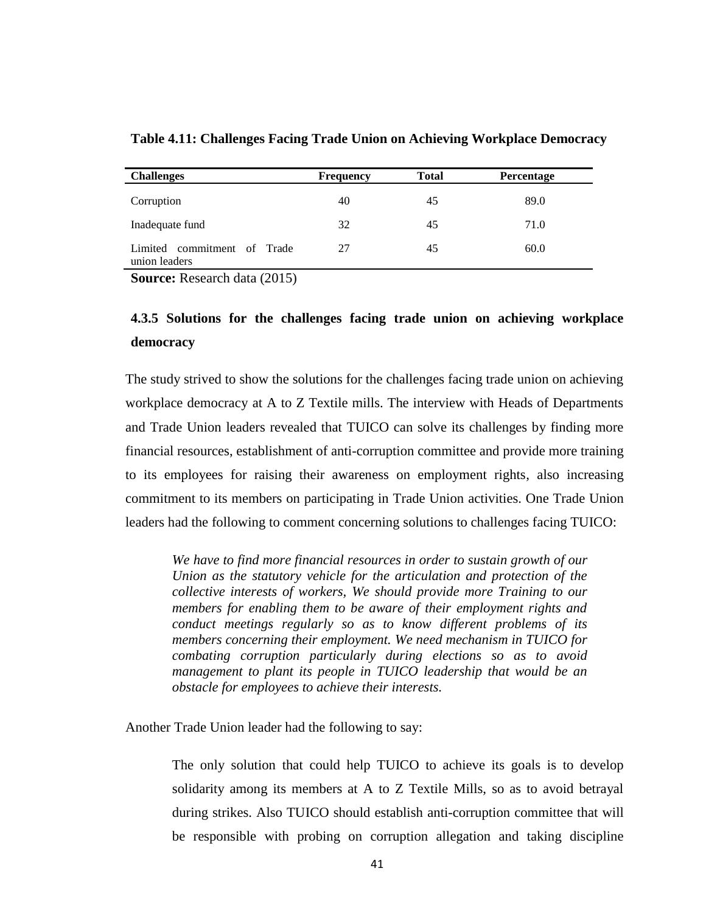**Table 4.11: Challenges Facing Trade Union on Achieving Workplace Democracy**

| Challenges | Frequency | Total | Percentage |
|---|---|---|---|
| Corruption | 40 | 45 | 89.0 |
| Inadequate fund | 32 | 45 | 71.0 |
| Limited commitment of Trade union leaders | 27 | 45 | 60.0 |

**Source:** Research data (2015)

### 4.3.5 Solutions for the challenges facing trade union on achieving workplace democracy

The study strived to show the solutions for the challenges facing trade union on achieving workplace democracy at A to Z Textile mills. The interview with Heads of Departments and Trade Union leaders revealed that TUICO can solve its challenges by finding more financial resources, establishment of anti-corruption committee and provide more training to its employees for raising their awareness on employment rights, also increasing commitment to its members on participating in Trade Union activities. One Trade Union leaders had the following to comment concerning solutions to challenges facing TUICO:

> *We have to find more financial resources in order to sustain growth of our Union as the statutory vehicle for the articulation and protection of the collective interests of workers, We should provide more Training to our members for enabling them to be aware of their employment rights and conduct meetings regularly so as to know different problems of its members concerning their employment. We need mechanism in TUICO for combating corruption particularly during elections so as to avoid management to plant its people in TUICO leadership that would be an obstacle for employees to achieve their interests.*

Another Trade Union leader had the following to say:

> The only solution that could help TUICO to achieve its goals is to develop solidarity among its members at A to Z Textile Mills, so as to avoid betrayal during strikes. Also TUICO should establish anti-corruption committee that will be responsible with probing on corruption allegation and taking discipline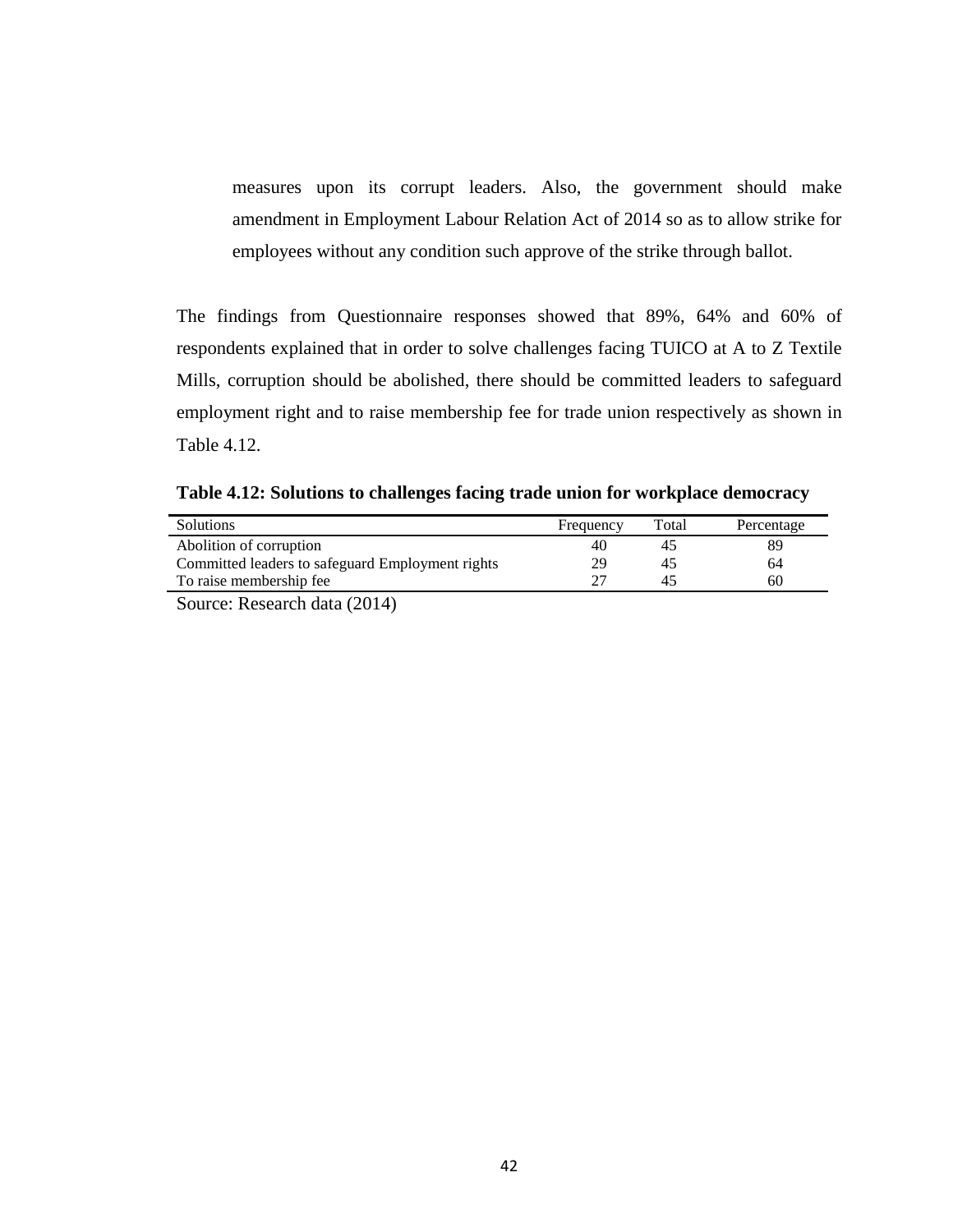measures upon its corrupt leaders. Also, the government should make amendment in Employment Labour Relation Act of 2014 so as to allow strike for employees without any condition such approve of the strike through ballot.

The findings from Questionnaire responses showed that 89%, 64% and 60% of respondents explained that in order to solve challenges facing TUICO at A to Z Textile Mills, corruption should be abolished, there should be committed leaders to safeguard employment right and to raise membership fee for trade union respectively as shown in Table 4.12.

**Table 4.12: Solutions to challenges facing trade union for workplace democracy**

| Solutions | Frequency | Total | Percentage |
|---|---|---|---|
| Abolition of corruption | 40 | 45 | 89 |
| Committed leaders to safeguard Employment rights | 29 | 45 | 64 |
| To raise membership fee | 27 | 45 | 60 |

Source: Research data (2014)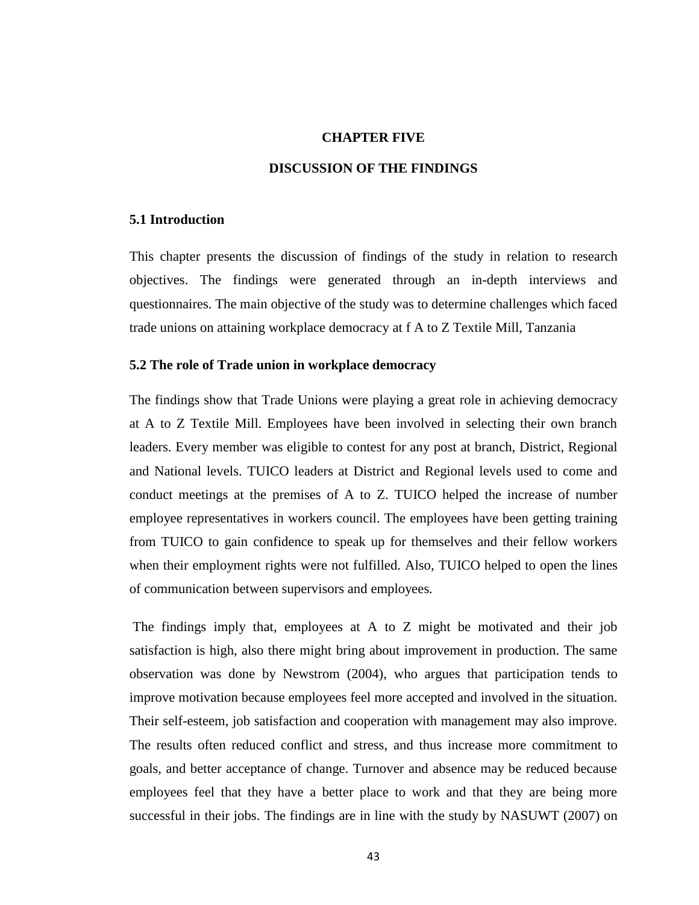# CHAPTER FIVE

# DISCUSSION OF THE FINDINGS

## 5.1 Introduction

This chapter presents the discussion of findings of the study in relation to research objectives. The findings were generated through an in-depth interviews and questionnaires. The main objective of the study was to determine challenges which faced trade unions on attaining workplace democracy at f A to Z Textile Mill, Tanzania

## 5.2 The role of Trade union in workplace democracy

The findings show that Trade Unions were playing a great role in achieving democracy at A to Z Textile Mill. Employees have been involved in selecting their own branch leaders. Every member was eligible to contest for any post at branch, District, Regional and National levels. TUICO leaders at District and Regional levels used to come and conduct meetings at the premises of A to Z. TUICO helped the increase of number employee representatives in workers council. The employees have been getting training from TUICO to gain confidence to speak up for themselves and their fellow workers when their employment rights were not fulfilled. Also, TUICO helped to open the lines of communication between supervisors and employees.

The findings imply that, employees at A to Z might be motivated and their job satisfaction is high, also there might bring about improvement in production. The same observation was done by Newstrom (2004), who argues that participation tends to improve motivation because employees feel more accepted and involved in the situation. Their self-esteem, job satisfaction and cooperation with management may also improve. The results often reduced conflict and stress, and thus increase more commitment to goals, and better acceptance of change. Turnover and absence may be reduced because employees feel that they have a better place to work and that they are being more successful in their jobs. The findings are in line with the study by NASUWT (2007) on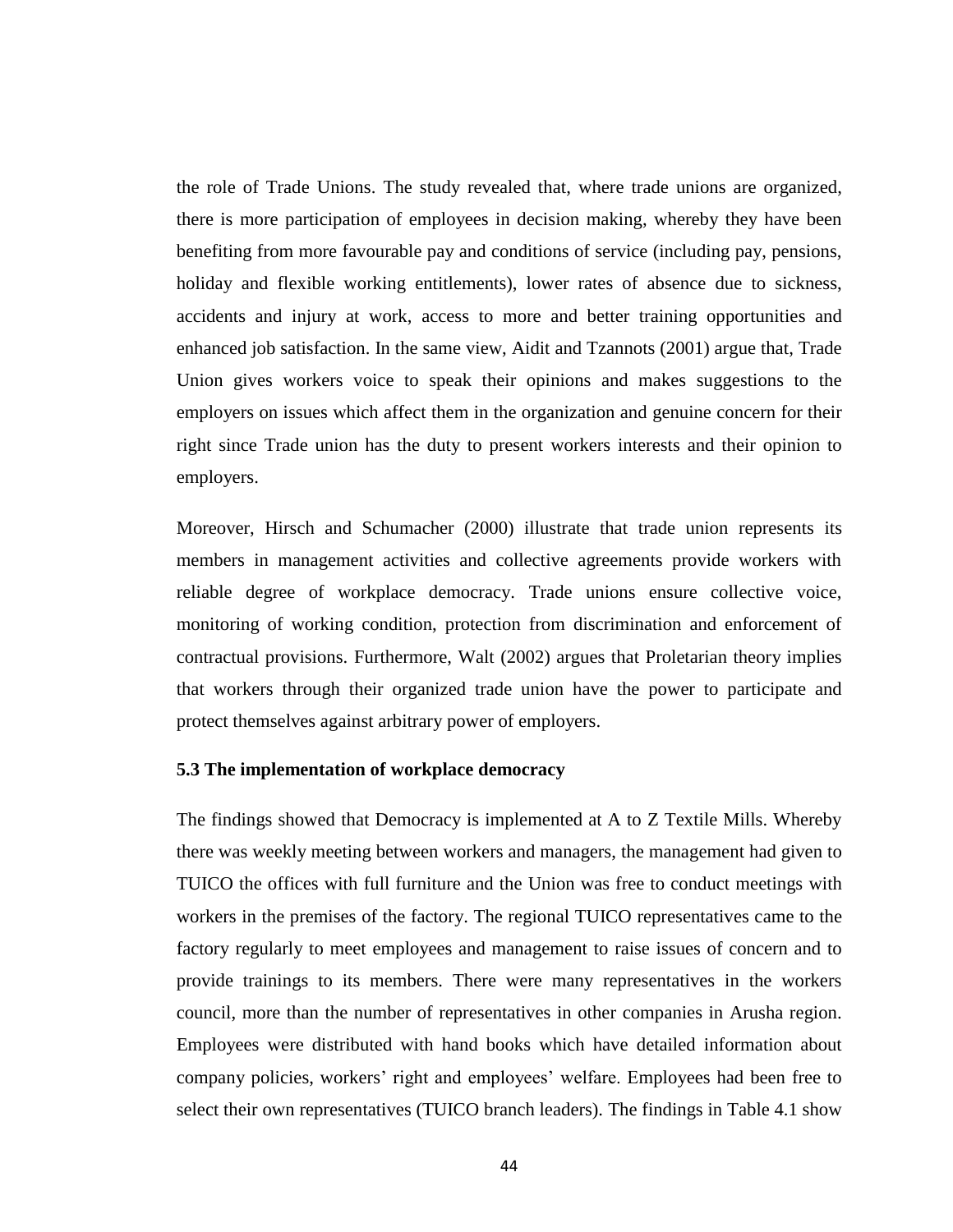the role of Trade Unions. The study revealed that, where trade unions are organized, there is more participation of employees in decision making, whereby they have been benefiting from more favourable pay and conditions of service (including pay, pensions, holiday and flexible working entitlements), lower rates of absence due to sickness, accidents and injury at work, access to more and better training opportunities and enhanced job satisfaction. In the same view, Aidit and Tzannots (2001) argue that, Trade Union gives workers voice to speak their opinions and makes suggestions to the employers on issues which affect them in the organization and genuine concern for their right since Trade union has the duty to present workers interests and their opinion to employers.

Moreover, Hirsch and Schumacher (2000) illustrate that trade union represents its members in management activities and collective agreements provide workers with reliable degree of workplace democracy. Trade unions ensure collective voice, monitoring of working condition, protection from discrimination and enforcement of contractual provisions. Furthermore, Walt (2002) argues that Proletarian theory implies that workers through their organized trade union have the power to participate and protect themselves against arbitrary power of employers.

### 5.3 The implementation of workplace democracy

The findings showed that Democracy is implemented at A to Z Textile Mills. Whereby there was weekly meeting between workers and managers, the management had given to TUICO the offices with full furniture and the Union was free to conduct meetings with workers in the premises of the factory. The regional TUICO representatives came to the factory regularly to meet employees and management to raise issues of concern and to provide trainings to its members. There were many representatives in the workers council, more than the number of representatives in other companies in Arusha region. Employees were distributed with hand books which have detailed information about company policies, workers' right and employees' welfare. Employees had been free to select their own representatives (TUICO branch leaders). The findings in Table 4.1 show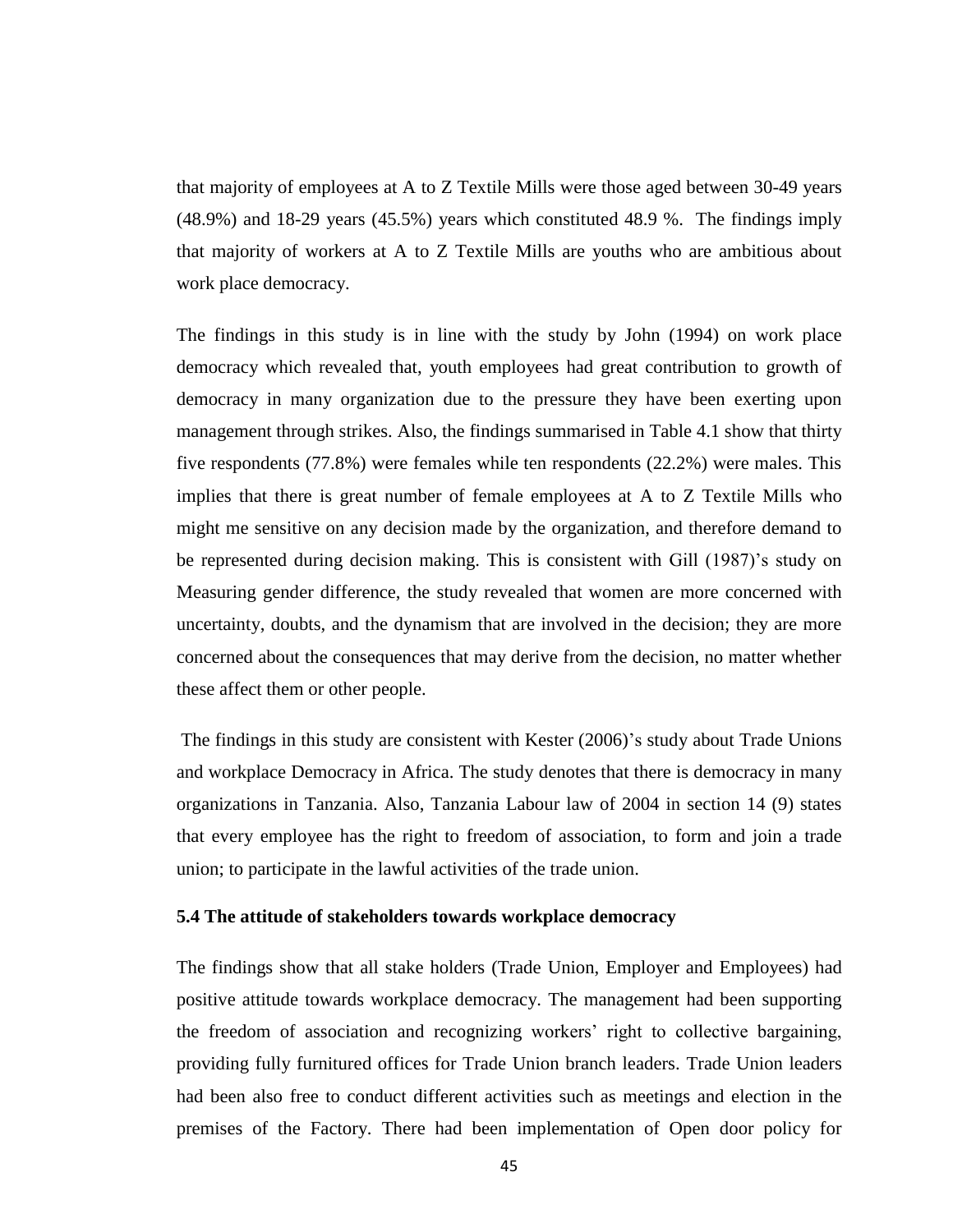that majority of employees at A to Z Textile Mills were those aged between 30-49 years (48.9%) and 18-29 years (45.5%) years which constituted 48.9 %. The findings imply that majority of workers at A to Z Textile Mills are youths who are ambitious about work place democracy.

The findings in this study is in line with the study by John (1994) on work place democracy which revealed that, youth employees had great contribution to growth of democracy in many organization due to the pressure they have been exerting upon management through strikes. Also, the findings summarised in Table 4.1 show that thirty five respondents (77.8%) were females while ten respondents (22.2%) were males. This implies that there is great number of female employees at A to Z Textile Mills who might me sensitive on any decision made by the organization, and therefore demand to be represented during decision making. This is consistent with Gill (1987)'s study on Measuring gender difference, the study revealed that women are more concerned with uncertainty, doubts, and the dynamism that are involved in the decision; they are more concerned about the consequences that may derive from the decision, no matter whether these affect them or other people.

The findings in this study are consistent with Kester (2006)'s study about Trade Unions and workplace Democracy in Africa. The study denotes that there is democracy in many organizations in Tanzania. Also, Tanzania Labour law of 2004 in section 14 (9) states that every employee has the right to freedom of association, to form and join a trade union; to participate in the lawful activities of the trade union.

### 5.4 The attitude of stakeholders towards workplace democracy

The findings show that all stake holders (Trade Union, Employer and Employees) had positive attitude towards workplace democracy. The management had been supporting the freedom of association and recognizing workers' right to collective bargaining, providing fully furnitured offices for Trade Union branch leaders. Trade Union leaders had been also free to conduct different activities such as meetings and election in the premises of the Factory. There had been implementation of Open door policy for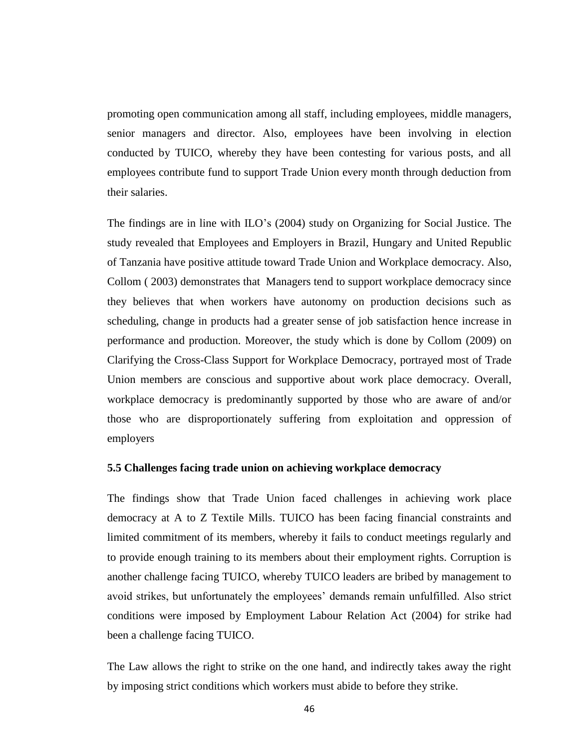promoting open communication among all staff, including employees, middle managers, senior managers and director. Also, employees have been involving in election conducted by TUICO, whereby they have been contesting for various posts, and all employees contribute fund to support Trade Union every month through deduction from their salaries.

The findings are in line with ILO's (2004) study on Organizing for Social Justice. The study revealed that Employees and Employers in Brazil, Hungary and United Republic of Tanzania have positive attitude toward Trade Union and Workplace democracy. Also, Collom ( 2003) demonstrates that Managers tend to support workplace democracy since they believes that when workers have autonomy on production decisions such as scheduling, change in products had a greater sense of job satisfaction hence increase in performance and production. Moreover, the study which is done by Collom (2009) on Clarifying the Cross-Class Support for Workplace Democracy, portrayed most of Trade Union members are conscious and supportive about work place democracy. Overall, workplace democracy is predominantly supported by those who are aware of and/or those who are disproportionately suffering from exploitation and oppression of employers

### 5.5 Challenges facing trade union on achieving workplace democracy

The findings show that Trade Union faced challenges in achieving work place democracy at A to Z Textile Mills. TUICO has been facing financial constraints and limited commitment of its members, whereby it fails to conduct meetings regularly and to provide enough training to its members about their employment rights. Corruption is another challenge facing TUICO, whereby TUICO leaders are bribed by management to avoid strikes, but unfortunately the employees' demands remain unfulfilled. Also strict conditions were imposed by Employment Labour Relation Act (2004) for strike had been a challenge facing TUICO.

The Law allows the right to strike on the one hand, and indirectly takes away the right by imposing strict conditions which workers must abide to before they strike.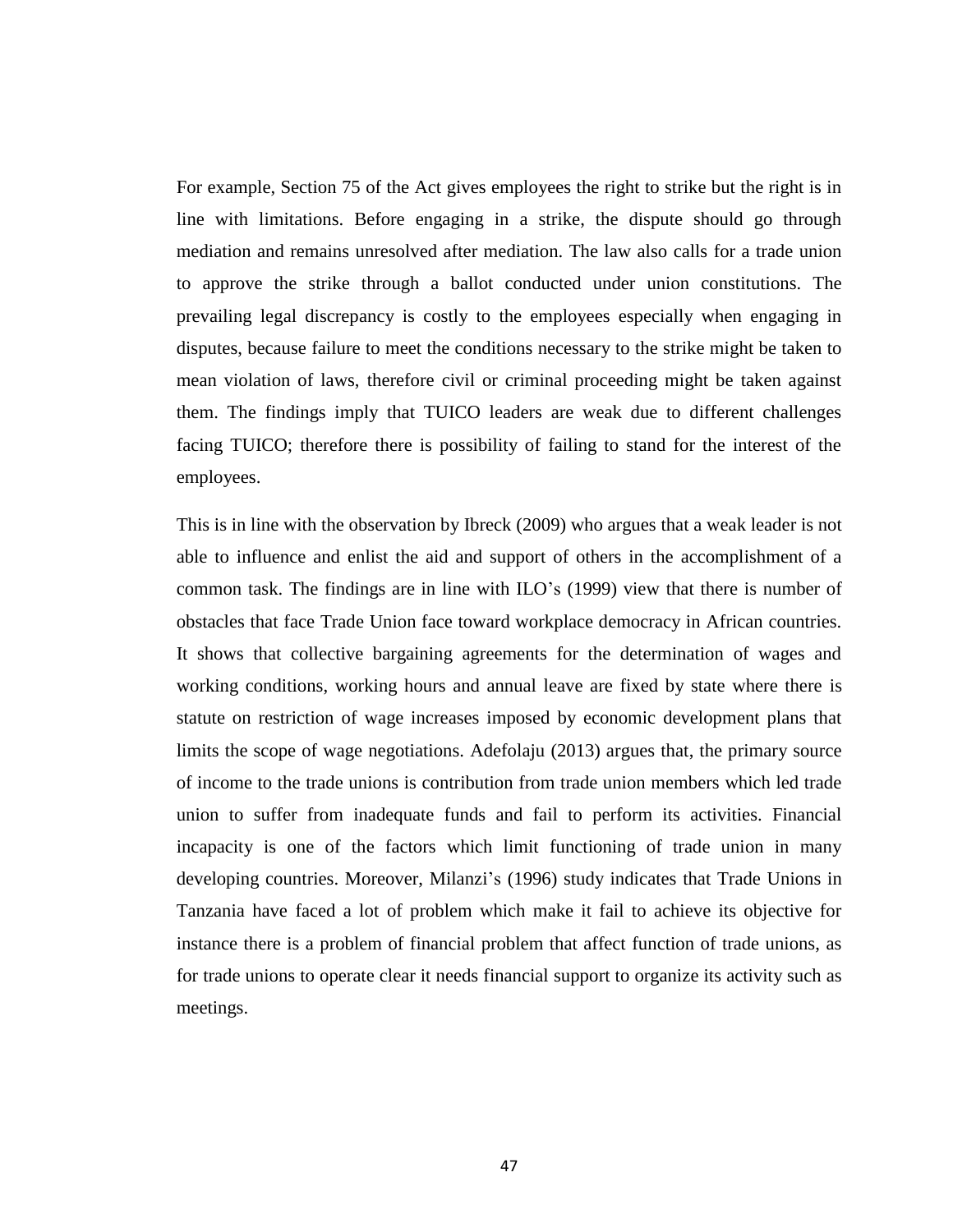For example, Section 75 of the Act gives employees the right to strike but the right is in line with limitations. Before engaging in a strike, the dispute should go through mediation and remains unresolved after mediation. The law also calls for a trade union to approve the strike through a ballot conducted under union constitutions. The prevailing legal discrepancy is costly to the employees especially when engaging in disputes, because failure to meet the conditions necessary to the strike might be taken to mean violation of laws, therefore civil or criminal proceeding might be taken against them. The findings imply that TUICO leaders are weak due to different challenges facing TUICO; therefore there is possibility of failing to stand for the interest of the employees.

This is in line with the observation by Ibreck (2009) who argues that a weak leader is not able to influence and enlist the aid and support of others in the accomplishment of a common task. The findings are in line with ILO's (1999) view that there is number of obstacles that face Trade Union face toward workplace democracy in African countries. It shows that collective bargaining agreements for the determination of wages and working conditions, working hours and annual leave are fixed by state where there is statute on restriction of wage increases imposed by economic development plans that limits the scope of wage negotiations. Adefolaju (2013) argues that, the primary source of income to the trade unions is contribution from trade union members which led trade union to suffer from inadequate funds and fail to perform its activities. Financial incapacity is one of the factors which limit functioning of trade union in many developing countries. Moreover, Milanzi's (1996) study indicates that Trade Unions in Tanzania have faced a lot of problem which make it fail to achieve its objective for instance there is a problem of financial problem that affect function of trade unions, as for trade unions to operate clear it needs financial support to organize its activity such as meetings.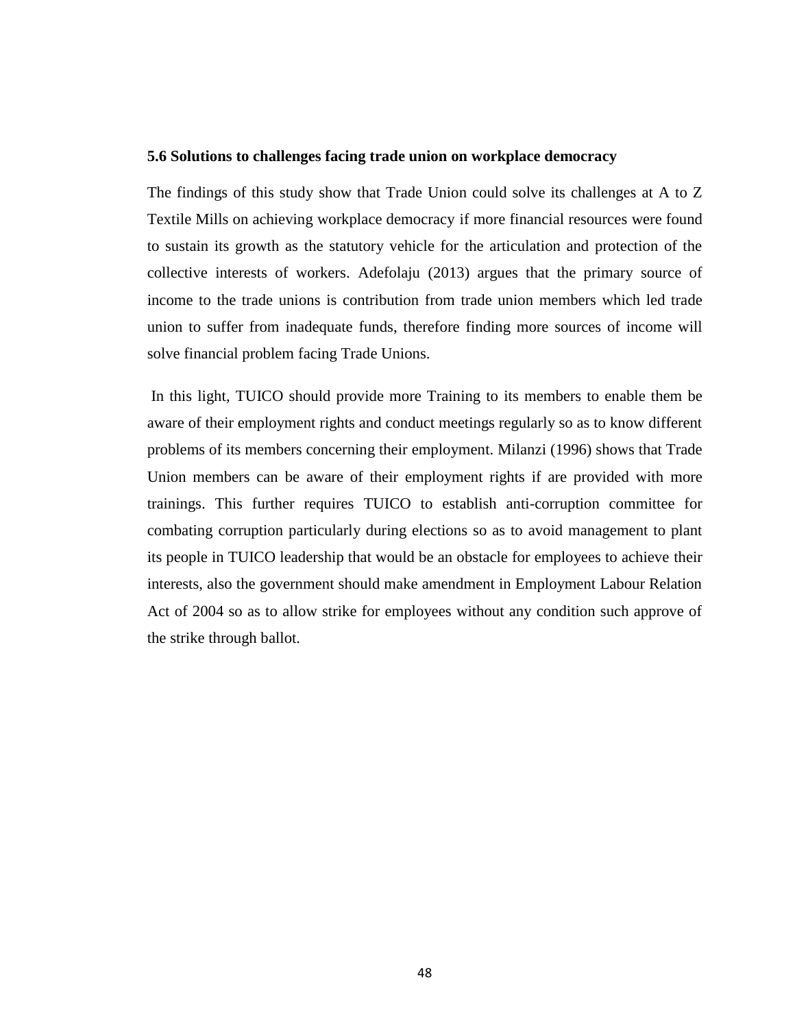### 5.6 Solutions to challenges facing trade union on workplace democracy

The findings of this study show that Trade Union could solve its challenges at A to Z Textile Mills on achieving workplace democracy if more financial resources were found to sustain its growth as the statutory vehicle for the articulation and protection of the collective interests of workers. Adefolaju (2013) argues that the primary source of income to the trade unions is contribution from trade union members which led trade union to suffer from inadequate funds, therefore finding more sources of income will solve financial problem facing Trade Unions.

In this light, TUICO should provide more Training to its members to enable them be aware of their employment rights and conduct meetings regularly so as to know different problems of its members concerning their employment. Milanzi (1996) shows that Trade Union members can be aware of their employment rights if are provided with more trainings. This further requires TUICO to establish anti-corruption committee for combating corruption particularly during elections so as to avoid management to plant its people in TUICO leadership that would be an obstacle for employees to achieve their interests, also the government should make amendment in Employment Labour Relation Act of 2004 so as to allow strike for employees without any condition such approve of the strike through ballot.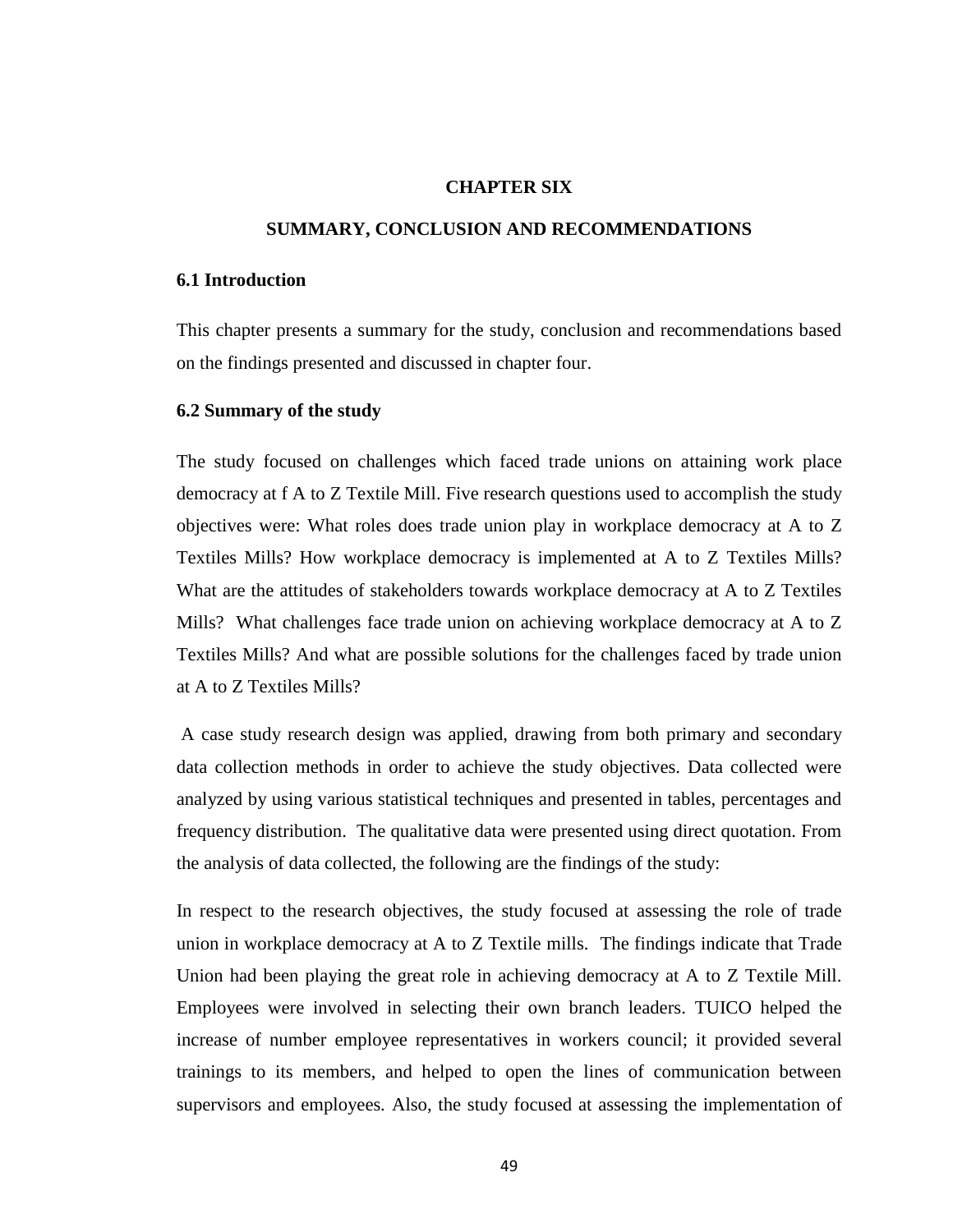# CHAPTER SIX

## SUMMARY, CONCLUSION AND RECOMMENDATIONS

### 6.1 Introduction

This chapter presents a summary for the study, conclusion and recommendations based on the findings presented and discussed in chapter four.

### 6.2 Summary of the study

The study focused on challenges which faced trade unions on attaining work place democracy at f A to Z Textile Mill. Five research questions used to accomplish the study objectives were: What roles does trade union play in workplace democracy at A to Z Textiles Mills? How workplace democracy is implemented at A to Z Textiles Mills? What are the attitudes of stakeholders towards workplace democracy at A to Z Textiles Mills? What challenges face trade union on achieving workplace democracy at A to Z Textiles Mills? And what are possible solutions for the challenges faced by trade union at A to Z Textiles Mills?

A case study research design was applied, drawing from both primary and secondary data collection methods in order to achieve the study objectives. Data collected were analyzed by using various statistical techniques and presented in tables, percentages and frequency distribution. The qualitative data were presented using direct quotation. From the analysis of data collected, the following are the findings of the study:

In respect to the research objectives, the study focused at assessing the role of trade union in workplace democracy at A to Z Textile mills. The findings indicate that Trade Union had been playing the great role in achieving democracy at A to Z Textile Mill. Employees were involved in selecting their own branch leaders. TUICO helped the increase of number employee representatives in workers council; it provided several trainings to its members, and helped to open the lines of communication between supervisors and employees. Also, the study focused at assessing the implementation of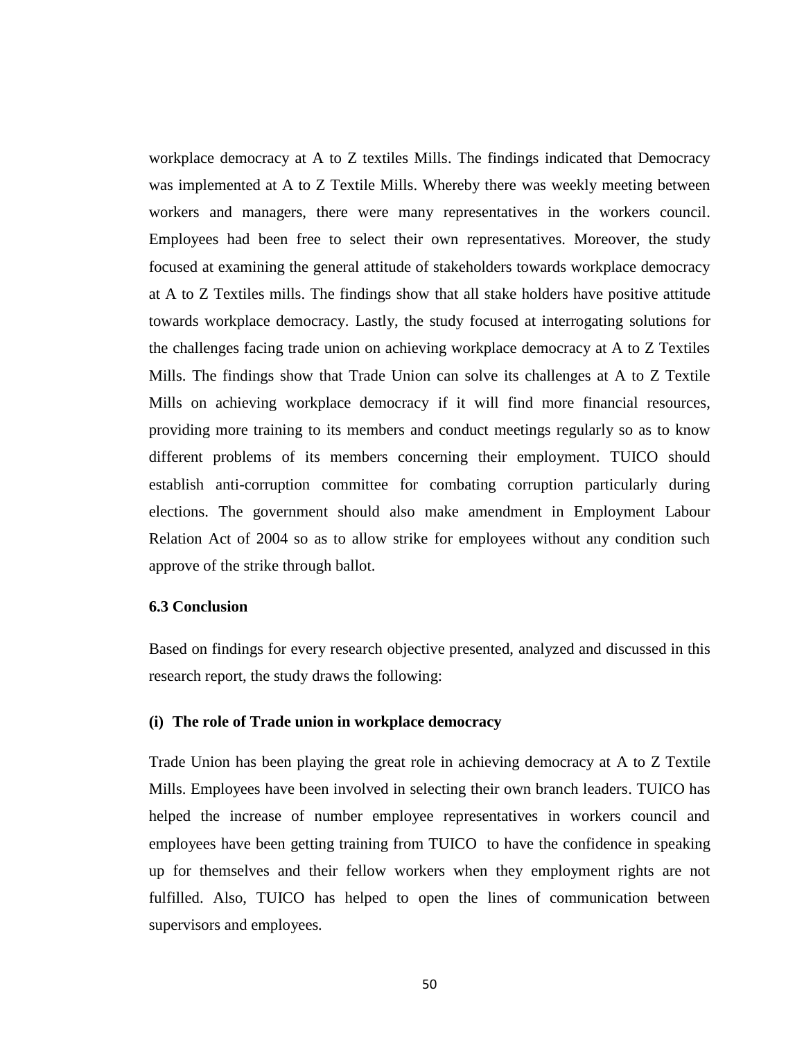workplace democracy at A to Z textiles Mills. The findings indicated that Democracy was implemented at A to Z Textile Mills. Whereby there was weekly meeting between workers and managers, there were many representatives in the workers council. Employees had been free to select their own representatives. Moreover, the study focused at examining the general attitude of stakeholders towards workplace democracy at A to Z Textiles mills. The findings show that all stake holders have positive attitude towards workplace democracy. Lastly, the study focused at interrogating solutions for the challenges facing trade union on achieving workplace democracy at A to Z Textiles Mills. The findings show that Trade Union can solve its challenges at A to Z Textile Mills on achieving workplace democracy if it will find more financial resources, providing more training to its members and conduct meetings regularly so as to know different problems of its members concerning their employment. TUICO should establish anti-corruption committee for combating corruption particularly during elections. The government should also make amendment in Employment Labour Relation Act of 2004 so as to allow strike for employees without any condition such approve of the strike through ballot.

### 6.3 Conclusion

Based on findings for every research objective presented, analyzed and discussed in this research report, the study draws the following:

#### (i) The role of Trade union in workplace democracy

Trade Union has been playing the great role in achieving democracy at A to Z Textile Mills. Employees have been involved in selecting their own branch leaders. TUICO has helped the increase of number employee representatives in workers council and employees have been getting training from TUICO to have the confidence in speaking up for themselves and their fellow workers when they employment rights are not fulfilled. Also, TUICO has helped to open the lines of communication between supervisors and employees.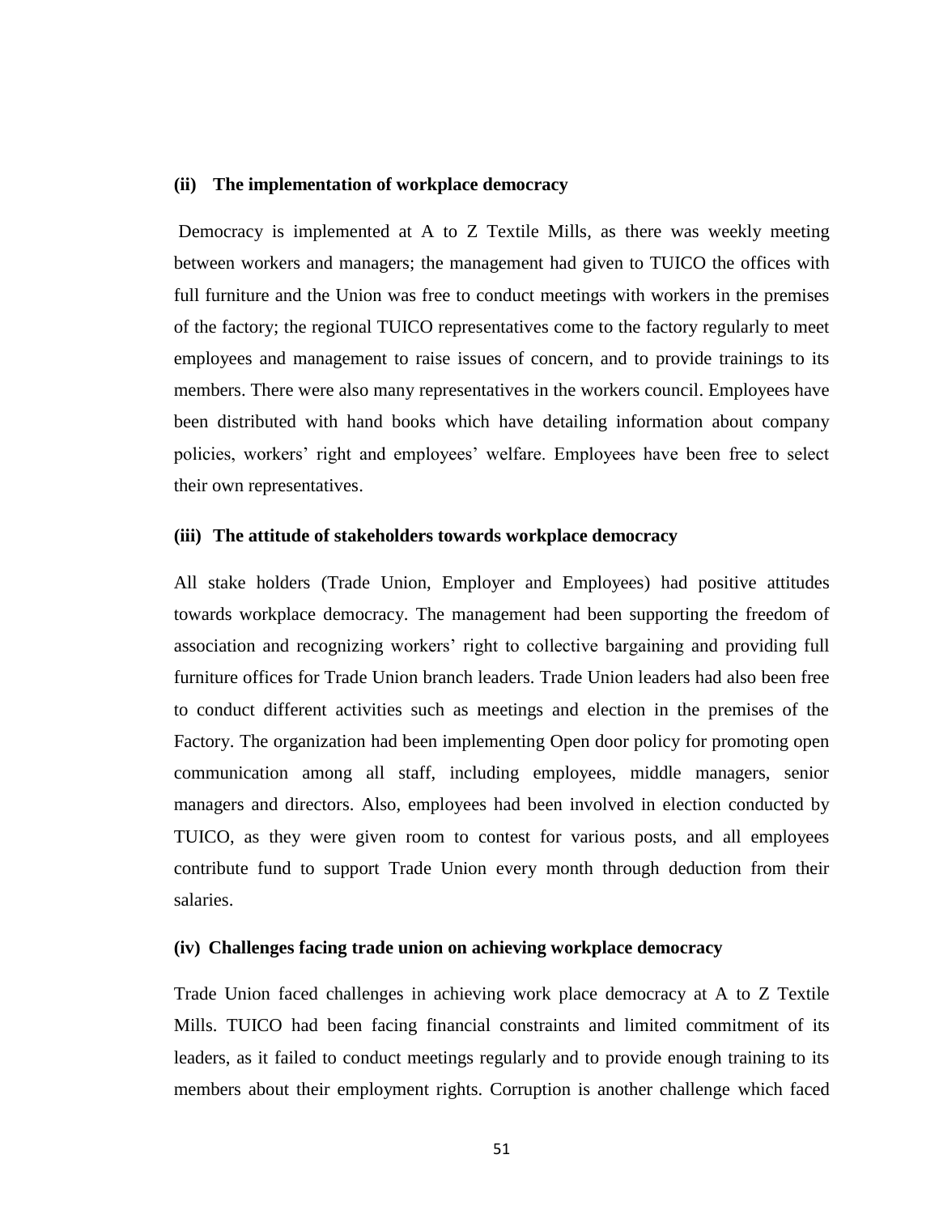**(ii) The implementation of workplace democracy**

Democracy is implemented at A to Z Textile Mills, as there was weekly meeting between workers and managers; the management had given to TUICO the offices with full furniture and the Union was free to conduct meetings with workers in the premises of the factory; the regional TUICO representatives come to the factory regularly to meet employees and management to raise issues of concern, and to provide trainings to its members. There were also many representatives in the workers council. Employees have been distributed with hand books which have detailing information about company policies, workers' right and employees' welfare. Employees have been free to select their own representatives.

**(iii) The attitude of stakeholders towards workplace democracy**

All stake holders (Trade Union, Employer and Employees) had positive attitudes towards workplace democracy. The management had been supporting the freedom of association and recognizing workers' right to collective bargaining and providing full furniture offices for Trade Union branch leaders. Trade Union leaders had also been free to conduct different activities such as meetings and election in the premises of the Factory. The organization had been implementing Open door policy for promoting open communication among all staff, including employees, middle managers, senior managers and directors. Also, employees had been involved in election conducted by TUICO, as they were given room to contest for various posts, and all employees contribute fund to support Trade Union every month through deduction from their salaries.

**(iv) Challenges facing trade union on achieving workplace democracy**

Trade Union faced challenges in achieving work place democracy at A to Z Textile Mills. TUICO had been facing financial constraints and limited commitment of its leaders, as it failed to conduct meetings regularly and to provide enough training to its members about their employment rights. Corruption is another challenge which faced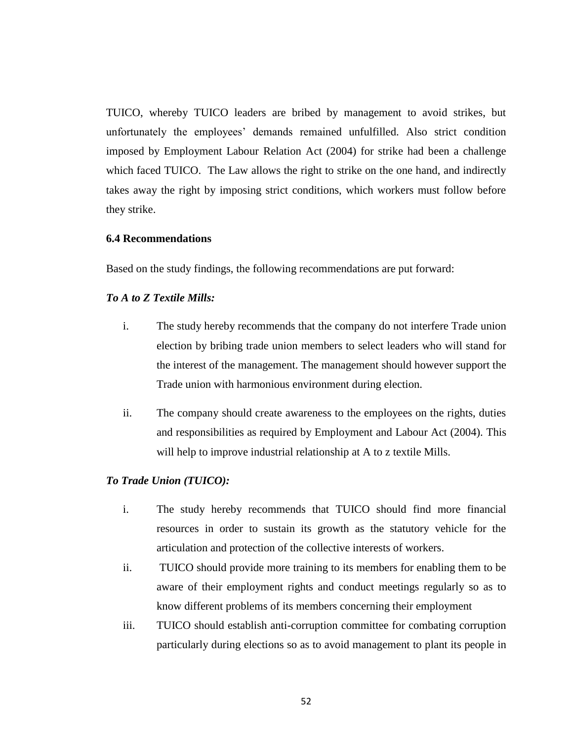TUICO, whereby TUICO leaders are bribed by management to avoid strikes, but unfortunately the employees' demands remained unfulfilled. Also strict condition imposed by Employment Labour Relation Act (2004) for strike had been a challenge which faced TUICO. The Law allows the right to strike on the one hand, and indirectly takes away the right by imposing strict conditions, which workers must follow before they strike.

### 6.4 Recommendations

Based on the study findings, the following recommendations are put forward:

***To A to Z Textile Mills:***

i. The study hereby recommends that the company do not interfere Trade union election by bribing trade union members to select leaders who will stand for the interest of the management. The management should however support the Trade union with harmonious environment during election.

ii. The company should create awareness to the employees on the rights, duties and responsibilities as required by Employment and Labour Act (2004). This will help to improve industrial relationship at A to z textile Mills.

***To Trade Union (TUICO):***

i. The study hereby recommends that TUICO should find more financial resources in order to sustain its growth as the statutory vehicle for the articulation and protection of the collective interests of workers.

ii. TUICO should provide more training to its members for enabling them to be aware of their employment rights and conduct meetings regularly so as to know different problems of its members concerning their employment

iii. TUICO should establish anti-corruption committee for combating corruption particularly during elections so as to avoid management to plant its people in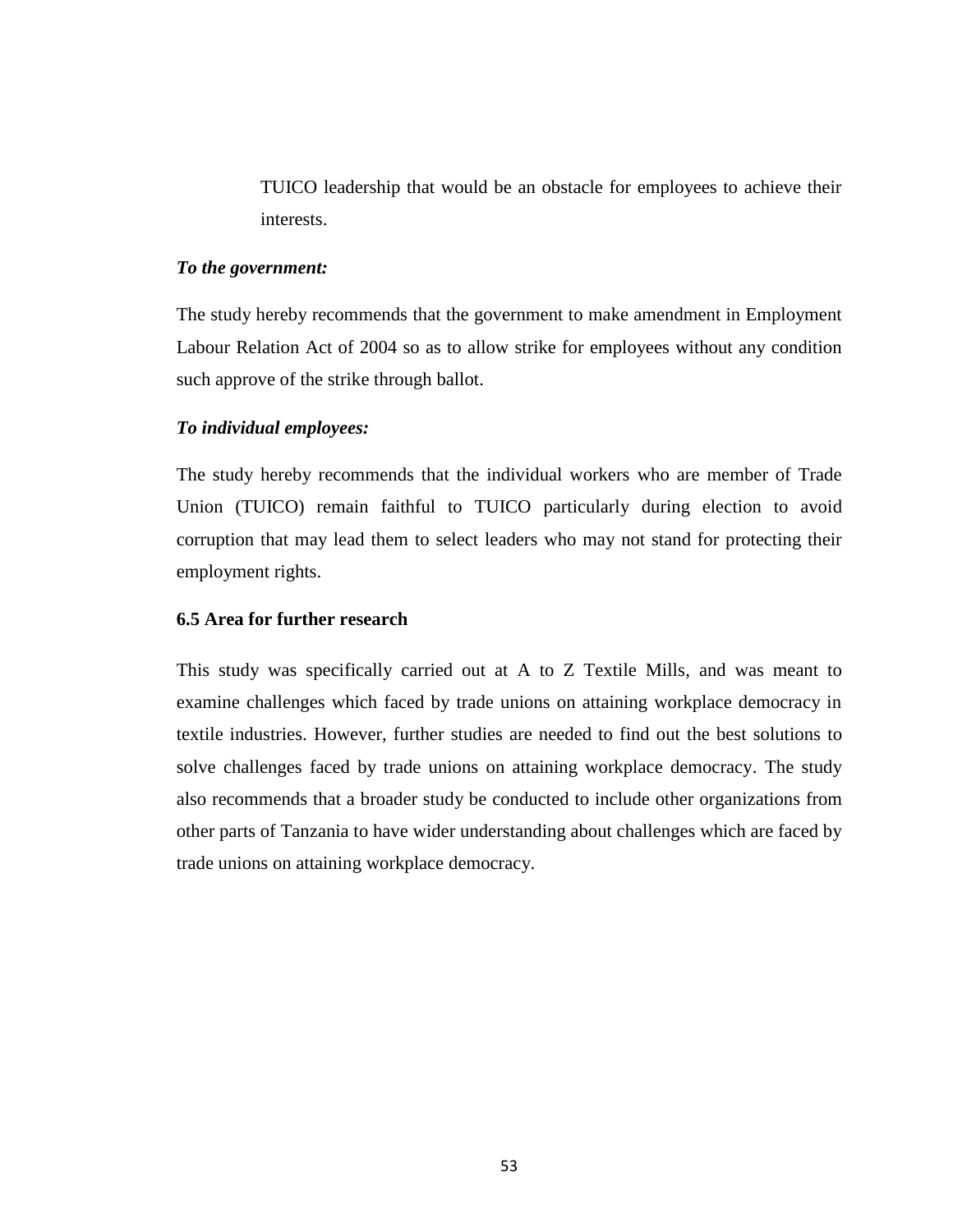TUICO leadership that would be an obstacle for employees to achieve their interests.

***To the government:***

The study hereby recommends that the government to make amendment in Employment Labour Relation Act of 2004 so as to allow strike for employees without any condition such approve of the strike through ballot.

***To individual employees:***

The study hereby recommends that the individual workers who are member of Trade Union (TUICO) remain faithful to TUICO particularly during election to avoid corruption that may lead them to select leaders who may not stand for protecting their employment rights.

### 6.5 Area for further research

This study was specifically carried out at A to Z Textile Mills, and was meant to examine challenges which faced by trade unions on attaining workplace democracy in textile industries. However, further studies are needed to find out the best solutions to solve challenges faced by trade unions on attaining workplace democracy. The study also recommends that a broader study be conducted to include other organizations from other parts of Tanzania to have wider understanding about challenges which are faced by trade unions on attaining workplace democracy.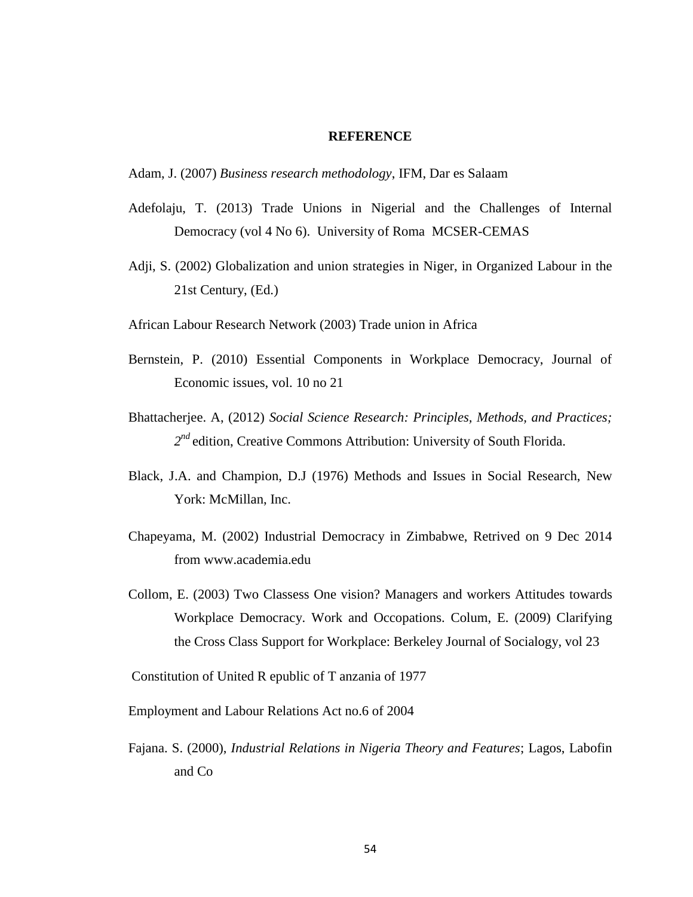**REFERENCE**

Adam, J. (2007) *Business research methodology*, IFM, Dar es Salaam

Adefolaju, T. (2013) Trade Unions in Nigerial and the Challenges of Internal Democracy (vol 4 No 6). University of Roma MCSER-CEMAS

Adji, S. (2002) Globalization and union strategies in Niger, in Organized Labour in the 21st Century, (Ed.)

African Labour Research Network (2003) Trade union in Africa

Bernstein, P. (2010) Essential Components in Workplace Democracy, Journal of Economic issues, vol. 10 no 21

Bhattacherjee. A, (2012) *Social Science Research: Principles, Methods, and Practices; 2nd* edition, Creative Commons Attribution: University of South Florida.

Black, J.A. and Champion, D.J (1976) Methods and Issues in Social Research, New York: McMillan, Inc.

Chapeyama, M. (2002) Industrial Democracy in Zimbabwe, Retrived on 9 Dec 2014 from www.academia.edu

Collom, E. (2003) Two Classess One vision? Managers and workers Attitudes towards Workplace Democracy. Work and Occopations. Colum, E. (2009) Clarifying the Cross Class Support for Workplace: Berkeley Journal of Socialogy, vol 23

Constitution of United R epublic of T anzania of 1977

Employment and Labour Relations Act no.6 of 2004

Fajana. S. (2000), *Industrial Relations in Nigeria Theory and Features*; Lagos, Labofin and Co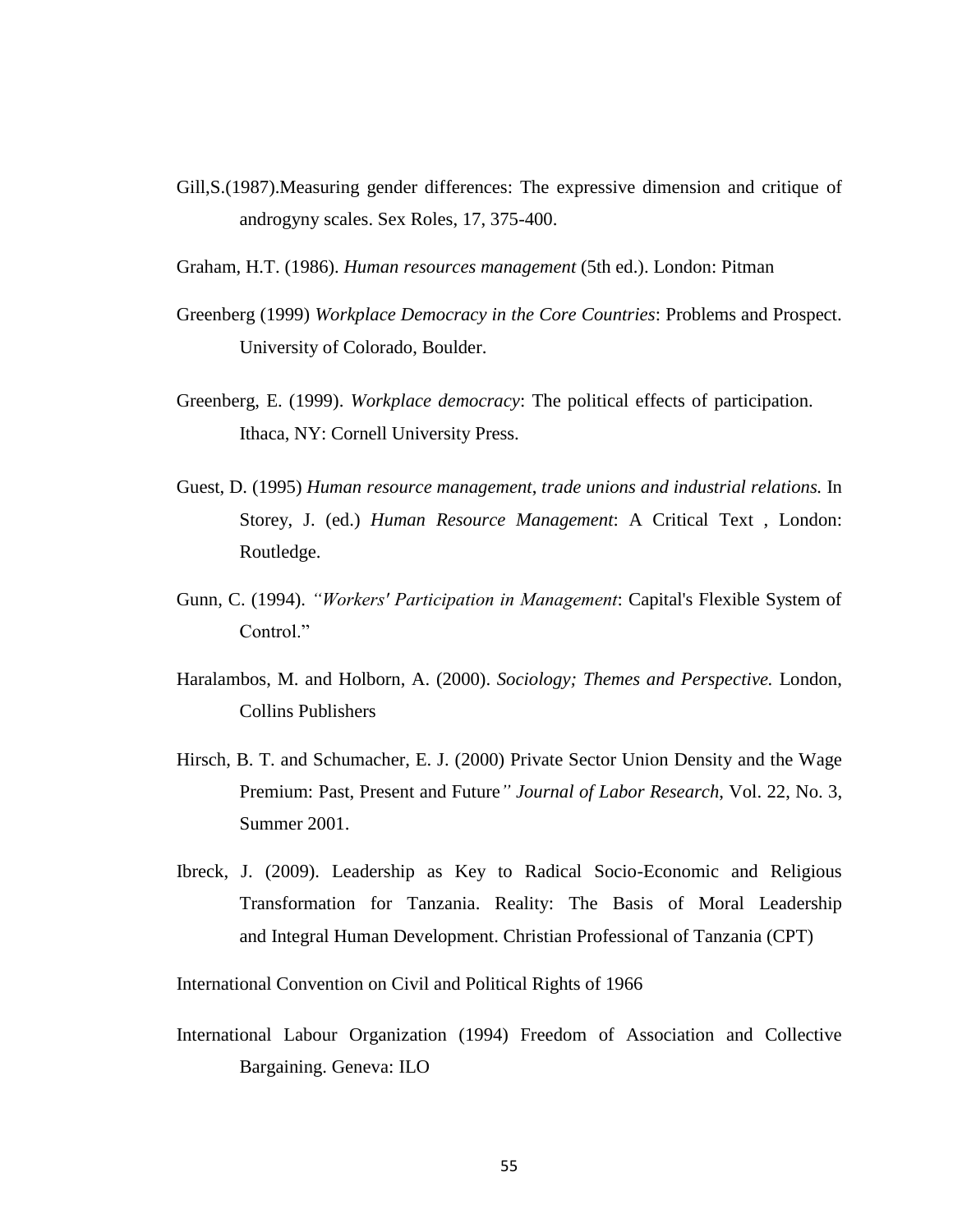Gill,S.(1987).Measuring gender differences: The expressive dimension and critique of androgyny scales. Sex Roles, 17, 375-400.

Graham, H.T. (1986). *Human resources management* (5th ed.). London: Pitman

Greenberg (1999) *Workplace Democracy in the Core Countries*: Problems and Prospect. University of Colorado, Boulder.

Greenberg, E. (1999). *Workplace democracy*: The political effects of participation. Ithaca, NY: Cornell University Press.

Guest, D. (1995) *Human resource management, trade unions and industrial relations.* In Storey, J. (ed.) *Human Resource Management*: A Critical Text , London: Routledge.

Gunn, C. (1994). *"Workers' Participation in Management*: Capital's Flexible System of Control."

Haralambos, M. and Holborn, A. (2000). *Sociology; Themes and Perspective.* London, Collins Publishers

Hirsch, B. T. and Schumacher, E. J. (2000) Private Sector Union Density and the Wage Premium: Past, Present and Future*" Journal of Labor Research*, Vol. 22, No. 3, Summer 2001.

Ibreck, J. (2009). Leadership as Key to Radical Socio-Economic and Religious Transformation for Tanzania. Reality: The Basis of Moral Leadership and Integral Human Development. Christian Professional of Tanzania (CPT)

International Convention on Civil and Political Rights of 1966

International Labour Organization (1994) Freedom of Association and Collective Bargaining. Geneva: ILO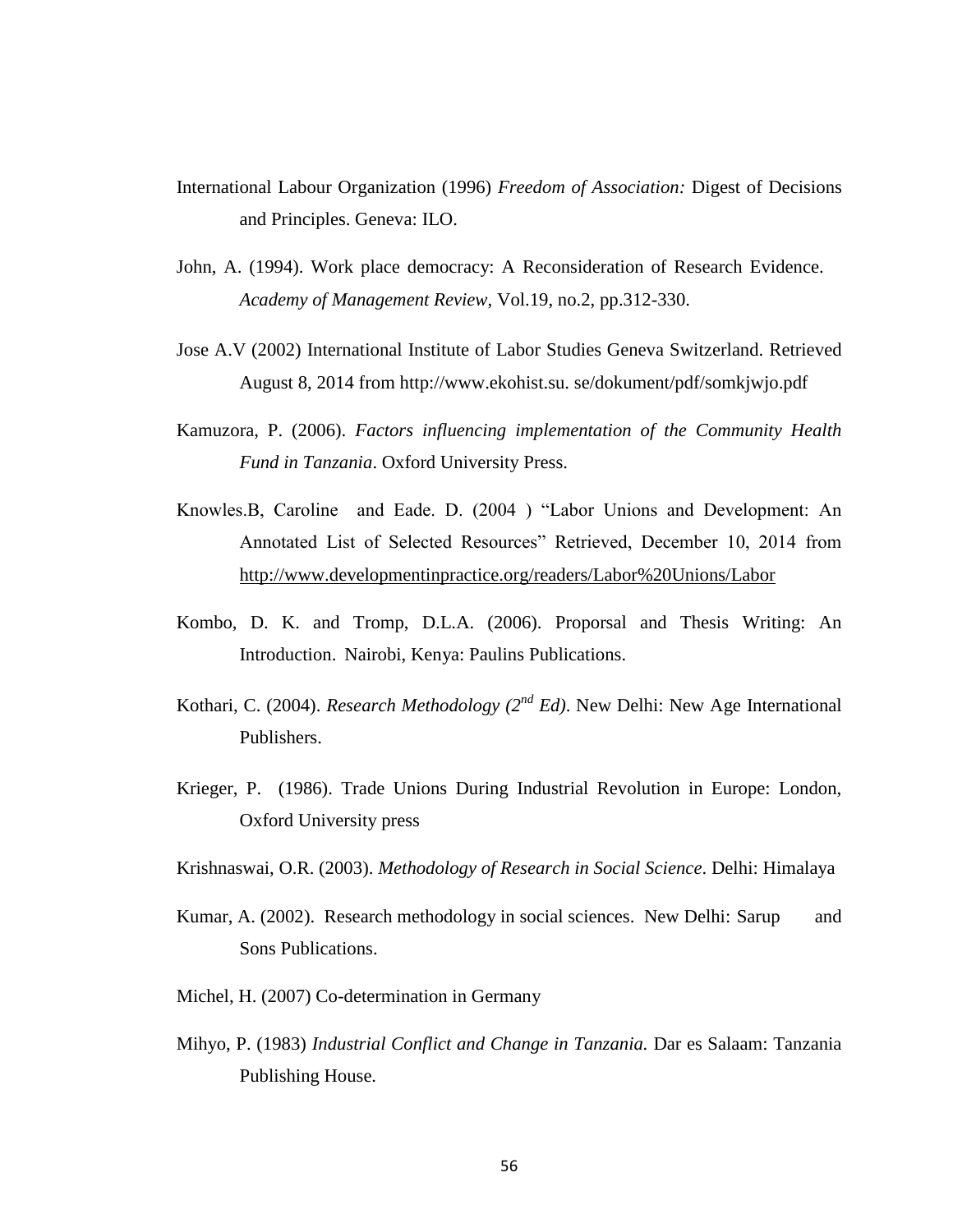International Labour Organization (1996) *Freedom of Association:* Digest of Decisions and Principles. Geneva: ILO.

John, A. (1994). Work place democracy: A Reconsideration of Research Evidence. *Academy of Management Review*, Vol.19, no.2, pp.312-330.

Jose A.V (2002) International Institute of Labor Studies Geneva Switzerland. Retrieved August 8, 2014 from http://www.ekohist.su. se/dokument/pdf/somkjwjo.pdf

Kamuzora, P. (2006). *Factors influencing implementation of the Community Health Fund in Tanzania*. Oxford University Press.

Knowles.B, Caroline and Eade. D. (2004 ) "Labor Unions and Development: An Annotated List of Selected Resources" Retrieved, December 10, 2014 from http://www.developmentinpractice.org/readers/Labor%20Unions/Labor

Kombo, D. K. and Tromp, D.L.A. (2006). Proporsal and Thesis Writing: An Introduction. Nairobi, Kenya: Paulins Publications.

Kothari, C. (2004). *Research Methodology (2nd Ed)*. New Delhi: New Age International Publishers.

Krieger, P. (1986). Trade Unions During Industrial Revolution in Europe: London, Oxford University press

Krishnaswai, O.R. (2003). *Methodology of Research in Social Science*. Delhi: Himalaya

Kumar, A. (2002). Research methodology in social sciences. New Delhi: Sarup and Sons Publications.

Michel, H. (2007) Co-determination in Germany

Mihyo, P. (1983) *Industrial Conflict and Change in Tanzania.* Dar es Salaam: Tanzania Publishing House.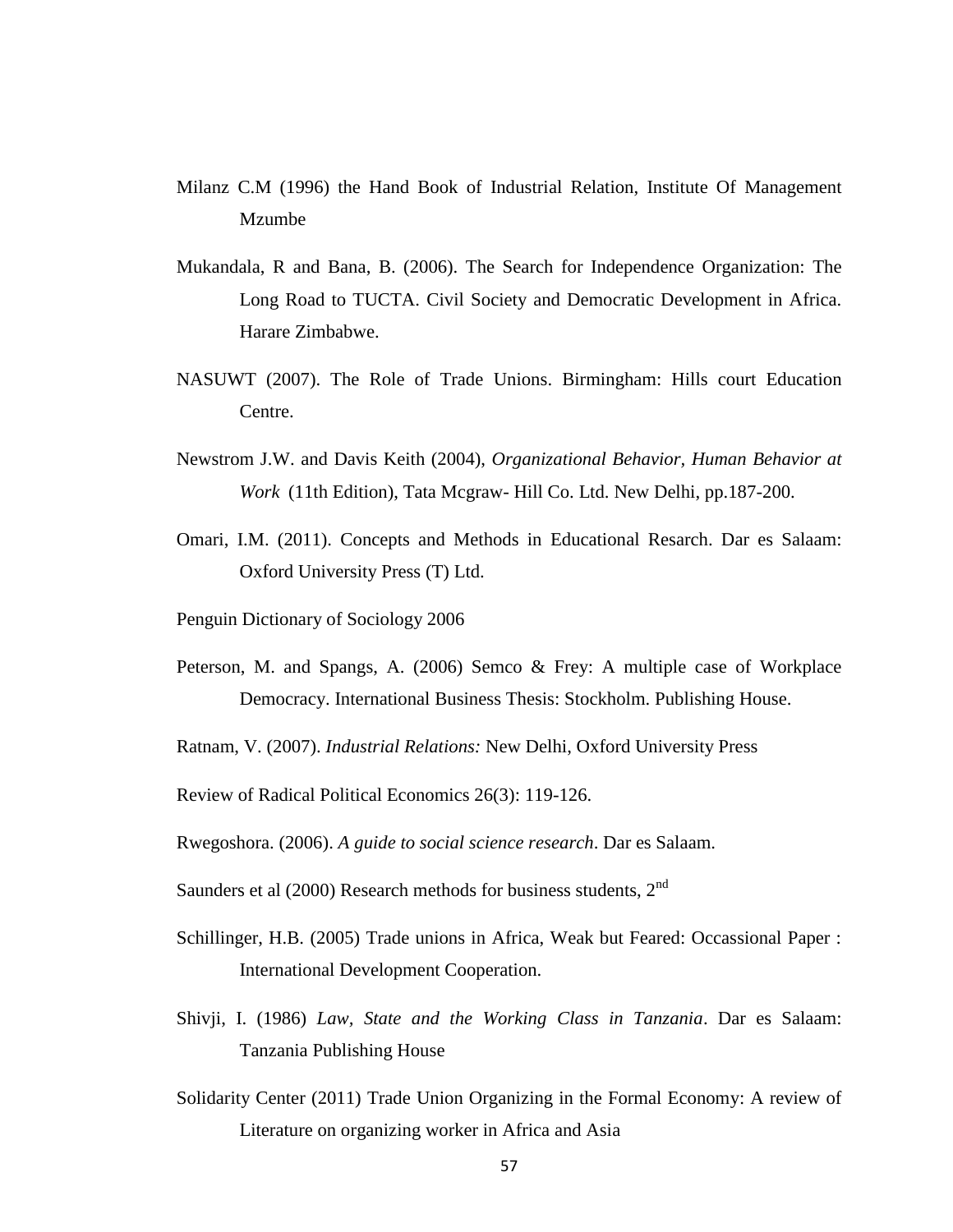Milanz C.M (1996) the Hand Book of Industrial Relation, Institute Of Management Mzumbe

Mukandala, R and Bana, B. (2006). The Search for Independence Organization: The Long Road to TUCTA. Civil Society and Democratic Development in Africa. Harare Zimbabwe.

NASUWT (2007). The Role of Trade Unions. Birmingham: Hills court Education Centre.

Newstrom J.W. and Davis Keith (2004), *Organizational Behavior, Human Behavior at Work* (11th Edition), Tata Mcgraw- Hill Co. Ltd. New Delhi, pp.187-200.

Omari, I.M. (2011). Concepts and Methods in Educational Resarch. Dar es Salaam: Oxford University Press (T) Ltd.

Penguin Dictionary of Sociology 2006

Peterson, M. and Spangs, A. (2006) Semco & Frey: A multiple case of Workplace Democracy. International Business Thesis: Stockholm. Publishing House.

Ratnam, V. (2007). *Industrial Relations:* New Delhi, Oxford University Press

Review of Radical Political Economics 26(3): 119-126.

Rwegoshora. (2006). *A guide to social science research*. Dar es Salaam.

Saunders et al (2000) Research methods for business students, 2nd

Schillinger, H.B. (2005) Trade unions in Africa, Weak but Feared: Occassional Paper : International Development Cooperation.

Shivji, I. (1986) *Law, State and the Working Class in Tanzania*. Dar es Salaam: Tanzania Publishing House

Solidarity Center (2011) Trade Union Organizing in the Formal Economy: A review of Literature on organizing worker in Africa and Asia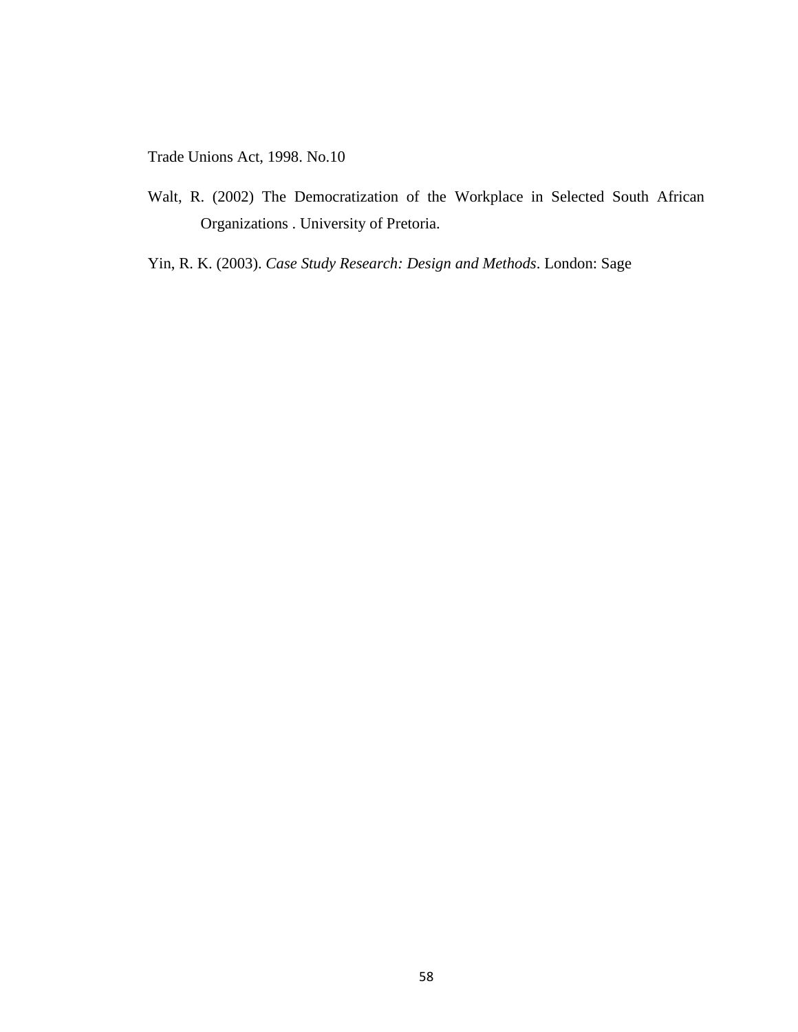Trade Unions Act, 1998. No.10

Walt, R. (2002) The Democratization of the Workplace in Selected South African Organizations . University of Pretoria.

Yin, R. K. (2003). *Case Study Research: Design and Methods*. London: Sage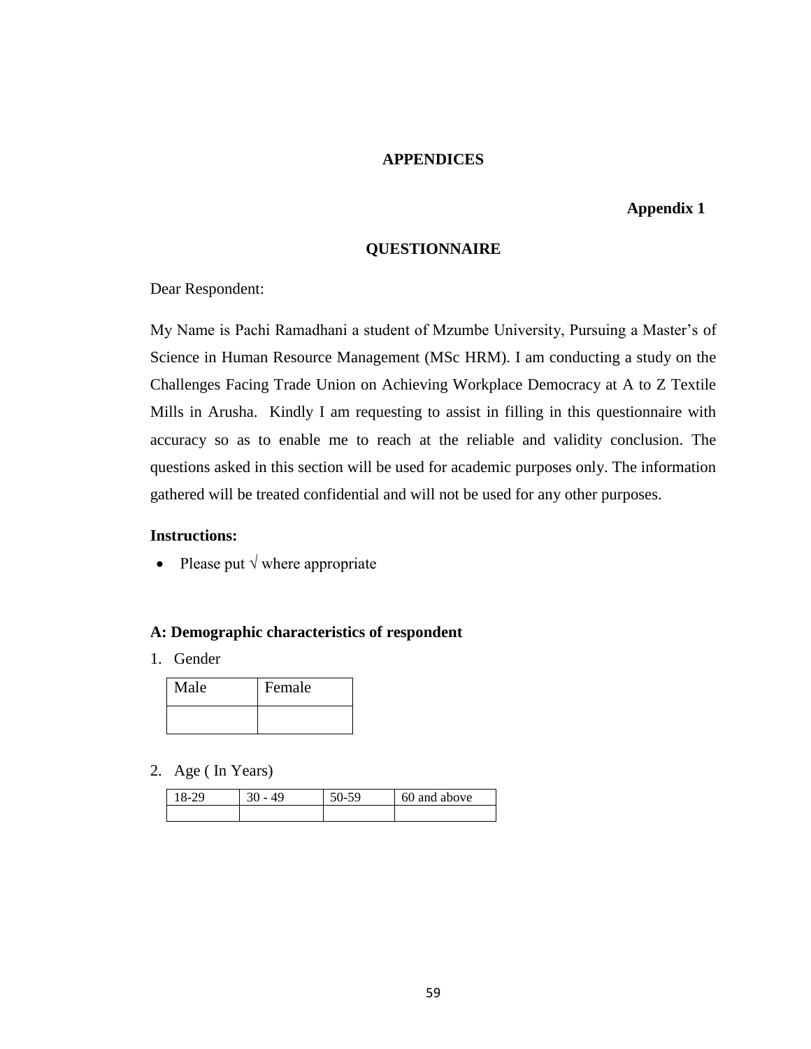# APPENDICES

**Appendix 1**

## QUESTIONNAIRE

Dear Respondent:

My Name is Pachi Ramadhani a student of Mzumbe University, Pursuing a Master's of Science in Human Resource Management (MSc HRM). I am conducting a study on the Challenges Facing Trade Union on Achieving Workplace Democracy at A to Z Textile Mills in Arusha. Kindly I am requesting to assist in filling in this questionnaire with accuracy so as to enable me to reach at the reliable and validity conclusion. The questions asked in this section will be used for academic purposes only. The information gathered will be treated confidential and will not be used for any other purposes.

**Instructions:**

- Please put √ where appropriate

**A: Demographic characteristics of respondent**

1. Gender

| Male | Female |
|---|---|
| | |

2. Age ( In Years)

| 18-29 | 30 - 49 | 50-59 | 60 and above |
|---|---|---|---|
| | | | |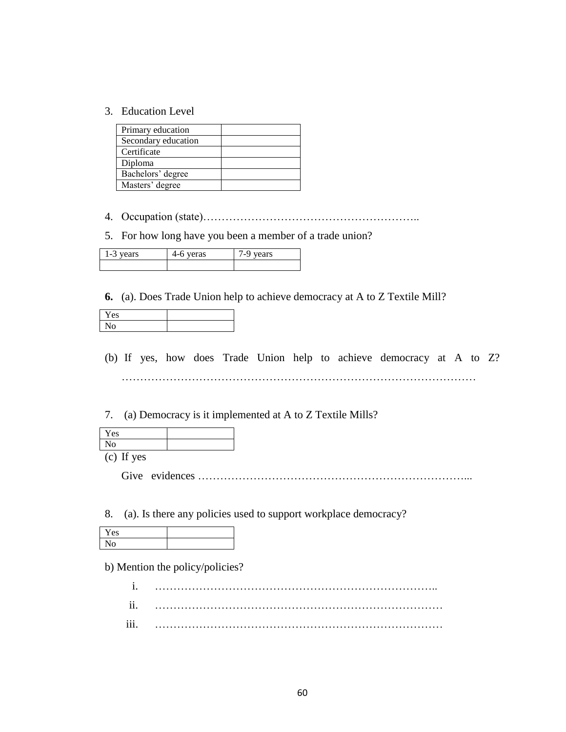3. Education Level

| Primary education | |
|---|---|
| Secondary education | |
| Certificate | |
| Diploma | |
| Bachelors' degree | |
| Masters' degree | |

4. Occupation (state)…………………………………………………..

5. For how long have you been a member of a trade union?

| 1-3 years | 4-6 yeras | 7-9 years |
|---|---|---|
| | | |

**6.** (a). Does Trade Union help to achieve democracy at A to Z Textile Mill?

| Yes | |
|---|---|
| No | |

(b) If yes, how does Trade Union help to achieve democracy at A to Z? ……………………………………………………………………………………

7. (a) Democracy is it implemented at A to Z Textile Mills?

| Yes | |
|---|---|
| No | |

(c) If yes

Give evidences ………………………………………………………………...

8. (a). Is there any policies used to support workplace democracy?

| Yes | |
|---|---|
| No | |

b) Mention the policy/policies?

i. …………………………………………………………………..
ii. ……………………………………………………………………
iii. ……………………………………………………………………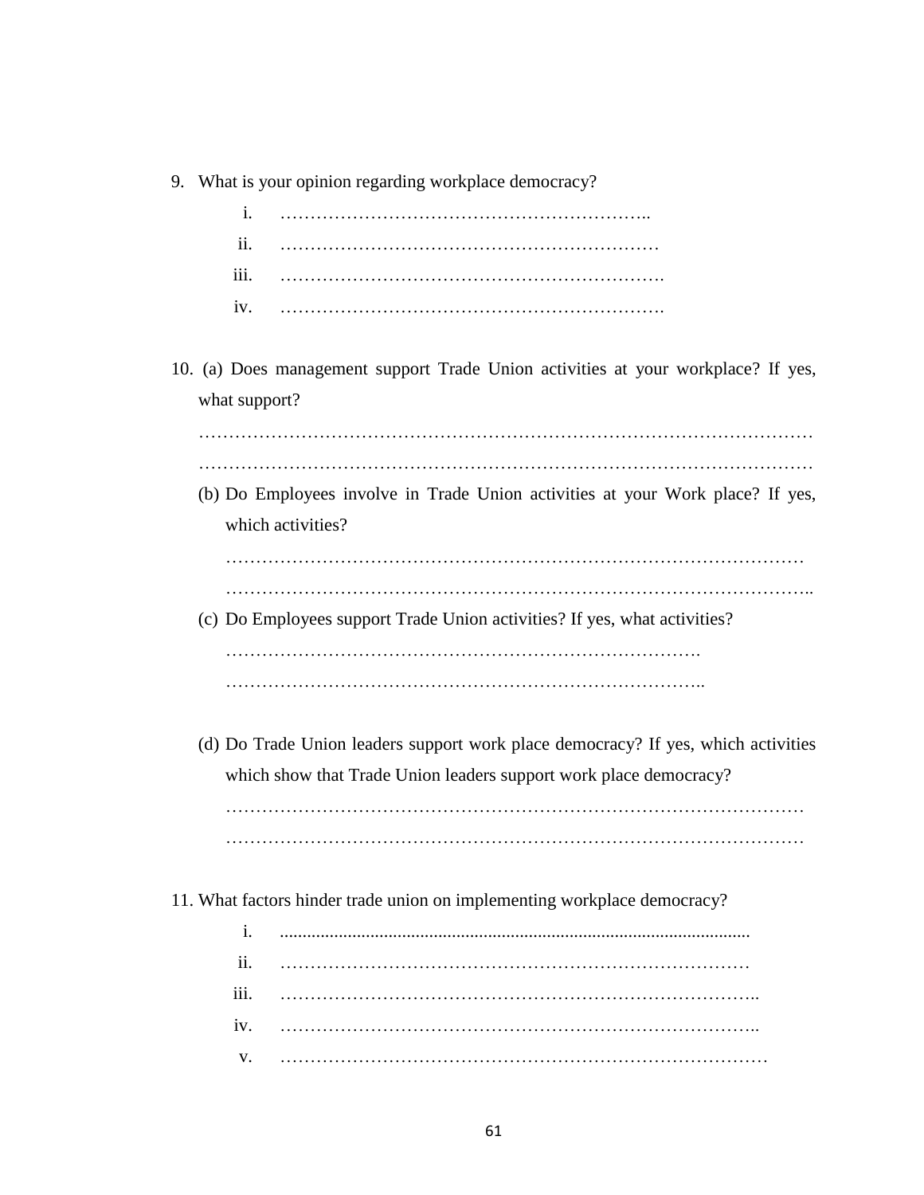9. What is your opinion regarding workplace democracy?

    i. ……………………………………………………..
    ii. ………………………………………………………
    iii. ……………………………………………………….
    iv. ……………………………………………………….

10. (a) Does management support Trade Union activities at your workplace? If yes, what support?

    ……………………………………………………………………………………………
    ……………………………………………………………………………………………

    (b) Do Employees involve in Trade Union activities at your Work place? If yes, which activities?

    ……………………………………………………………………………………
    ……………………………………………………………………………………..

    (c) Do Employees support Trade Union activities? If yes, what activities?

    …………………………………………………………………….
    ……………………………………………………………………..

    (d) Do Trade Union leaders support work place democracy? If yes, which activities which show that Trade Union leaders support work place democracy?

    ……………………………………………………………………………………
    ……………………………………………………………………………………

11. What factors hinder trade union on implementing workplace democracy?

    i. ........................................................................................................
    ii. ……………………………………………………………………
    iii. ……………………………………………………………………..
    iv. ……………………………………………………………………..
    v. ………………………………………………………………………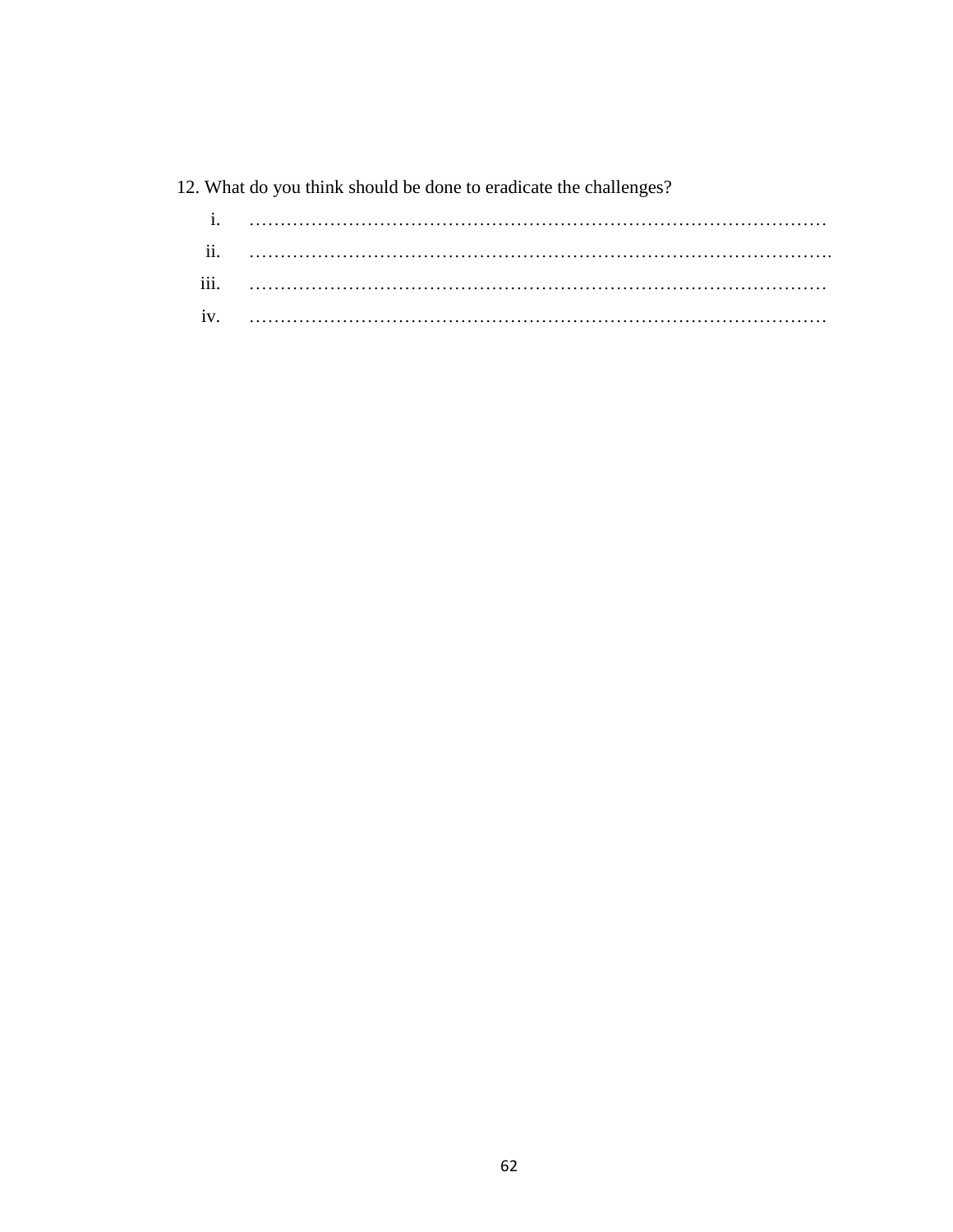12. What do you think should be done to eradicate the challenges?

i. …………………………………………………………………………………

ii. ………………………………………………………………………………….

iii. …………………………………………………………………………………

iv. …………………………………………………………………………………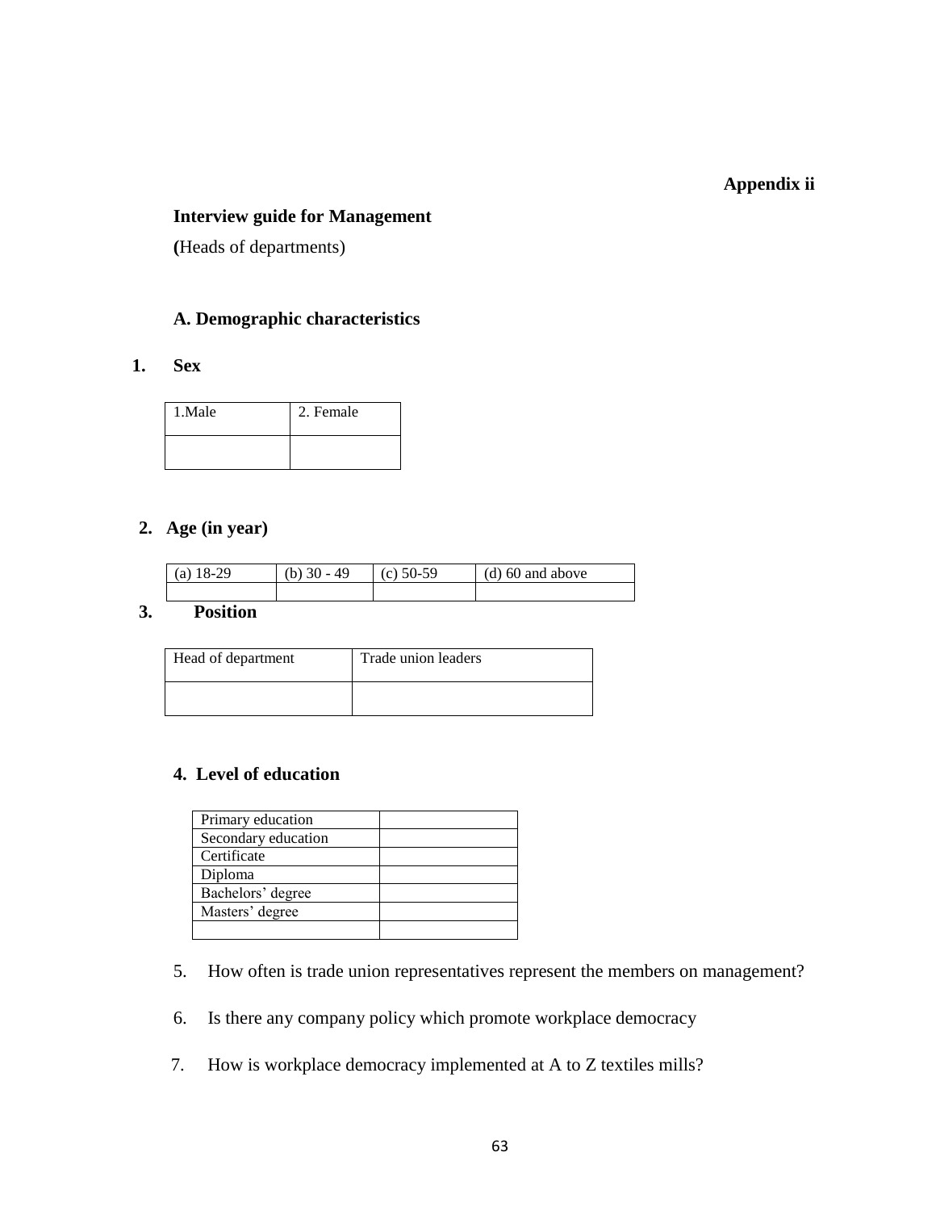**Appendix ii**

**Interview guide for Management**

**(**Heads of departments)

**A. Demographic characteristics**

**1. Sex**

| 1.Male | 2. Female |
|---|---|
| | |

**2. Age (in year)**

| (a) 18-29 | (b) 30 - 49 | (c) 50-59 | (d) 60 and above |
|---|---|---|---|
| | | | |

**3. Position**

| Head of department | Trade union leaders |
|---|---|
| | |

**4. Level of education**

| Primary education | |
|---|---|
| Secondary education | |
| Certificate | |
| Diploma | |
| Bachelors' degree | |
| Masters' degree | |
| | |

5. How often is trade union representatives represent the members on management?

6. Is there any company policy which promote workplace democracy

7. How is workplace democracy implemented at A to Z textiles mills?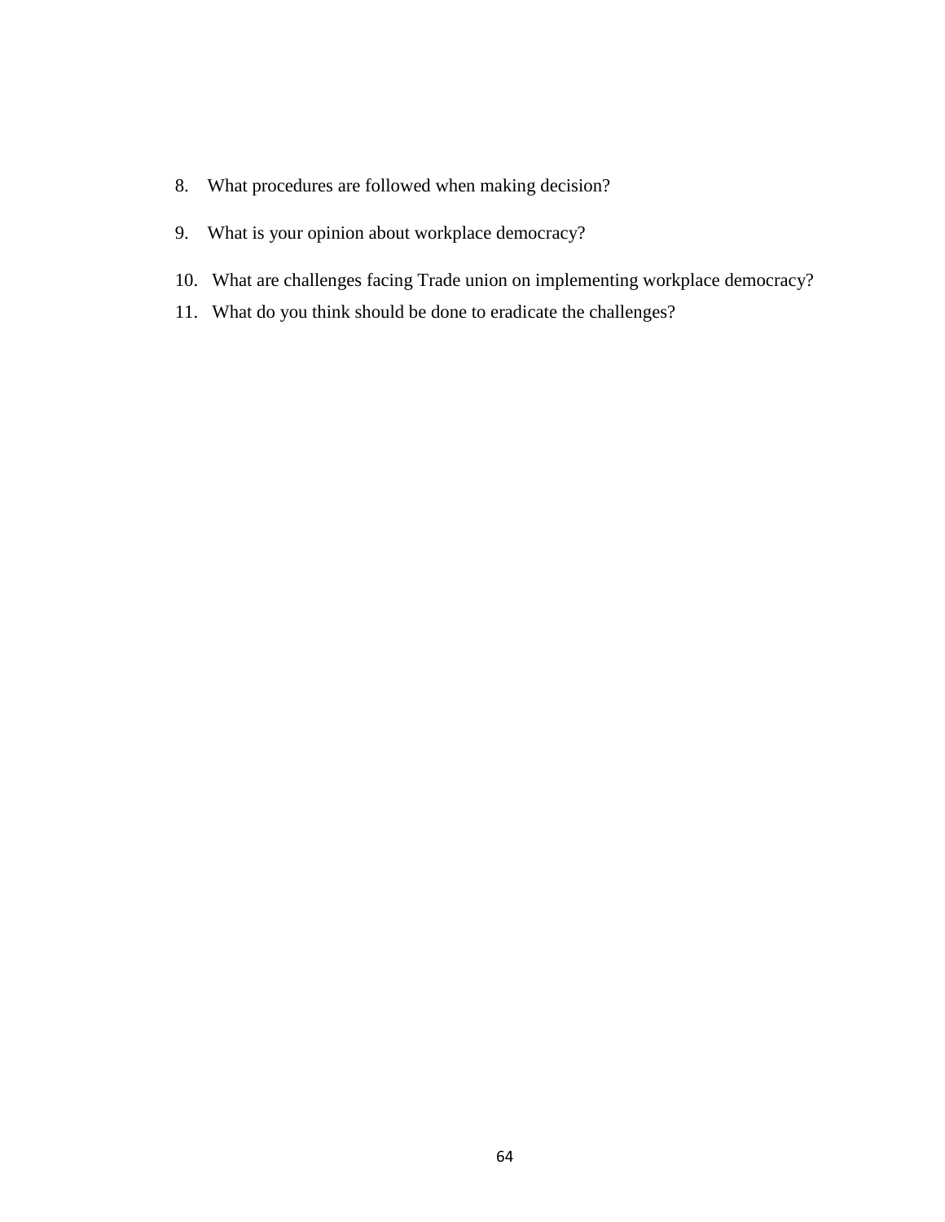8. What procedures are followed when making decision?
9. What is your opinion about workplace democracy?
10. What are challenges facing Trade union on implementing workplace democracy?
11. What do you think should be done to eradicate the challenges?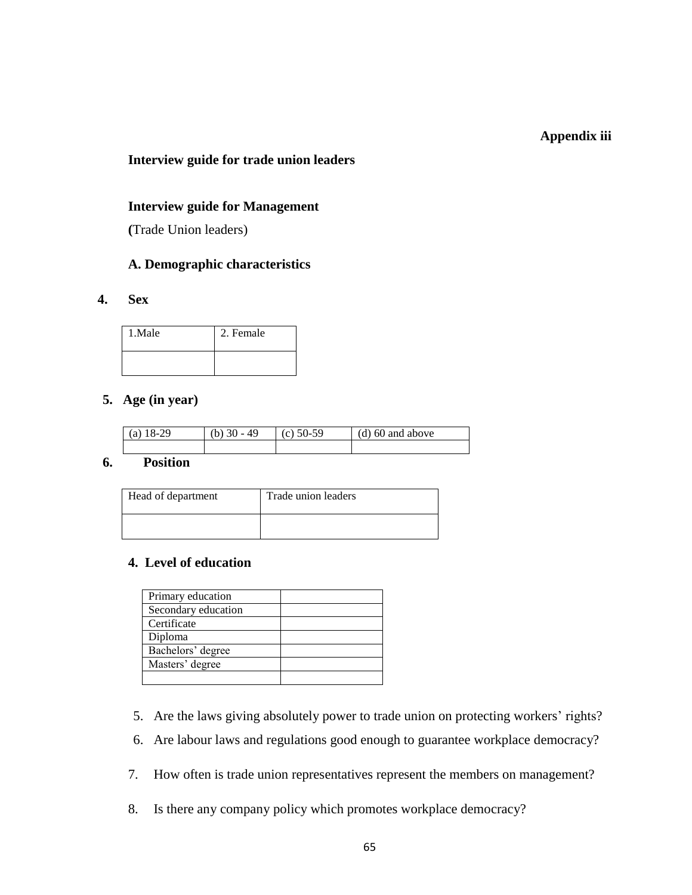**Appendix iii**

**Interview guide for trade union leaders**

**Interview guide for Management**

**(**Trade Union leaders)

**A. Demographic characteristics**

**4. Sex**

| 1.Male | 2. Female |
|---|---|
| | |

**5. Age (in year)**

| (a) 18-29 | (b) 30 - 49 | (c) 50-59 | (d) 60 and above |
|---|---|---|---|
| | | | |

**6. Position**

| Head of department | Trade union leaders |
|---|---|
| | |

**4. Level of education**

| | |
|---|---|
| Primary education | |
| Secondary education | |
| Certificate | |
| Diploma | |
| Bachelors' degree | |
| Masters' degree | |
| | |

5. Are the laws giving absolutely power to trade union on protecting workers' rights?
6. Are labour laws and regulations good enough to guarantee workplace democracy?
7. How often is trade union representatives represent the members on management?
8. Is there any company policy which promotes workplace democracy?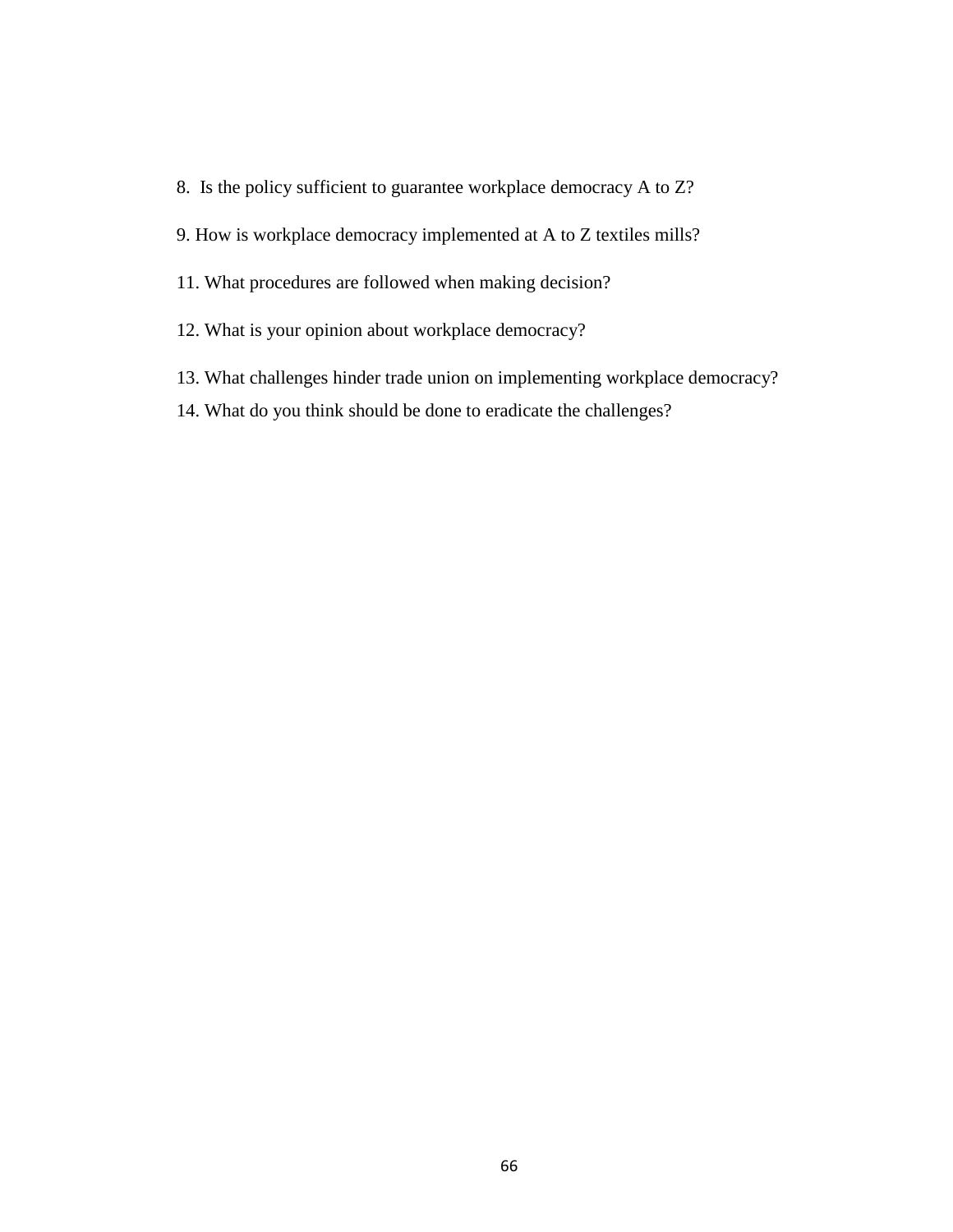8. Is the policy sufficient to guarantee workplace democracy A to Z?

9. How is workplace democracy implemented at A to Z textiles mills?

11. What procedures are followed when making decision?

12. What is your opinion about workplace democracy?

13. What challenges hinder trade union on implementing workplace democracy?

14. What do you think should be done to eradicate the challenges?